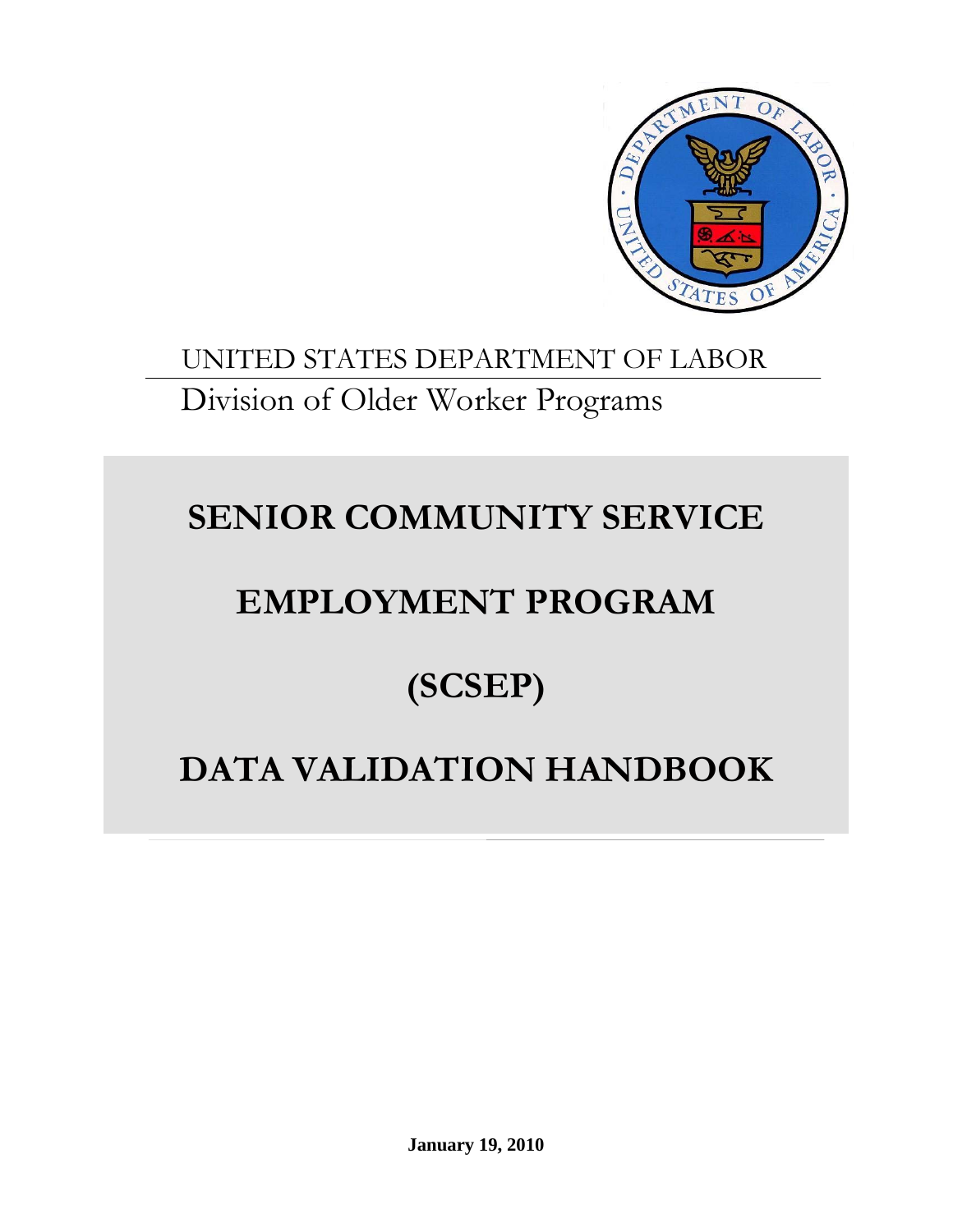UNITED STATES DEPARTMENT OF LABOR

Division of Older Worker Programs

# SENIOR COMMUNITY SERVICE EMPLOYMENT PROGRAM (SCSEP)

# DATA VALIDATION HANDBOOK

**January 19, 2010**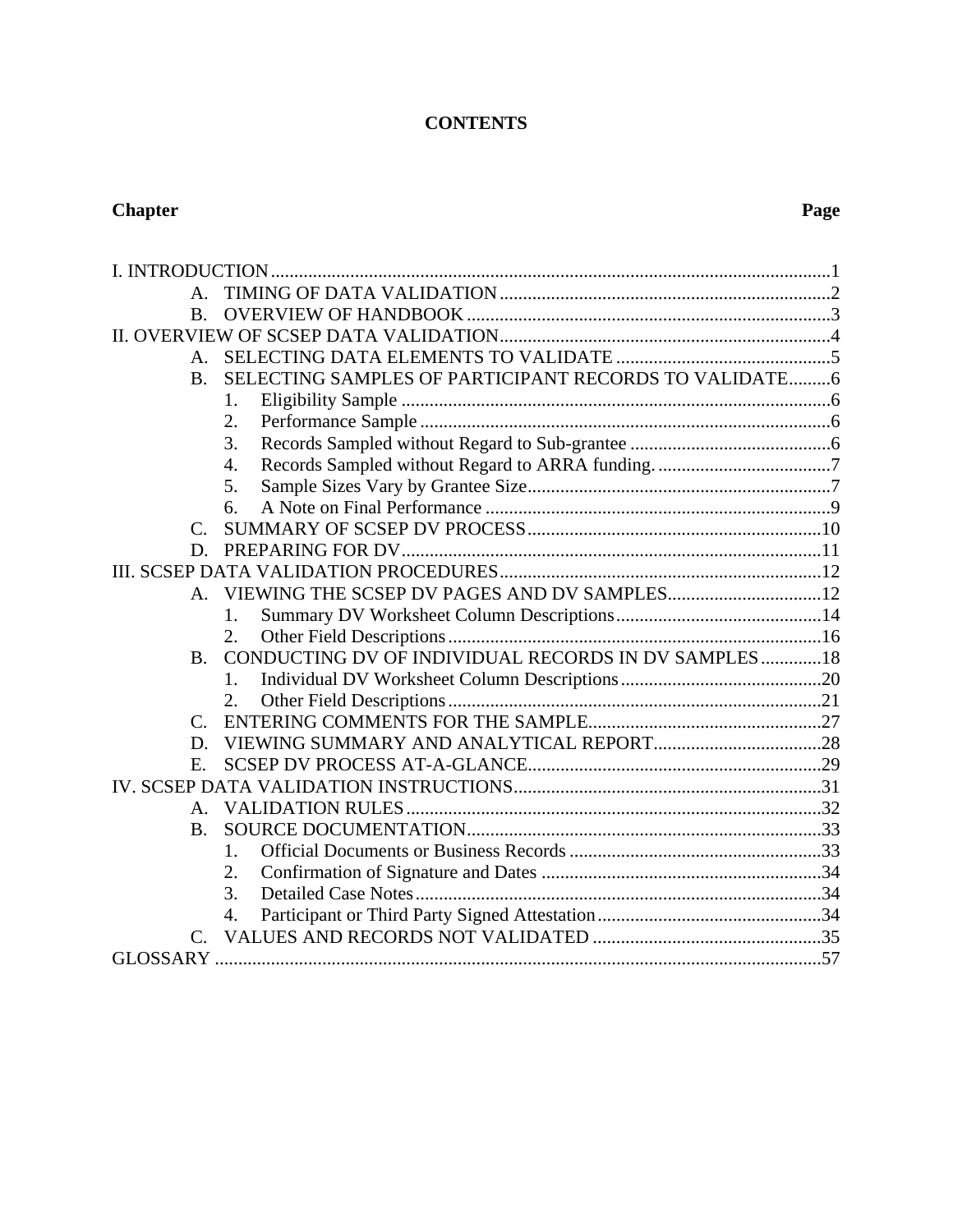# CONTENTS

| Chapter | Page |
|---|---|
| I. INTRODUCTION | 1 |
| A. TIMING OF DATA VALIDATION | 2 |
| B. OVERVIEW OF HANDBOOK | 3 |
| II. OVERVIEW OF SCSEP DATA VALIDATION | 4 |
| A. SELECTING DATA ELEMENTS TO VALIDATE | 5 |
| B. SELECTING SAMPLES OF PARTICIPANT RECORDS TO VALIDATE | 6 |
| 1. Eligibility Sample | 6 |
| 2. Performance Sample | 6 |
| 3. Records Sampled without Regard to Sub-grantee | 6 |
| 4. Records Sampled without Regard to ARRA funding. | 7 |
| 5. Sample Sizes Vary by Grantee Size | 7 |
| 6. A Note on Final Performance | 9 |
| C. SUMMARY OF SCSEP DV PROCESS | 10 |
| D. PREPARING FOR DV | 11 |
| III. SCSEP DATA VALIDATION PROCEDURES | 12 |
| A. VIEWING THE SCSEP DV PAGES AND DV SAMPLES | 12 |
| 1. Summary DV Worksheet Column Descriptions | 14 |
| 2. Other Field Descriptions | 16 |
| B. CONDUCTING DV OF INDIVIDUAL RECORDS IN DV SAMPLES | 18 |
| 1. Individual DV Worksheet Column Descriptions | 20 |
| 2. Other Field Descriptions | 21 |
| C. ENTERING COMMENTS FOR THE SAMPLE | 27 |
| D. VIEWING SUMMARY AND ANALYTICAL REPORT | 28 |
| E. SCSEP DV PROCESS AT-A-GLANCE | 29 |
| IV. SCSEP DATA VALIDATION INSTRUCTIONS | 31 |
| A. VALIDATION RULES | 32 |
| B. SOURCE DOCUMENTATION | 33 |
| 1. Official Documents or Business Records | 33 |
| 2. Confirmation of Signature and Dates | 34 |
| 3. Detailed Case Notes | 34 |
| 4. Participant or Third Party Signed Attestation | 34 |
| C. VALUES AND RECORDS NOT VALIDATED | 35 |
| GLOSSARY | 57 |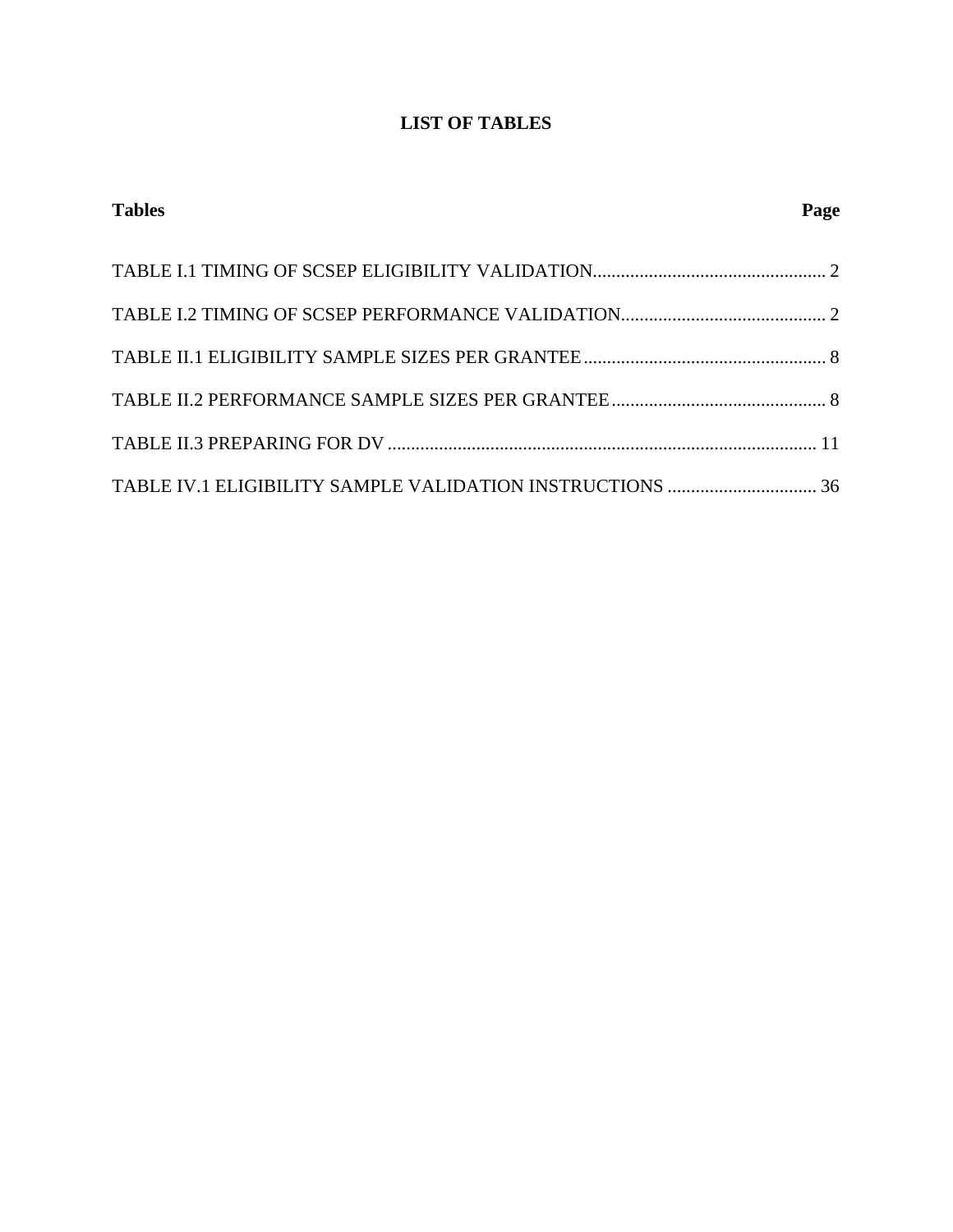# LIST OF TABLES

| Tables | Page |
| --- | --- |
| TABLE I.1 TIMING OF SCSEP ELIGIBILITY VALIDATION | 2 |
| TABLE I.2 TIMING OF SCSEP PERFORMANCE VALIDATION | 2 |
| TABLE II.1 ELIGIBILITY SAMPLE SIZES PER GRANTEE | 8 |
| TABLE II.2 PERFORMANCE SAMPLE SIZES PER GRANTEE | 8 |
| TABLE II.3 PREPARING FOR DV | 11 |
| TABLE IV.1 ELIGIBILITY SAMPLE VALIDATION INSTRUCTIONS | 36 |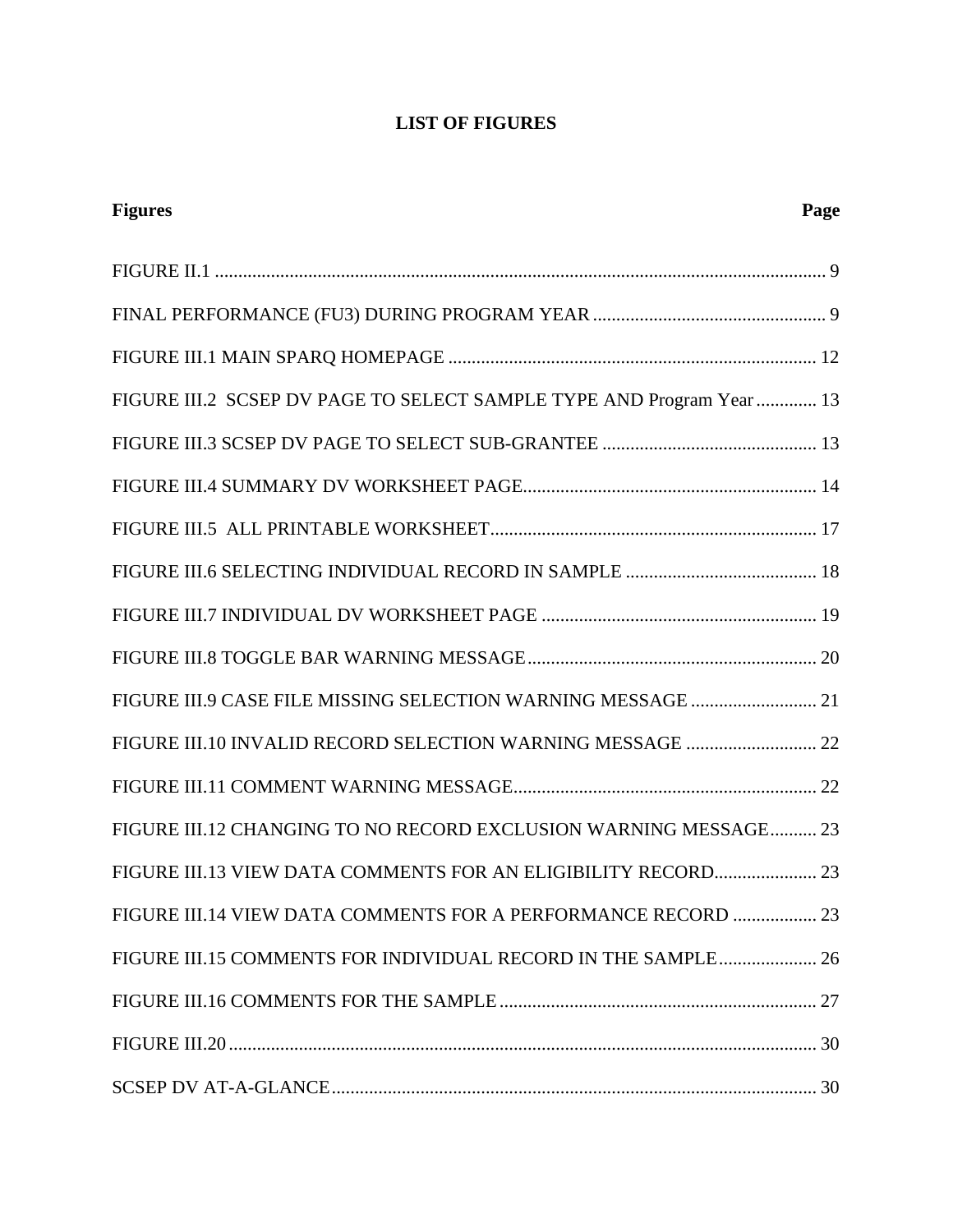# LIST OF FIGURES

| Figures | Page |
|---|---|
| FIGURE II.1 | 9 |
| FINAL PERFORMANCE (FU3) DURING PROGRAM YEAR | 9 |
| FIGURE III.1 MAIN SPARQ HOMEPAGE | 12 |
| FIGURE III.2 SCSEP DV PAGE TO SELECT SAMPLE TYPE AND Program Year | 13 |
| FIGURE III.3 SCSEP DV PAGE TO SELECT SUB-GRANTEE | 13 |
| FIGURE III.4 SUMMARY DV WORKSHEET PAGE | 14 |
| FIGURE III.5 ALL PRINTABLE WORKSHEET | 17 |
| FIGURE III.6 SELECTING INDIVIDUAL RECORD IN SAMPLE | 18 |
| FIGURE III.7 INDIVIDUAL DV WORKSHEET PAGE | 19 |
| FIGURE III.8 TOGGLE BAR WARNING MESSAGE | 20 |
| FIGURE III.9 CASE FILE MISSING SELECTION WARNING MESSAGE | 21 |
| FIGURE III.10 INVALID RECORD SELECTION WARNING MESSAGE | 22 |
| FIGURE III.11 COMMENT WARNING MESSAGE | 22 |
| FIGURE III.12 CHANGING TO NO RECORD EXCLUSION WARNING MESSAGE | 23 |
| FIGURE III.13 VIEW DATA COMMENTS FOR AN ELIGIBILITY RECORD | 23 |
| FIGURE III.14 VIEW DATA COMMENTS FOR A PERFORMANCE RECORD | 23 |
| FIGURE III.15 COMMENTS FOR INDIVIDUAL RECORD IN THE SAMPLE | 26 |
| FIGURE III.16 COMMENTS FOR THE SAMPLE | 27 |
| FIGURE III.20 | 30 |
| SCSEP DV AT-A-GLANCE | 30 |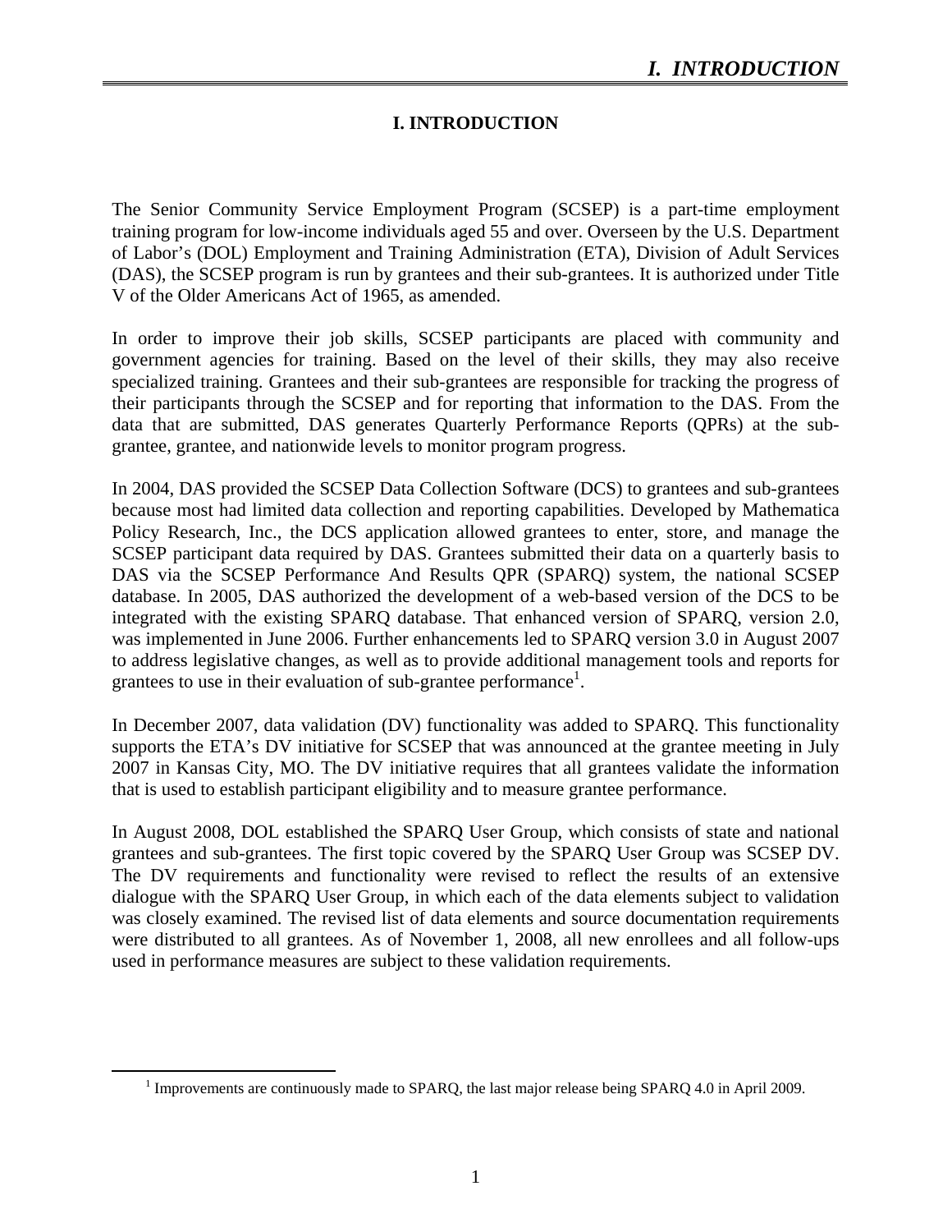# I. INTRODUCTION

The Senior Community Service Employment Program (SCSEP) is a part-time employment training program for low-income individuals aged 55 and over. Overseen by the U.S. Department of Labor's (DOL) Employment and Training Administration (ETA), Division of Adult Services (DAS), the SCSEP program is run by grantees and their sub-grantees. It is authorized under Title V of the Older Americans Act of 1965, as amended.

In order to improve their job skills, SCSEP participants are placed with community and government agencies for training. Based on the level of their skills, they may also receive specialized training. Grantees and their sub-grantees are responsible for tracking the progress of their participants through the SCSEP and for reporting that information to the DAS. From the data that are submitted, DAS generates Quarterly Performance Reports (QPRs) at the sub-grantee, grantee, and nationwide levels to monitor program progress.

In 2004, DAS provided the SCSEP Data Collection Software (DCS) to grantees and sub-grantees because most had limited data collection and reporting capabilities. Developed by Mathematica Policy Research, Inc., the DCS application allowed grantees to enter, store, and manage the SCSEP participant data required by DAS. Grantees submitted their data on a quarterly basis to DAS via the SCSEP Performance And Results QPR (SPARQ) system, the national SCSEP database. In 2005, DAS authorized the development of a web-based version of the DCS to be integrated with the existing SPARQ database. That enhanced version of SPARQ, version 2.0, was implemented in June 2006. Further enhancements led to SPARQ version 3.0 in August 2007 to address legislative changes, as well as to provide additional management tools and reports for grantees to use in their evaluation of sub-grantee performance[1].

In December 2007, data validation (DV) functionality was added to SPARQ. This functionality supports the ETA's DV initiative for SCSEP that was announced at the grantee meeting in July 2007 in Kansas City, MO. The DV initiative requires that all grantees validate the information that is used to establish participant eligibility and to measure grantee performance.

In August 2008, DOL established the SPARQ User Group, which consists of state and national grantees and sub-grantees. The first topic covered by the SPARQ User Group was SCSEP DV. The DV requirements and functionality were revised to reflect the results of an extensive dialogue with the SPARQ User Group, in which each of the data elements subject to validation was closely examined. The revised list of data elements and source documentation requirements were distributed to all grantees. As of November 1, 2008, all new enrollees and all follow-ups used in performance measures are subject to these validation requirements.

[1] Improvements are continuously made to SPARQ, the last major release being SPARQ 4.0 in April 2009.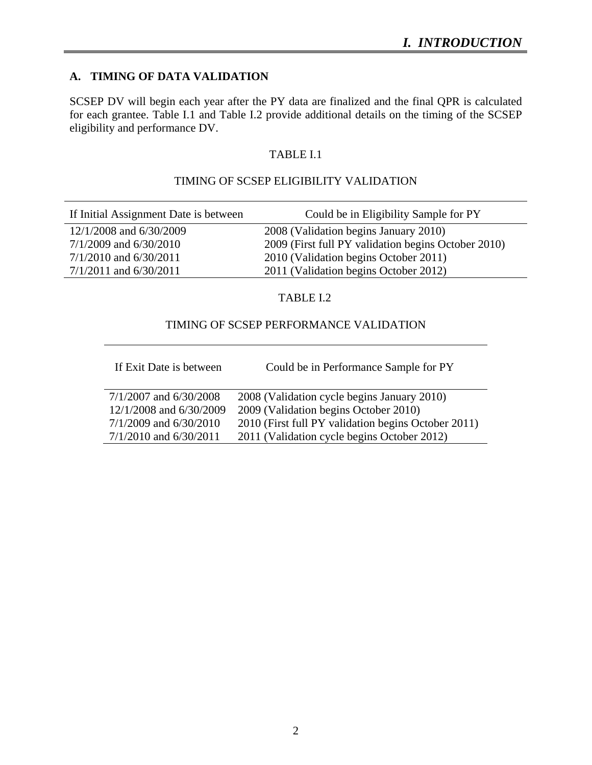## A. TIMING OF DATA VALIDATION

SCSEP DV will begin each year after the PY data are finalized and the final QPR is calculated for each grantee. Table I.1 and Table I.2 provide additional details on the timing of the SCSEP eligibility and performance DV.

TABLE I.1

TIMING OF SCSEP ELIGIBILITY VALIDATION

| If Initial Assignment Date is between | Could be in Eligibility Sample for PY |
|---|---|
| 12/1/2008 and 6/30/2009 | 2008 (Validation begins January 2010) |
| 7/1/2009 and 6/30/2010 | 2009 (First full PY validation begins October 2010) |
| 7/1/2010 and 6/30/2011 | 2010 (Validation begins October 2011) |
| 7/1/2011 and 6/30/2011 | 2011 (Validation begins October 2012) |

TABLE I.2

TIMING OF SCSEP PERFORMANCE VALIDATION

| If Exit Date is between | Could be in Performance Sample for PY |
|---|---|
| 7/1/2007 and 6/30/2008 | 2008 (Validation cycle begins January 2010) |
| 12/1/2008 and 6/30/2009 | 2009 (Validation begins October 2010) |
| 7/1/2009 and 6/30/2010 | 2010 (First full PY validation begins October 2011) |
| 7/1/2010 and 6/30/2011 | 2011 (Validation cycle begins October 2012) |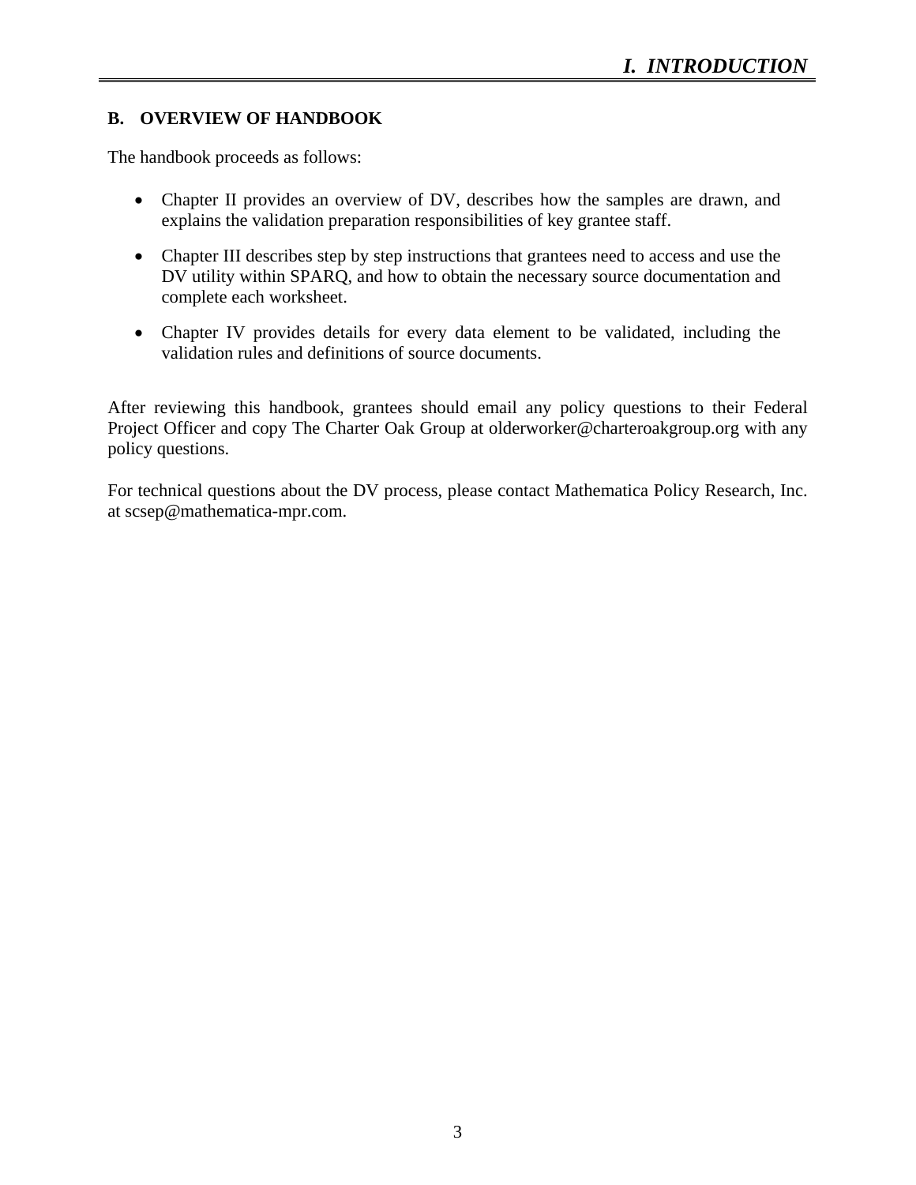## B. OVERVIEW OF HANDBOOK

The handbook proceeds as follows:

- Chapter II provides an overview of DV, describes how the samples are drawn, and explains the validation preparation responsibilities of key grantee staff.
- Chapter III describes step by step instructions that grantees need to access and use the DV utility within SPARQ, and how to obtain the necessary source documentation and complete each worksheet.
- Chapter IV provides details for every data element to be validated, including the validation rules and definitions of source documents.

After reviewing this handbook, grantees should email any policy questions to their Federal Project Officer and copy The Charter Oak Group at olderworker@charteroakgroup.org with any policy questions.

For technical questions about the DV process, please contact Mathematica Policy Research, Inc. at scsep@mathematica-mpr.com.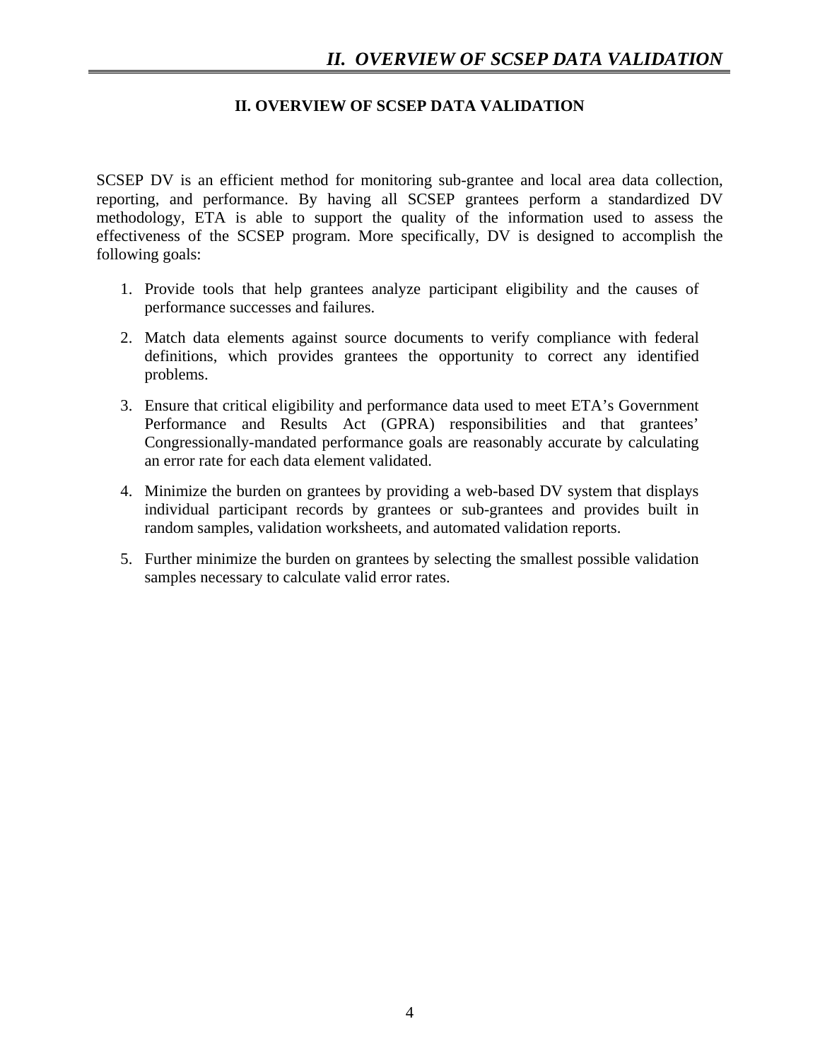## II. OVERVIEW OF SCSEP DATA VALIDATION

SCSEP DV is an efficient method for monitoring sub-grantee and local area data collection, reporting, and performance. By having all SCSEP grantees perform a standardized DV methodology, ETA is able to support the quality of the information used to assess the effectiveness of the SCSEP program. More specifically, DV is designed to accomplish the following goals:

1. Provide tools that help grantees analyze participant eligibility and the causes of performance successes and failures.
2. Match data elements against source documents to verify compliance with federal definitions, which provides grantees the opportunity to correct any identified problems.
3. Ensure that critical eligibility and performance data used to meet ETA's Government Performance and Results Act (GPRA) responsibilities and that grantees' Congressionally-mandated performance goals are reasonably accurate by calculating an error rate for each data element validated.
4. Minimize the burden on grantees by providing a web-based DV system that displays individual participant records by grantees or sub-grantees and provides built in random samples, validation worksheets, and automated validation reports.
5. Further minimize the burden on grantees by selecting the smallest possible validation samples necessary to calculate valid error rates.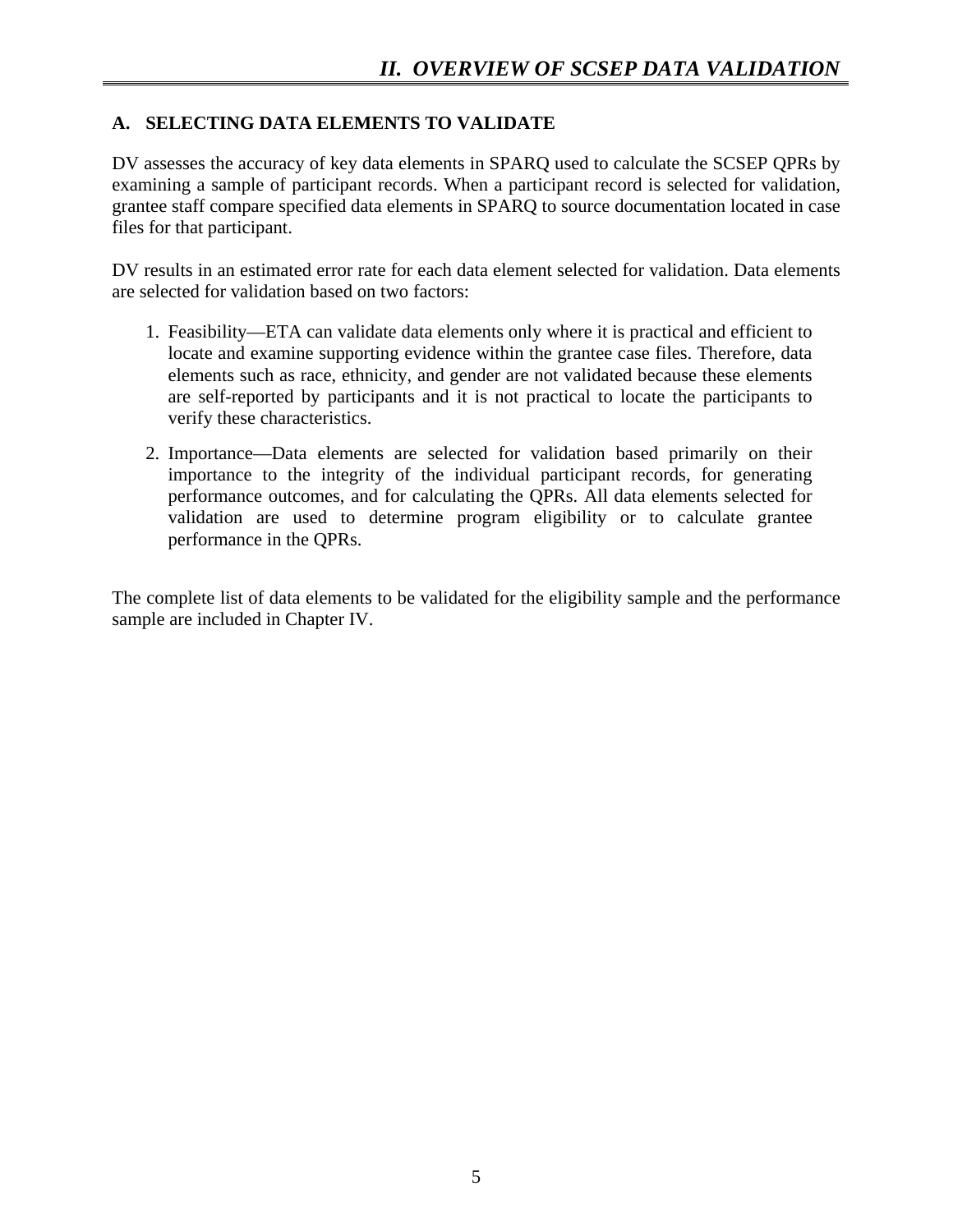# II. OVERVIEW OF SCSEP DATA VALIDATION

## A. SELECTING DATA ELEMENTS TO VALIDATE

DV assesses the accuracy of key data elements in SPARQ used to calculate the SCSEP QPRs by examining a sample of participant records. When a participant record is selected for validation, grantee staff compare specified data elements in SPARQ to source documentation located in case files for that participant.

DV results in an estimated error rate for each data element selected for validation. Data elements are selected for validation based on two factors:

1. Feasibility—ETA can validate data elements only where it is practical and efficient to locate and examine supporting evidence within the grantee case files. Therefore, data elements such as race, ethnicity, and gender are not validated because these elements are self-reported by participants and it is not practical to locate the participants to verify these characteristics.

2. Importance—Data elements are selected for validation based primarily on their importance to the integrity of the individual participant records, for generating performance outcomes, and for calculating the QPRs. All data elements selected for validation are used to determine program eligibility or to calculate grantee performance in the QPRs.

The complete list of data elements to be validated for the eligibility sample and the performance sample are included in Chapter IV.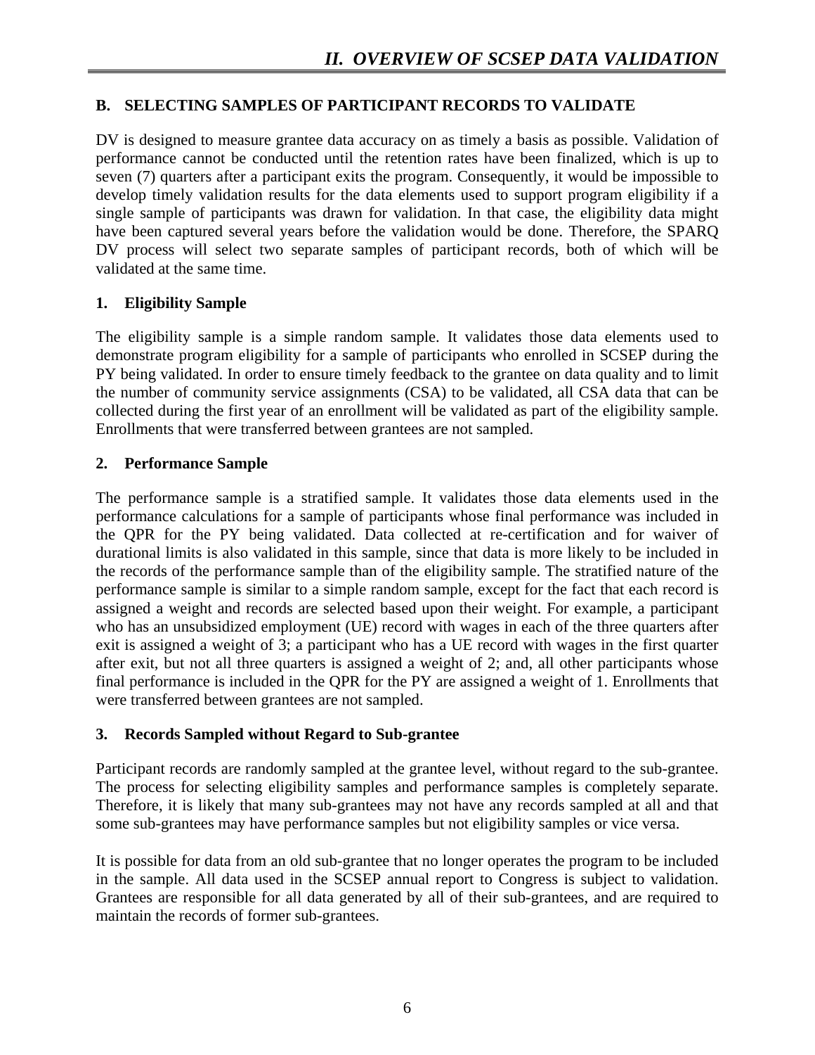## B. SELECTING SAMPLES OF PARTICIPANT RECORDS TO VALIDATE

DV is designed to measure grantee data accuracy on as timely a basis as possible. Validation of performance cannot be conducted until the retention rates have been finalized, which is up to seven (7) quarters after a participant exits the program. Consequently, it would be impossible to develop timely validation results for the data elements used to support program eligibility if a single sample of participants was drawn for validation. In that case, the eligibility data might have been captured several years before the validation would be done. Therefore, the SPARQ DV process will select two separate samples of participant records, both of which will be validated at the same time.

### 1. Eligibility Sample

The eligibility sample is a simple random sample. It validates those data elements used to demonstrate program eligibility for a sample of participants who enrolled in SCSEP during the PY being validated. In order to ensure timely feedback to the grantee on data quality and to limit the number of community service assignments (CSA) to be validated, all CSA data that can be collected during the first year of an enrollment will be validated as part of the eligibility sample. Enrollments that were transferred between grantees are not sampled.

### 2. Performance Sample

The performance sample is a stratified sample. It validates those data elements used in the performance calculations for a sample of participants whose final performance was included in the QPR for the PY being validated. Data collected at re-certification and for waiver of durational limits is also validated in this sample, since that data is more likely to be included in the records of the performance sample than of the eligibility sample. The stratified nature of the performance sample is similar to a simple random sample, except for the fact that each record is assigned a weight and records are selected based upon their weight. For example, a participant who has an unsubsidized employment (UE) record with wages in each of the three quarters after exit is assigned a weight of 3; a participant who has a UE record with wages in the first quarter after exit, but not all three quarters is assigned a weight of 2; and, all other participants whose final performance is included in the QPR for the PY are assigned a weight of 1. Enrollments that were transferred between grantees are not sampled.

### 3. Records Sampled without Regard to Sub-grantee

Participant records are randomly sampled at the grantee level, without regard to the sub-grantee. The process for selecting eligibility samples and performance samples is completely separate. Therefore, it is likely that many sub-grantees may not have any records sampled at all and that some sub-grantees may have performance samples but not eligibility samples or vice versa.

It is possible for data from an old sub-grantee that no longer operates the program to be included in the sample. All data used in the SCSEP annual report to Congress is subject to validation. Grantees are responsible for all data generated by all of their sub-grantees, and are required to maintain the records of former sub-grantees.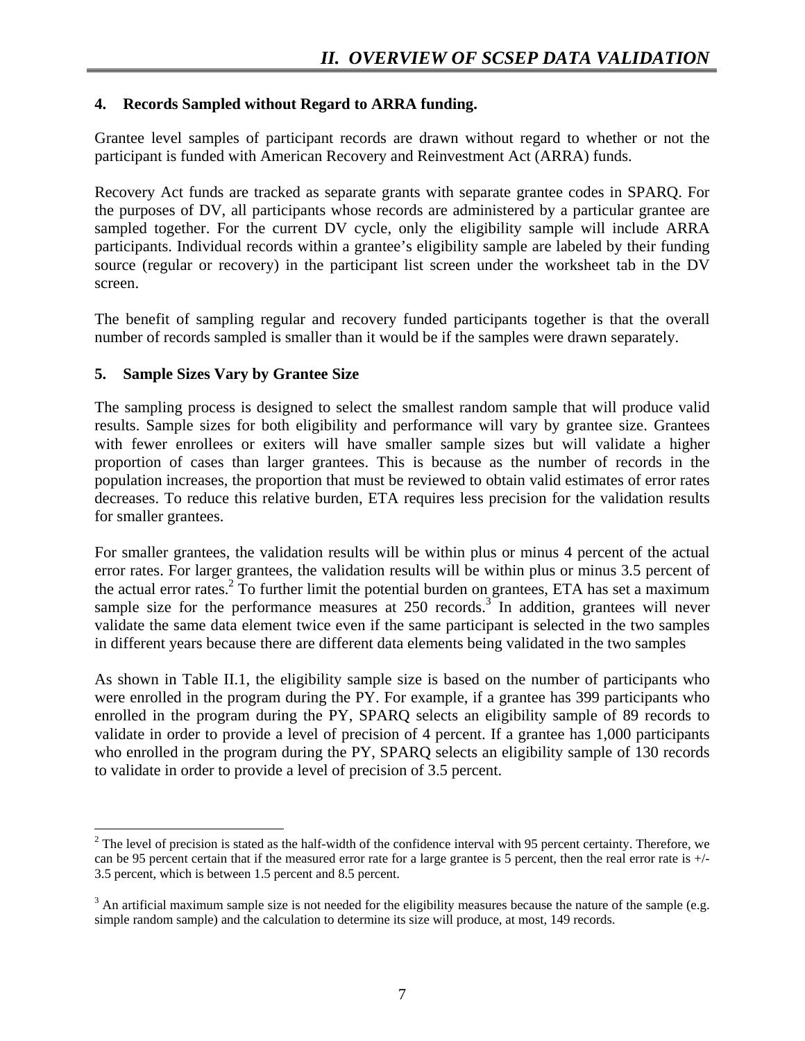#### 4. Records Sampled without Regard to ARRA funding.

Grantee level samples of participant records are drawn without regard to whether or not the participant is funded with American Recovery and Reinvestment Act (ARRA) funds.

Recovery Act funds are tracked as separate grants with separate grantee codes in SPARQ. For the purposes of DV, all participants whose records are administered by a particular grantee are sampled together. For the current DV cycle, only the eligibility sample will include ARRA participants. Individual records within a grantee's eligibility sample are labeled by their funding source (regular or recovery) in the participant list screen under the worksheet tab in the DV screen.

The benefit of sampling regular and recovery funded participants together is that the overall number of records sampled is smaller than it would be if the samples were drawn separately.

#### 5. Sample Sizes Vary by Grantee Size

The sampling process is designed to select the smallest random sample that will produce valid results. Sample sizes for both eligibility and performance will vary by grantee size. Grantees with fewer enrollees or exiters will have smaller sample sizes but will validate a higher proportion of cases than larger grantees. This is because as the number of records in the population increases, the proportion that must be reviewed to obtain valid estimates of error rates decreases. To reduce this relative burden, ETA requires less precision for the validation results for smaller grantees.

For smaller grantees, the validation results will be within plus or minus 4 percent of the actual error rates. For larger grantees, the validation results will be within plus or minus 3.5 percent of the actual error rates.[2] To further limit the potential burden on grantees, ETA has set a maximum sample size for the performance measures at 250 records.[3] In addition, grantees will never validate the same data element twice even if the same participant is selected in the two samples in different years because there are different data elements being validated in the two samples

As shown in Table II.1, the eligibility sample size is based on the number of participants who were enrolled in the program during the PY. For example, if a grantee has 399 participants who enrolled in the program during the PY, SPARQ selects an eligibility sample of 89 records to validate in order to provide a level of precision of 4 percent. If a grantee has 1,000 participants who enrolled in the program during the PY, SPARQ selects an eligibility sample of 130 records to validate in order to provide a level of precision of 3.5 percent.

---

[2] The level of precision is stated as the half-width of the confidence interval with 95 percent certainty. Therefore, we can be 95 percent certain that if the measured error rate for a large grantee is 5 percent, then the real error rate is +/- 3.5 percent, which is between 1.5 percent and 8.5 percent.

[3] An artificial maximum sample size is not needed for the eligibility measures because the nature of the sample (e.g. simple random sample) and the calculation to determine its size will produce, at most, 149 records.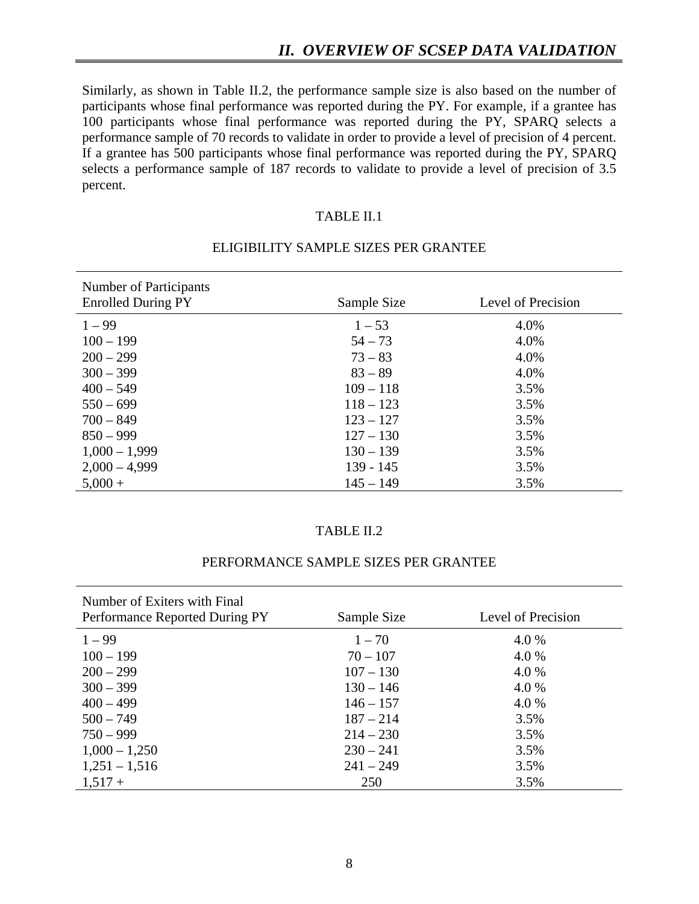Similarly, as shown in Table II.2, the performance sample size is also based on the number of participants whose final performance was reported during the PY. For example, if a grantee has 100 participants whose final performance was reported during the PY, SPARQ selects a performance sample of 70 records to validate in order to provide a level of precision of 4 percent. If a grantee has 500 participants whose final performance was reported during the PY, SPARQ selects a performance sample of 187 records to validate to provide a level of precision of 3.5 percent.

TABLE II.1

ELIGIBILITY SAMPLE SIZES PER GRANTEE

| Number of Participants Enrolled During PY | Sample Size | Level of Precision |
|---|---|---|
| 1 – 99 | 1 – 53 | 4.0% |
| 100 – 199 | 54 – 73 | 4.0% |
| 200 – 299 | 73 – 83 | 4.0% |
| 300 – 399 | 83 – 89 | 4.0% |
| 400 – 549 | 109 – 118 | 3.5% |
| 550 – 699 | 118 – 123 | 3.5% |
| 700 – 849 | 123 – 127 | 3.5% |
| 850 – 999 | 127 – 130 | 3.5% |
| 1,000 – 1,999 | 130 – 139 | 3.5% |
| 2,000 – 4,999 | 139 - 145 | 3.5% |
| 5,000 + | 145 – 149 | 3.5% |

TABLE II.2

PERFORMANCE SAMPLE SIZES PER GRANTEE

| Number of Exiters with Final Performance Reported During PY | Sample Size | Level of Precision |
|---|---|---|
| 1 – 99 | 1 – 70 | 4.0 % |
| 100 – 199 | 70 – 107 | 4.0 % |
| 200 – 299 | 107 – 130 | 4.0 % |
| 300 – 399 | 130 – 146 | 4.0 % |
| 400 – 499 | 146 – 157 | 4.0 % |
| 500 – 749 | 187 – 214 | 3.5% |
| 750 – 999 | 214 – 230 | 3.5% |
| 1,000 – 1,250 | 230 – 241 | 3.5% |
| 1,251 – 1,516 | 241 – 249 | 3.5% |
| 1,517 + | 250 | 3.5% |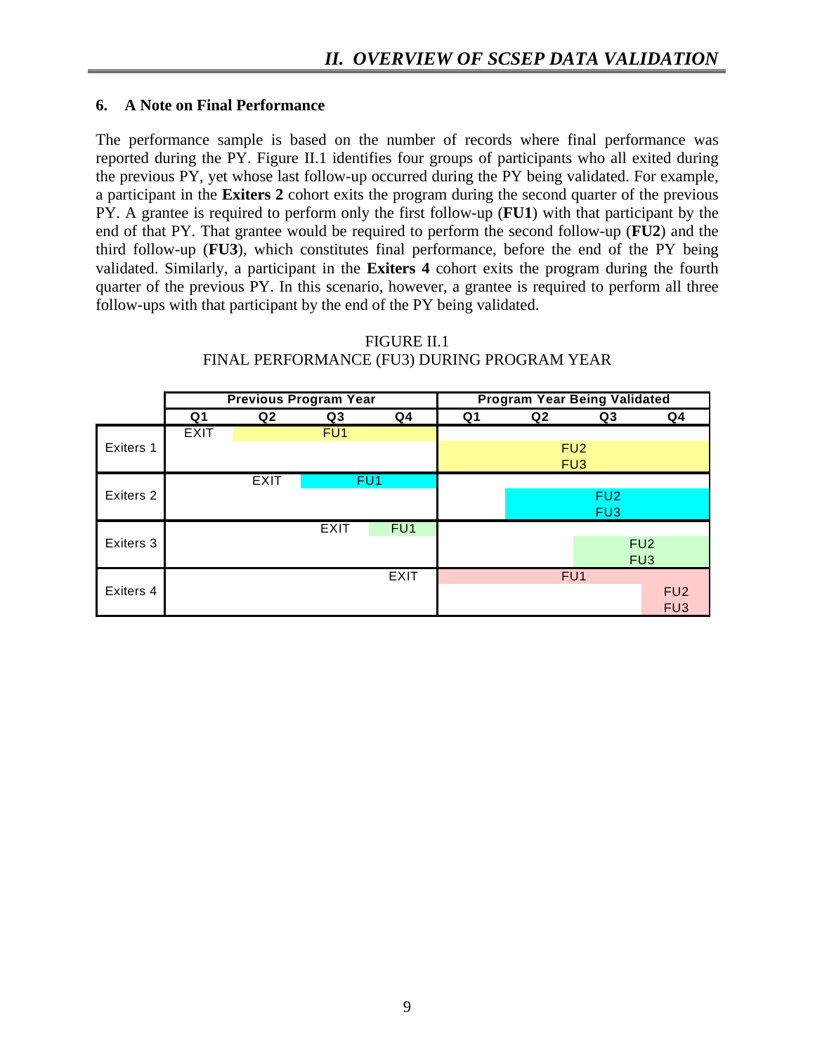### 6. A Note on Final Performance

The performance sample is based on the number of records where final performance was reported during the PY. Figure II.1 identifies four groups of participants who all exited during the previous PY, yet whose last follow-up occurred during the PY being validated. For example, a participant in the **Exiters 2** cohort exits the program during the second quarter of the previous PY. A grantee is required to perform only the first follow-up (**FU1**) with that participant by the end of that PY. That grantee would be required to perform the second follow-up (**FU2**) and the third follow-up (**FU3**), which constitutes final performance, before the end of the PY being validated. Similarly, a participant in the **Exiters 4** cohort exits the program during the fourth quarter of the previous PY. In this scenario, however, a grantee is required to perform all three follow-ups with that participant by the end of the PY being validated.

FIGURE II.1
FINAL PERFORMANCE (FU3) DURING PROGRAM YEAR

| | Previous Program Year | | | | Program Year Being Validated | | | |
|---|---|---|---|---|---|---|---|---|
| | Q1 | Q2 | Q3 | Q4 | Q1 | Q2 | Q3 | Q4 |
| Exiters 1 | EXIT | FU1 | FU1 | FU1 | FU2, FU3 | FU2, FU3 | FU2, FU3 | FU2, FU3 |
| Exiters 2 | | EXIT | FU1 | FU1 | | FU2, FU3 | FU2, FU3 | FU2, FU3 |
| Exiters 3 | | | EXIT | FU1 | | | FU2, FU3 | FU2, FU3 |
| Exiters 4 | | | | EXIT | FU1 | FU1 | FU1 | FU2, FU3 |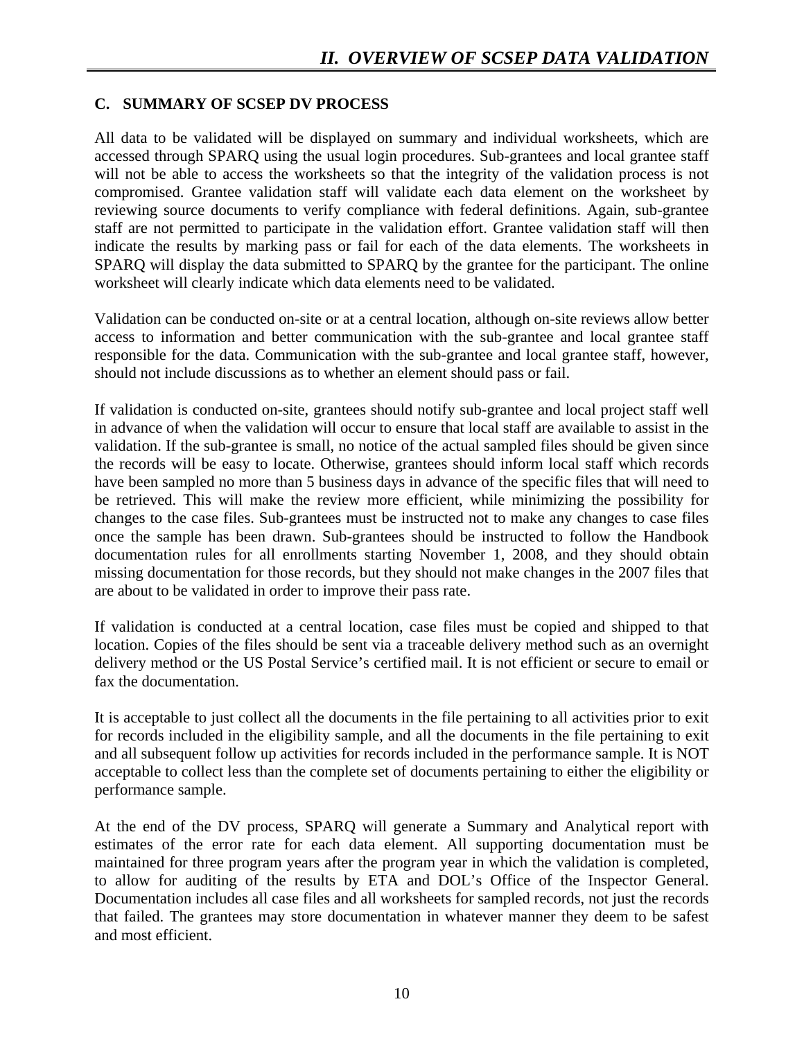### C. SUMMARY OF SCSEP DV PROCESS

All data to be validated will be displayed on summary and individual worksheets, which are accessed through SPARQ using the usual login procedures. Sub-grantees and local grantee staff will not be able to access the worksheets so that the integrity of the validation process is not compromised. Grantee validation staff will validate each data element on the worksheet by reviewing source documents to verify compliance with federal definitions. Again, sub-grantee staff are not permitted to participate in the validation effort. Grantee validation staff will then indicate the results by marking pass or fail for each of the data elements. The worksheets in SPARQ will display the data submitted to SPARQ by the grantee for the participant. The online worksheet will clearly indicate which data elements need to be validated.

Validation can be conducted on-site or at a central location, although on-site reviews allow better access to information and better communication with the sub-grantee and local grantee staff responsible for the data. Communication with the sub-grantee and local grantee staff, however, should not include discussions as to whether an element should pass or fail.

If validation is conducted on-site, grantees should notify sub-grantee and local project staff well in advance of when the validation will occur to ensure that local staff are available to assist in the validation. If the sub-grantee is small, no notice of the actual sampled files should be given since the records will be easy to locate. Otherwise, grantees should inform local staff which records have been sampled no more than 5 business days in advance of the specific files that will need to be retrieved. This will make the review more efficient, while minimizing the possibility for changes to the case files. Sub-grantees must be instructed not to make any changes to case files once the sample has been drawn. Sub-grantees should be instructed to follow the Handbook documentation rules for all enrollments starting November 1, 2008, and they should obtain missing documentation for those records, but they should not make changes in the 2007 files that are about to be validated in order to improve their pass rate.

If validation is conducted at a central location, case files must be copied and shipped to that location. Copies of the files should be sent via a traceable delivery method such as an overnight delivery method or the US Postal Service's certified mail. It is not efficient or secure to email or fax the documentation.

It is acceptable to just collect all the documents in the file pertaining to all activities prior to exit for records included in the eligibility sample, and all the documents in the file pertaining to exit and all subsequent follow up activities for records included in the performance sample. It is NOT acceptable to collect less than the complete set of documents pertaining to either the eligibility or performance sample.

At the end of the DV process, SPARQ will generate a Summary and Analytical report with estimates of the error rate for each data element. All supporting documentation must be maintained for three program years after the program year in which the validation is completed, to allow for auditing of the results by ETA and DOL's Office of the Inspector General. Documentation includes all case files and all worksheets for sampled records, not just the records that failed. The grantees may store documentation in whatever manner they deem to be safest and most efficient.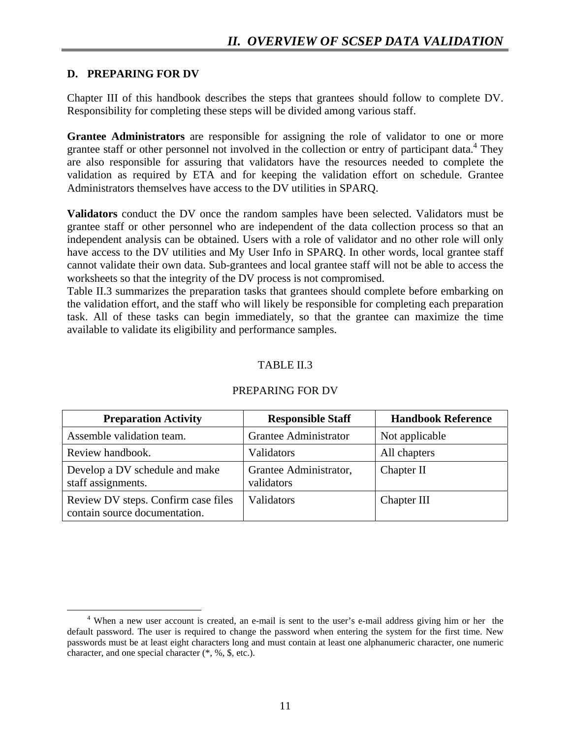## D. PREPARING FOR DV

Chapter III of this handbook describes the steps that grantees should follow to complete DV. Responsibility for completing these steps will be divided among various staff.

**Grantee Administrators** are responsible for assigning the role of validator to one or more grantee staff or other personnel not involved in the collection or entry of participant data.[4] They are also responsible for assuring that validators have the resources needed to complete the validation as required by ETA and for keeping the validation effort on schedule. Grantee Administrators themselves have access to the DV utilities in SPARQ.

**Validators** conduct the DV once the random samples have been selected. Validators must be grantee staff or other personnel who are independent of the data collection process so that an independent analysis can be obtained. Users with a role of validator and no other role will only have access to the DV utilities and My User Info in SPARQ. In other words, local grantee staff cannot validate their own data. Sub-grantees and local grantee staff will not be able to access the worksheets so that the integrity of the DV process is not compromised.

Table II.3 summarizes the preparation tasks that grantees should complete before embarking on the validation effort, and the staff who will likely be responsible for completing each preparation task. All of these tasks can begin immediately, so that the grantee can maximize the time available to validate its eligibility and performance samples.

TABLE II.3

PREPARING FOR DV

| Preparation Activity | Responsible Staff | Handbook Reference |
|---|---|---|
| Assemble validation team. | Grantee Administrator | Not applicable |
| Review handbook. | Validators | All chapters |
| Develop a DV schedule and make staff assignments. | Grantee Administrator, validators | Chapter II |
| Review DV steps. Confirm case files contain source documentation. | Validators | Chapter III |

[4] When a new user account is created, an e-mail is sent to the user's e-mail address giving him or her the default password. The user is required to change the password when entering the system for the first time. New passwords must be at least eight characters long and must contain at least one alphanumeric character, one numeric character, and one special character (*, %, $, etc.).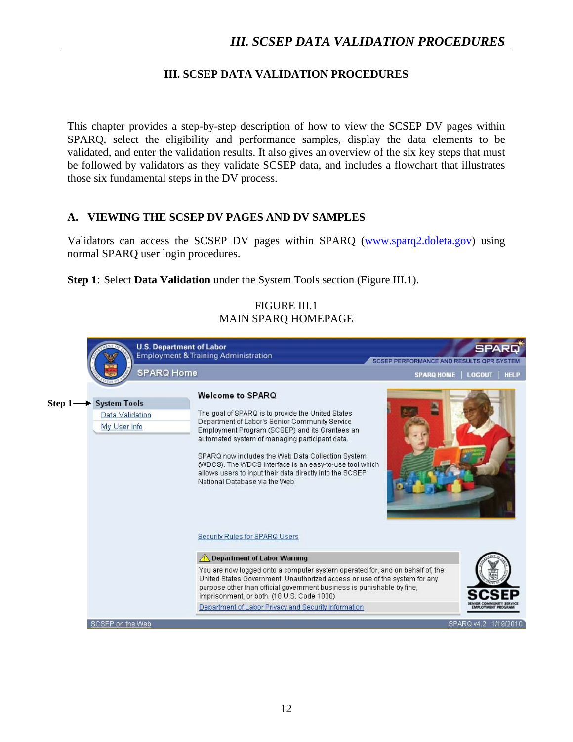# III. SCSEP DATA VALIDATION PROCEDURES

This chapter provides a step-by-step description of how to view the SCSEP DV pages within SPARQ, select the eligibility and performance samples, display the data elements to be validated, and enter the validation results. It also gives an overview of the six key steps that must be followed by validators as they validate SCSEP data, and includes a flowchart that illustrates those six fundamental steps in the DV process.

## A. VIEWING THE SCSEP DV PAGES AND DV SAMPLES

Validators can access the SCSEP DV pages within SPARQ (www.sparq2.doleta.gov) using normal SPARQ user login procedures.

**Step 1**: Select **Data Validation** under the System Tools section (Figure III.1).

FIGURE III.1
MAIN SPARQ HOMEPAGE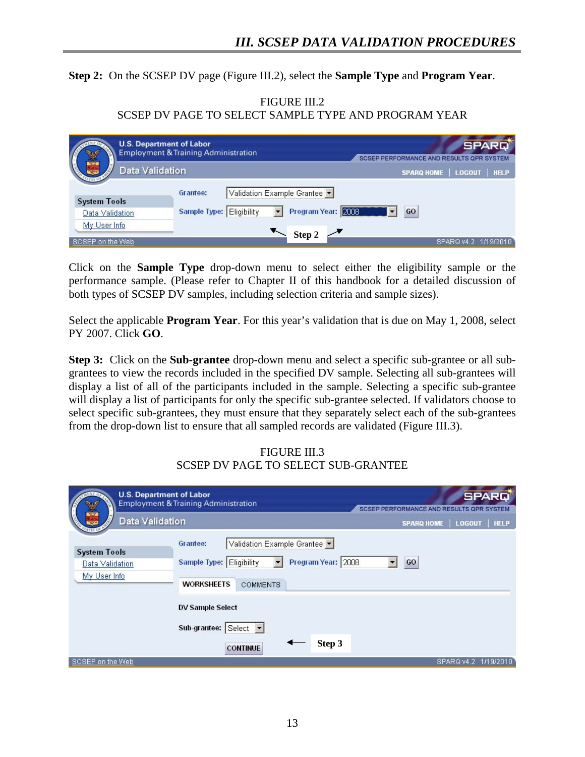**Step 2:** On the SCSEP DV page (Figure III.2), select the **Sample Type** and **Program Year**.

FIGURE III.2
SCSEP DV PAGE TO SELECT SAMPLE TYPE AND PROGRAM YEAR

Click on the **Sample Type** drop-down menu to select either the eligibility sample or the performance sample. (Please refer to Chapter II of this handbook for a detailed discussion of both types of SCSEP DV samples, including selection criteria and sample sizes).

Select the applicable **Program Year**. For this year's validation that is due on May 1, 2008, select PY 2007. Click **GO**.

**Step 3:** Click on the **Sub-grantee** drop-down menu and select a specific sub-grantee or all sub-grantees to view the records included in the specified DV sample. Selecting all sub-grantees will display a list of all of the participants included in the sample. Selecting a specific sub-grantee will display a list of participants for only the specific sub-grantee selected. If validators choose to select specific sub-grantees, they must ensure that they separately select each of the sub-grantees from the drop-down list to ensure that all sampled records are validated (Figure III.3).

FIGURE III.3
SCSEP DV PAGE TO SELECT SUB-GRANTEE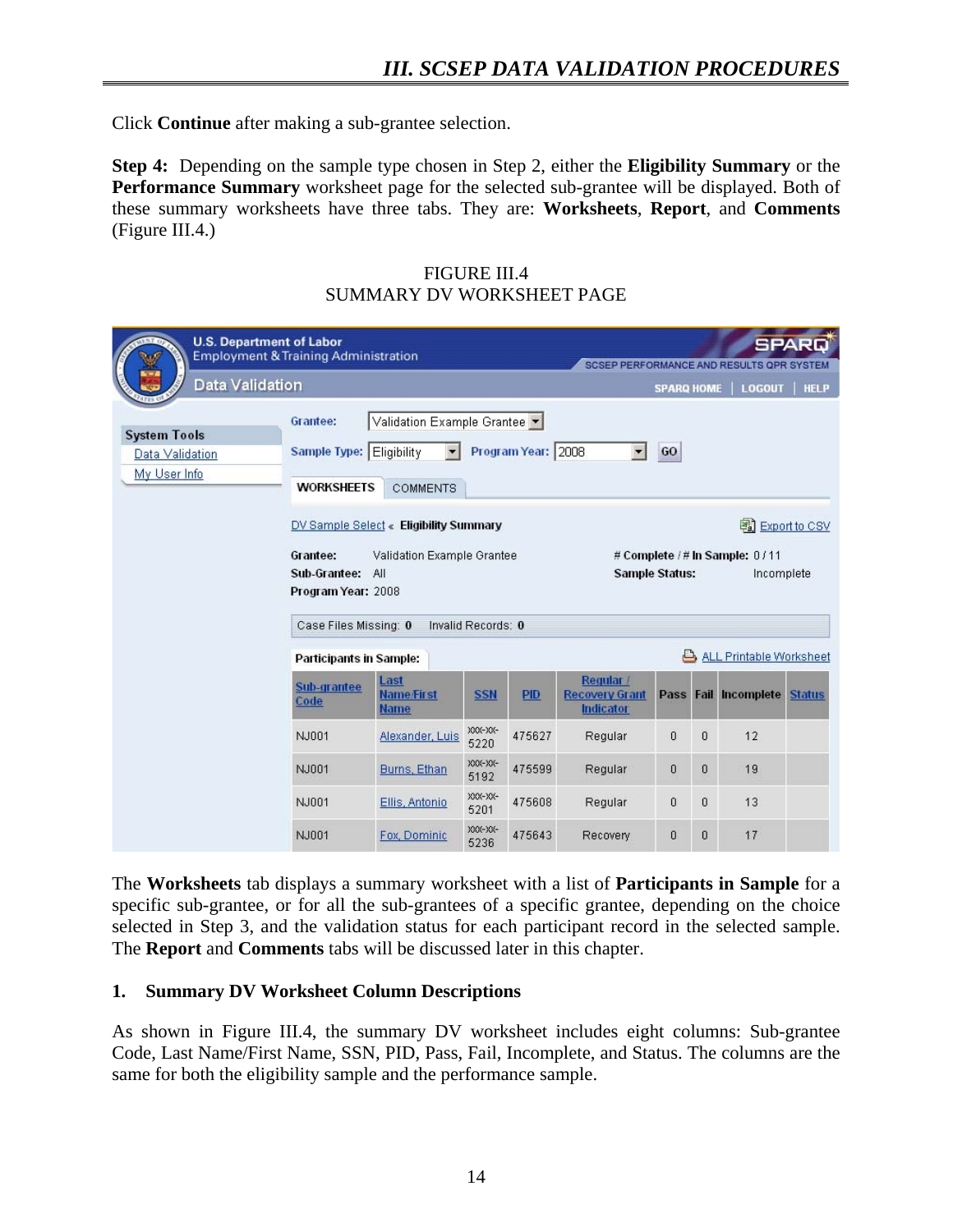Click **Continue** after making a sub-grantee selection.

**Step 4:** Depending on the sample type chosen in Step 2, either the **Eligibility Summary** or the **Performance Summary** worksheet page for the selected sub-grantee will be displayed. Both of these summary worksheets have three tabs. They are: **Worksheets**, **Report**, and **Comments** (Figure III.4.)

FIGURE III.4
SUMMARY DV WORKSHEET PAGE

U.S. Department of Labor
Employment & Training Administration
Data Validation

SPARQ
SCSEP PERFORMANCE AND RESULTS QPR SYSTEM
SPARQ HOME | LOGOUT | HELP

System Tools
Data Validation
My User Info

Grantee: Validation Example Grantee
Sample Type: Eligibility Program Year: 2008 GO

WORKSHEETS COMMENTS

DV Sample Select « Eligibility Summary Export to CSV

Grantee: Validation Example Grantee
Sub-Grantee: All
Program Year: 2008

# Complete / # In Sample: 0 / 11
Sample Status: Incomplete

Case Files Missing: 0 Invalid Records: 0

Participants in Sample: ALL Printable Worksheet

| Sub-grantee Code | Last Name/First Name | SSN | PID | Regular / Recovery Grant Indicator | Pass | Fail | Incomplete | Status |
|---|---|---|---|---|---|---|---|---|
| NJ001 | Alexander, Luis | XXX-XX-5220 | 475627 | Regular | 0 | 0 | 12 | |
| NJ001 | Burns, Ethan | XXX-XX-5192 | 475599 | Regular | 0 | 0 | 19 | |
| NJ001 | Ellis, Antonio | XXX-XX-5201 | 475608 | Regular | 0 | 0 | 13 | |
| NJ001 | Fox, Dominic | XXX-XX-5236 | 475643 | Recovery | 0 | 0 | 17 | |

The **Worksheets** tab displays a summary worksheet with a list of **Participants in Sample** for a specific sub-grantee, or for all the sub-grantees of a specific grantee, depending on the choice selected in Step 3, and the validation status for each participant record in the selected sample. The **Report** and **Comments** tabs will be discussed later in this chapter.

### 1. Summary DV Worksheet Column Descriptions

As shown in Figure III.4, the summary DV worksheet includes eight columns: Sub-grantee Code, Last Name/First Name, SSN, PID, Pass, Fail, Incomplete, and Status. The columns are the same for both the eligibility sample and the performance sample.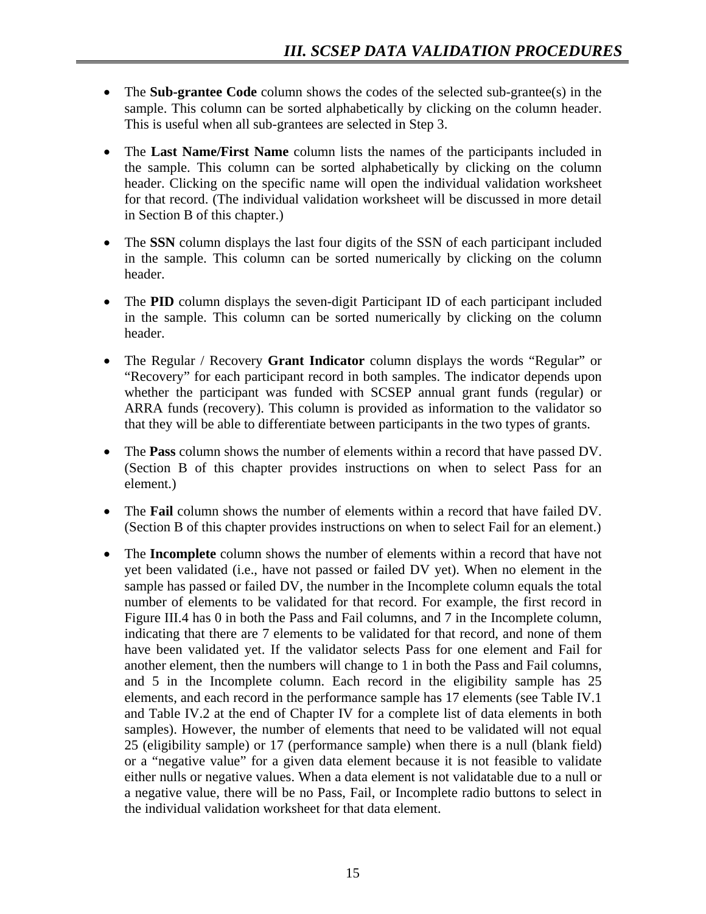- The **Sub-grantee Code** column shows the codes of the selected sub-grantee(s) in the sample. This column can be sorted alphabetically by clicking on the column header. This is useful when all sub-grantees are selected in Step 3.

- The **Last Name/First Name** column lists the names of the participants included in the sample. This column can be sorted alphabetically by clicking on the column header. Clicking on the specific name will open the individual validation worksheet for that record. (The individual validation worksheet will be discussed in more detail in Section B of this chapter.)

- The **SSN** column displays the last four digits of the SSN of each participant included in the sample. This column can be sorted numerically by clicking on the column header.

- The **PID** column displays the seven-digit Participant ID of each participant included in the sample. This column can be sorted numerically by clicking on the column header.

- The Regular / Recovery **Grant Indicator** column displays the words "Regular" or "Recovery" for each participant record in both samples. The indicator depends upon whether the participant was funded with SCSEP annual grant funds (regular) or ARRA funds (recovery). This column is provided as information to the validator so that they will be able to differentiate between participants in the two types of grants.

- The **Pass** column shows the number of elements within a record that have passed DV. (Section B of this chapter provides instructions on when to select Pass for an element.)

- The **Fail** column shows the number of elements within a record that have failed DV. (Section B of this chapter provides instructions on when to select Fail for an element.)

- The **Incomplete** column shows the number of elements within a record that have not yet been validated (i.e., have not passed or failed DV yet). When no element in the sample has passed or failed DV, the number in the Incomplete column equals the total number of elements to be validated for that record. For example, the first record in Figure III.4 has 0 in both the Pass and Fail columns, and 7 in the Incomplete column, indicating that there are 7 elements to be validated for that record, and none of them have been validated yet. If the validator selects Pass for one element and Fail for another element, then the numbers will change to 1 in both the Pass and Fail columns, and 5 in the Incomplete column. Each record in the eligibility sample has 25 elements, and each record in the performance sample has 17 elements (see Table IV.1 and Table IV.2 at the end of Chapter IV for a complete list of data elements in both samples). However, the number of elements that need to be validated will not equal 25 (eligibility sample) or 17 (performance sample) when there is a null (blank field) or a "negative value" for a given data element because it is not feasible to validate either nulls or negative values. When a data element is not validatable due to a null or a negative value, there will be no Pass, Fail, or Incomplete radio buttons to select in the individual validation worksheet for that data element.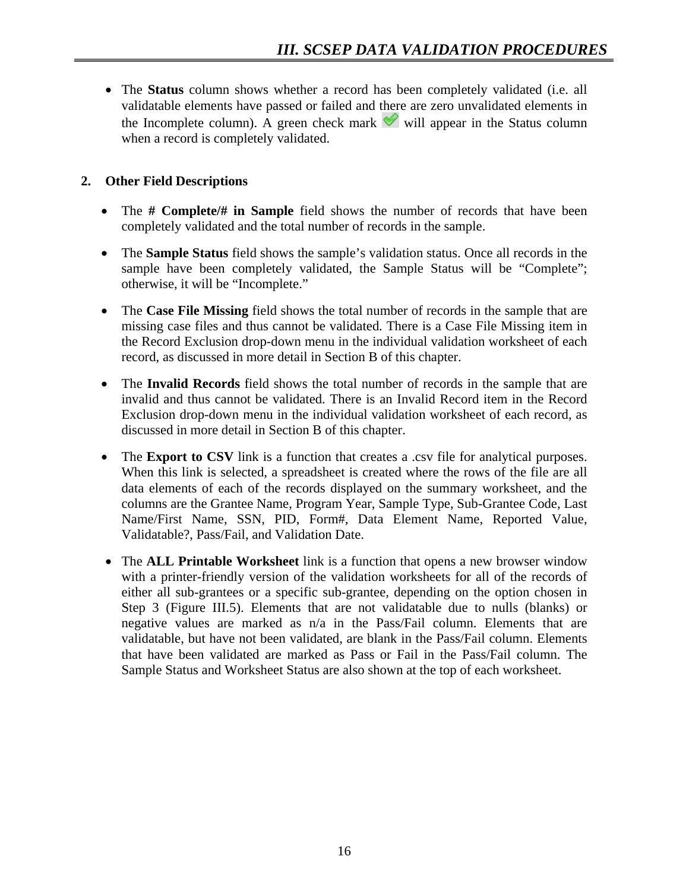- The **Status** column shows whether a record has been completely validated (i.e. all validatable elements have passed or failed and there are zero unvalidated elements in the Incomplete column). A green check mark will appear in the Status column when a record is completely validated.

**2. Other Field Descriptions**

- The **# Complete/# in Sample** field shows the number of records that have been completely validated and the total number of records in the sample.
- The **Sample Status** field shows the sample's validation status. Once all records in the sample have been completely validated, the Sample Status will be "Complete"; otherwise, it will be "Incomplete."
- The **Case File Missing** field shows the total number of records in the sample that are missing case files and thus cannot be validated. There is a Case File Missing item in the Record Exclusion drop-down menu in the individual validation worksheet of each record, as discussed in more detail in Section B of this chapter.
- The **Invalid Records** field shows the total number of records in the sample that are invalid and thus cannot be validated. There is an Invalid Record item in the Record Exclusion drop-down menu in the individual validation worksheet of each record, as discussed in more detail in Section B of this chapter.
- The **Export to CSV** link is a function that creates a .csv file for analytical purposes. When this link is selected, a spreadsheet is created where the rows of the file are all data elements of each of the records displayed on the summary worksheet, and the columns are the Grantee Name, Program Year, Sample Type, Sub-Grantee Code, Last Name/First Name, SSN, PID, Form#, Data Element Name, Reported Value, Validatable?, Pass/Fail, and Validation Date.
- The **ALL Printable Worksheet** link is a function that opens a new browser window with a printer-friendly version of the validation worksheets for all of the records of either all sub-grantees or a specific sub-grantee, depending on the option chosen in Step 3 (Figure III.5). Elements that are not validatable due to nulls (blanks) or negative values are marked as n/a in the Pass/Fail column. Elements that are validatable, but have not been validated, are blank in the Pass/Fail column. Elements that have been validated are marked as Pass or Fail in the Pass/Fail column. The Sample Status and Worksheet Status are also shown at the top of each worksheet.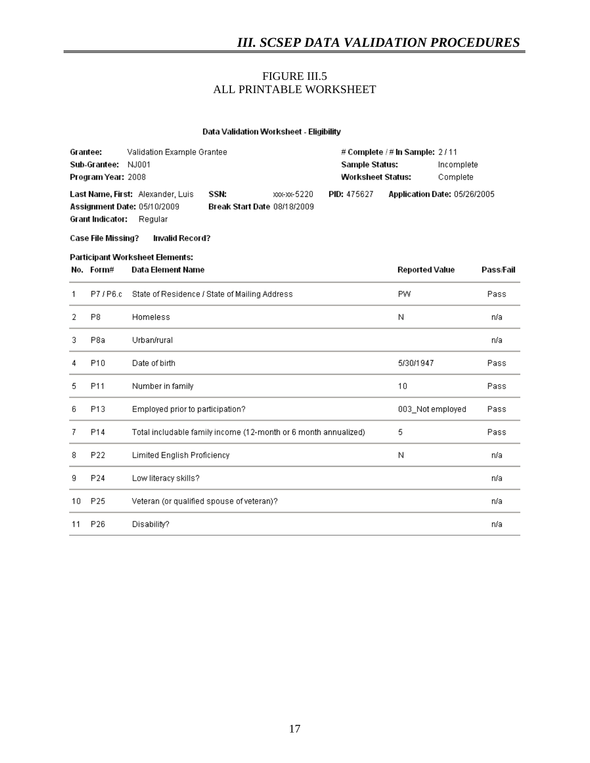FIGURE III.5
ALL PRINTABLE WORKSHEET

**Data Validation Worksheet - Eligibility**

**Grantee:** Validation Example Grantee
**Sub-Grantee:** NJ001
**Program Year:** 2008

**# Complete / # In Sample:** 2 / 11
**Sample Status:** Incomplete
**Worksheet Status:** Complete

**Last Name, First:** Alexander, Luis **SSN:** xxx-xx-5220 **PID:** 475627 **Application Date:** 05/26/2005
**Assignment Date:** 05/10/2009 **Break Start Date** 08/18/2009
**Grant Indicator:** Regular

**Case File Missing?** **Invalid Record?**

**Participant Worksheet Elements:**

| No. | Form# | Data Element Name | Reported Value | Pass/Fail |
|---|---|---|---|---|
| 1 | P7 / P6.c | State of Residence / State of Mailing Address | PW | Pass |
| 2 | P8 | Homeless | N | n/a |
| 3 | P8a | Urban/rural | | n/a |
| 4 | P10 | Date of birth | 5/30/1947 | Pass |
| 5 | P11 | Number in family | 10 | Pass |
| 6 | P13 | Employed prior to participation? | 003_Not employed | Pass |
| 7 | P14 | Total includable family income (12-month or 6 month annualized) | 5 | Pass |
| 8 | P22 | Limited English Proficiency | N | n/a |
| 9 | P24 | Low literacy skills? | | n/a |
| 10 | P25 | Veteran (or qualified spouse of veteran)? | | n/a |
| 11 | P26 | Disability? | | n/a |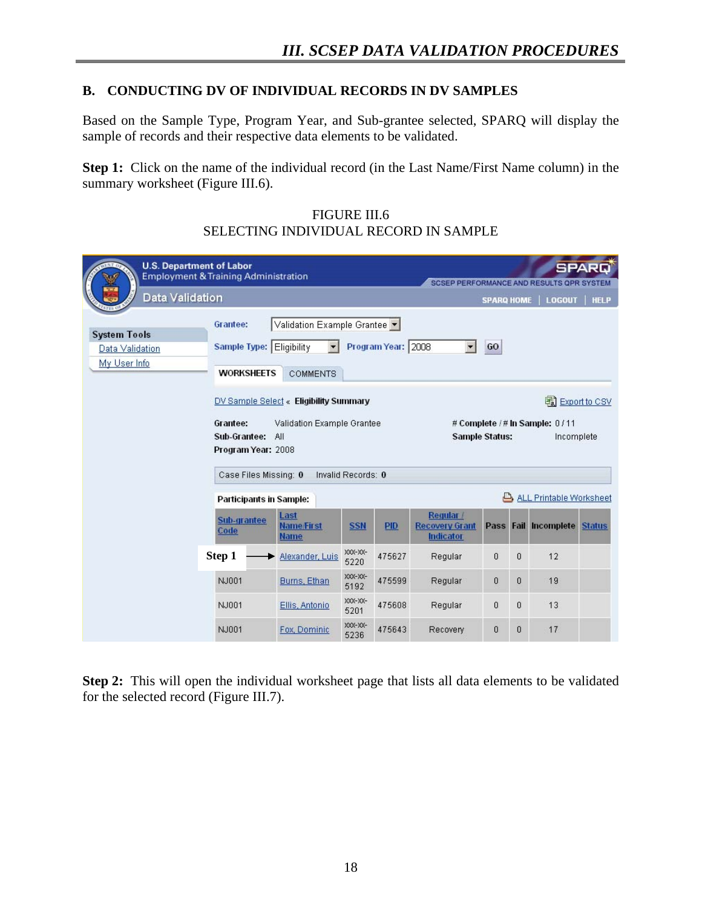## B. CONDUCTING DV OF INDIVIDUAL RECORDS IN DV SAMPLES

Based on the Sample Type, Program Year, and Sub-grantee selected, SPARQ will display the sample of records and their respective data elements to be validated.

**Step 1:** Click on the name of the individual record (in the Last Name/First Name column) in the summary worksheet (Figure III.6).

FIGURE III.6
SELECTING INDIVIDUAL RECORD IN SAMPLE

U.S. Department of Labor
Employment & Training Administration
SPARQ
SCSEP PERFORMANCE AND RESULTS QPR SYSTEM
Data Validation
SPARQ HOME | LOGOUT | HELP

System Tools
- Data Validation
- My User Info

Grantee: Validation Example Grantee
Sample Type: Eligibility Program Year: 2008 GO

WORKSHEETS COMMENTS

DV Sample Select « **Eligibility Summary** Export to CSV

Grantee: Validation Example Grantee
Sub-Grantee: All
Program Year: 2008
# Complete / # In Sample: 0 / 11
Sample Status: Incomplete

Case Files Missing: 0 Invalid Records: 0

**Participants in Sample:** ALL Printable Worksheet

| Sub-grantee Code | Last Name/First Name | SSN | PID | Regular / Recovery Grant Indicator | Pass | Fail | Incomplete | Status |
|---|---|---|---|---|---|---|---|---|
| **Step 1** → | Alexander, Luis | XXX-XX-5220 | 475627 | Regular | 0 | 0 | 12 | |
| NJ001 | Burns, Ethan | XXX-XX-5192 | 475599 | Regular | 0 | 0 | 19 | |
| NJ001 | Ellis, Antonio | XXX-XX-5201 | 475608 | Regular | 0 | 0 | 13 | |
| NJ001 | Fox, Dominic | XXX-XX-5236 | 475643 | Recovery | 0 | 0 | 17 | |

**Step 2:** This will open the individual worksheet page that lists all data elements to be validated for the selected record (Figure III.7).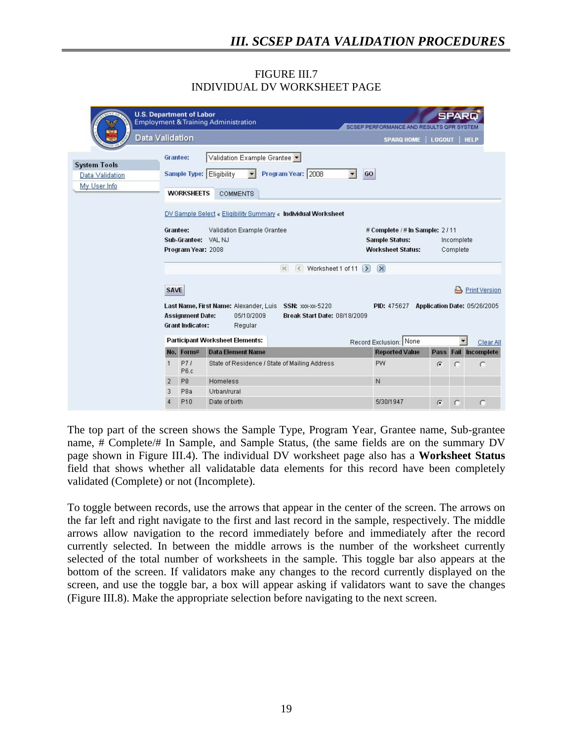FIGURE III.7
INDIVIDUAL DV WORKSHEET PAGE

U.S. Department of Labor
Employment & Training Administration
Data Validation

SPARQ
SCSEP PERFORMANCE AND RESULTS QPR SYSTEM
SPARQ HOME | LOGOUT | HELP

System Tools
Data Validation
My User Info

Grantee: Validation Example Grantee
Sample Type: Eligibility Program Year: 2008 GO

WORKSHEETS COMMENTS

DV Sample Select « Eligibility Summary « Individual Worksheet

Grantee: Validation Example Grantee
Sub-Grantee: VAL NJ
Program Year: 2008

# Complete / # In Sample: 2 / 11
Sample Status: Incomplete
Worksheet Status: Complete

Worksheet 1 of 11

SAVE

Print Version

Last Name, First Name: Alexander, Luis SSN: xxx-xx-5220 PID: 475627 Application Date: 05/26/2005
Assignment Date: 05/10/2009 Break Start Date: 08/18/2009
Grant Indicator: Regular

Participant Worksheet Elements: Record Exclusion: None Clear All

| No. | Form# | Data Element Name | Reported Value | Pass | Fail | Incomplete |
|---|---|---|---|---|---|---|
| 1 | P7 / P6.c | State of Residence / State of Mailing Address | PW | ◉ | ○ | ○ |
| 2 | P8 | Homeless | N | | | |
| 3 | P8a | Urban/rural | | | | |
| 4 | P10 | Date of birth | 5/30/1947 | ◉ | ○ | ○ |

The top part of the screen shows the Sample Type, Program Year, Grantee name, Sub-grantee name, # Complete/# In Sample, and Sample Status, (the same fields are on the summary DV page shown in Figure III.4). The individual DV worksheet page also has a **Worksheet Status** field that shows whether all validatable data elements for this record have been completely validated (Complete) or not (Incomplete).

To toggle between records, use the arrows that appear in the center of the screen. The arrows on the far left and right navigate to the first and last record in the sample, respectively. The middle arrows allow navigation to the record immediately before and immediately after the record currently selected. In between the middle arrows is the number of the worksheet currently selected of the total number of worksheets in the sample. This toggle bar also appears at the bottom of the screen. If validators make any changes to the record currently displayed on the screen, and use the toggle bar, a box will appear asking if validators want to save the changes (Figure III.8). Make the appropriate selection before navigating to the next screen.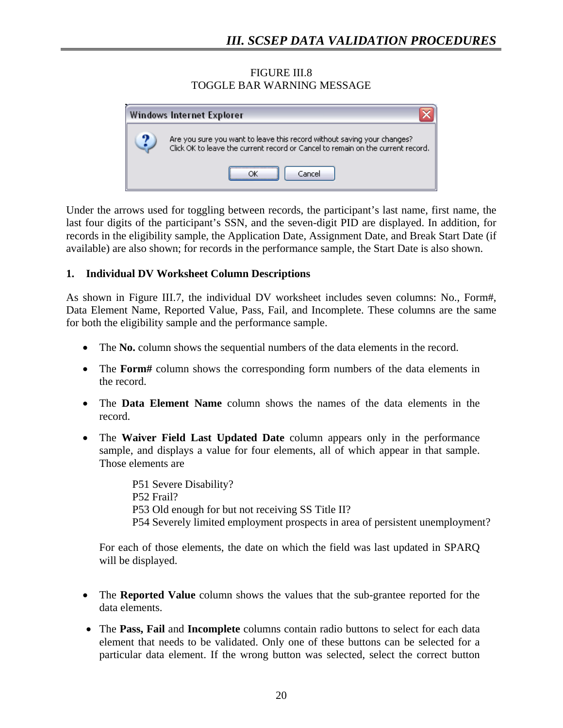FIGURE III.8
TOGGLE BAR WARNING MESSAGE

Windows Internet Explorer

Are you sure you want to leave this record without saving your changes?
Click OK to leave the current record or Cancel to remain on the current record.

OK Cancel

Under the arrows used for toggling between records, the participant's last name, first name, the last four digits of the participant's SSN, and the seven-digit PID are displayed. In addition, for records in the eligibility sample, the Application Date, Assignment Date, and Break Start Date (if available) are also shown; for records in the performance sample, the Start Date is also shown.

### 1. Individual DV Worksheet Column Descriptions

As shown in Figure III.7, the individual DV worksheet includes seven columns: No., Form#, Data Element Name, Reported Value, Pass, Fail, and Incomplete. These columns are the same for both the eligibility sample and the performance sample.

- The **No.** column shows the sequential numbers of the data elements in the record.
- The **Form#** column shows the corresponding form numbers of the data elements in the record.
- The **Data Element Name** column shows the names of the data elements in the record.
- The **Waiver Field Last Updated Date** column appears only in the performance sample, and displays a value for four elements, all of which appear in that sample. Those elements are

  P51 Severe Disability?
  P52 Frail?
  P53 Old enough for but not receiving SS Title II?
  P54 Severely limited employment prospects in area of persistent unemployment?

  For each of those elements, the date on which the field was last updated in SPARQ will be displayed.

- The **Reported Value** column shows the values that the sub-grantee reported for the data elements.
- The **Pass, Fail** and **Incomplete** columns contain radio buttons to select for each data element that needs to be validated. Only one of these buttons can be selected for a particular data element. If the wrong button was selected, select the correct button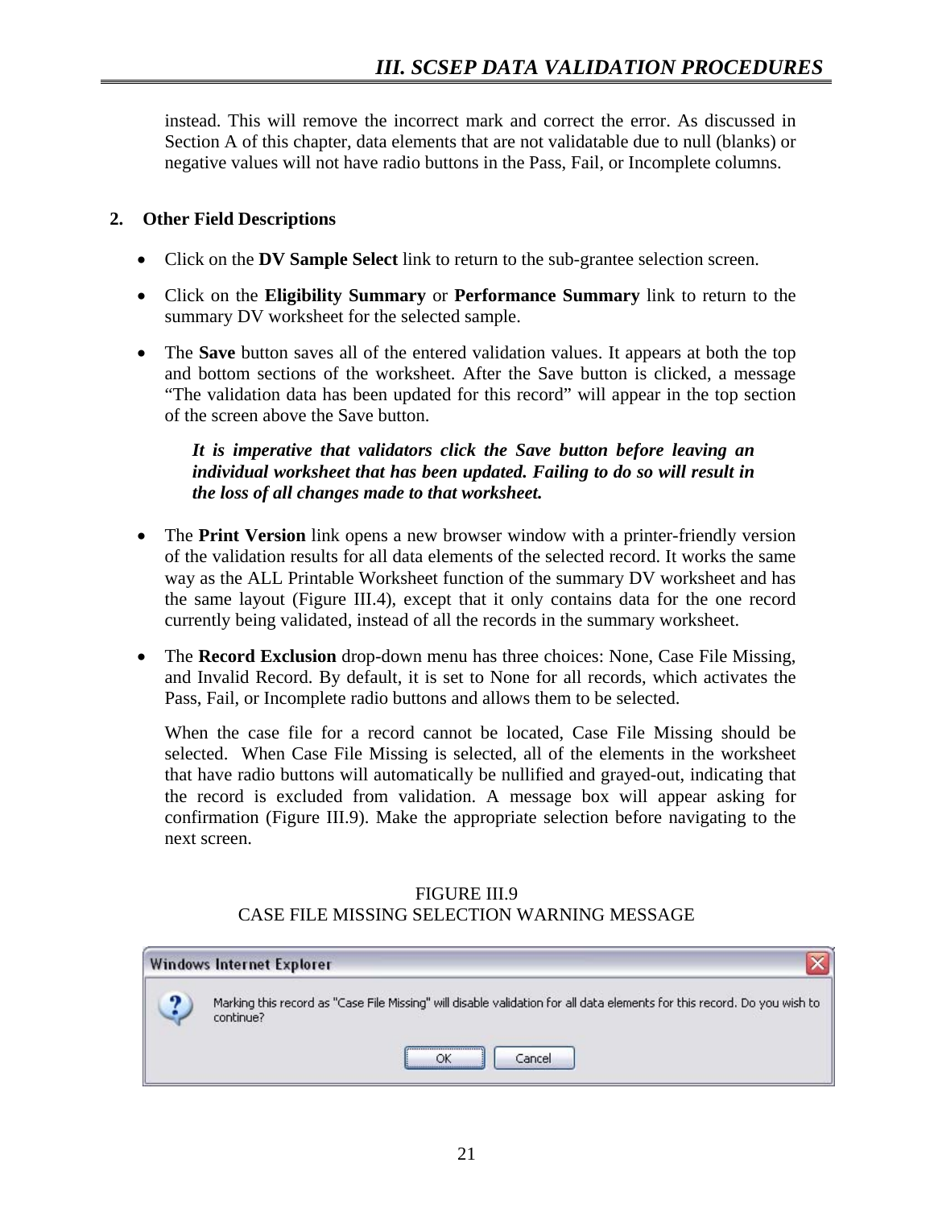instead. This will remove the incorrect mark and correct the error. As discussed in Section A of this chapter, data elements that are not validatable due to null (blanks) or negative values will not have radio buttons in the Pass, Fail, or Incomplete columns.

## 2. Other Field Descriptions

- Click on the **DV Sample Select** link to return to the sub-grantee selection screen.
- Click on the **Eligibility Summary** or **Performance Summary** link to return to the summary DV worksheet for the selected sample.
- The **Save** button saves all of the entered validation values. It appears at both the top and bottom sections of the worksheet. After the Save button is clicked, a message "The validation data has been updated for this record" will appear in the top section of the screen above the Save button.

  ***It is imperative that validators click the Save button before leaving an individual worksheet that has been updated. Failing to do so will result in the loss of all changes made to that worksheet.***

- The **Print Version** link opens a new browser window with a printer-friendly version of the validation results for all data elements of the selected record. It works the same way as the ALL Printable Worksheet function of the summary DV worksheet and has the same layout (Figure III.4), except that it only contains data for the one record currently being validated, instead of all the records in the summary worksheet.
- The **Record Exclusion** drop-down menu has three choices: None, Case File Missing, and Invalid Record. By default, it is set to None for all records, which activates the Pass, Fail, or Incomplete radio buttons and allows them to be selected.

  When the case file for a record cannot be located, Case File Missing should be selected. When Case File Missing is selected, all of the elements in the worksheet that have radio buttons will automatically be nullified and grayed-out, indicating that the record is excluded from validation. A message box will appear asking for confirmation (Figure III.9). Make the appropriate selection before navigating to the next screen.

FIGURE III.9
CASE FILE MISSING SELECTION WARNING MESSAGE

Windows Internet Explorer

Marking this record as "Case File Missing" will disable validation for all data elements for this record. Do you wish to continue?

OK Cancel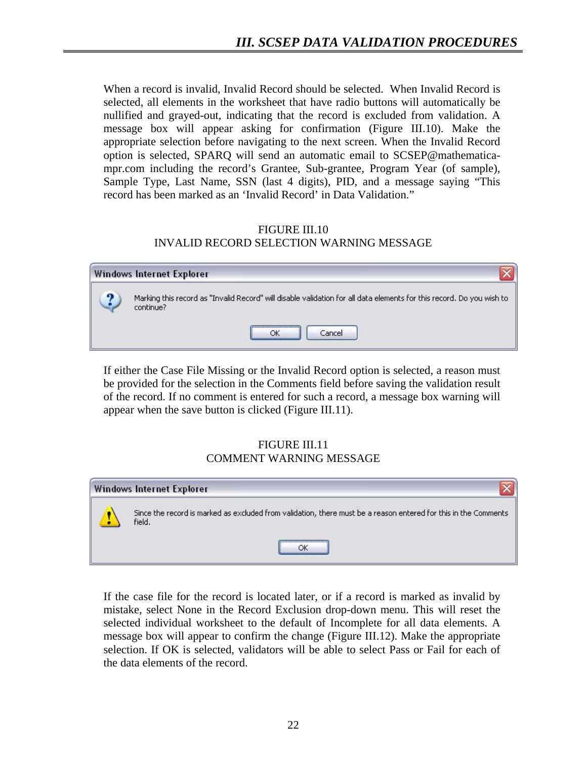When a record is invalid, Invalid Record should be selected. When Invalid Record is selected, all elements in the worksheet that have radio buttons will automatically be nullified and grayed-out, indicating that the record is excluded from validation. A message box will appear asking for confirmation (Figure III.10). Make the appropriate selection before navigating to the next screen. When the Invalid Record option is selected, SPARQ will send an automatic email to SCSEP@mathematica-mpr.com including the record's Grantee, Sub-grantee, Program Year (of sample), Sample Type, Last Name, SSN (last 4 digits), PID, and a message saying "This record has been marked as an 'Invalid Record' in Data Validation."

FIGURE III.10
INVALID RECORD SELECTION WARNING MESSAGE

Windows Internet Explorer

Marking this record as "Invalid Record" will disable validation for all data elements for this record. Do you wish to continue?

OK Cancel

If either the Case File Missing or the Invalid Record option is selected, a reason must be provided for the selection in the Comments field before saving the validation result of the record. If no comment is entered for such a record, a message box warning will appear when the save button is clicked (Figure III.11).

FIGURE III.11
COMMENT WARNING MESSAGE

Windows Internet Explorer

Since the record is marked as excluded from validation, there must be a reason entered for this in the Comments field.

OK

If the case file for the record is located later, or if a record is marked as invalid by mistake, select None in the Record Exclusion drop-down menu. This will reset the selected individual worksheet to the default of Incomplete for all data elements. A message box will appear to confirm the change (Figure III.12). Make the appropriate selection. If OK is selected, validators will be able to select Pass or Fail for each of the data elements of the record.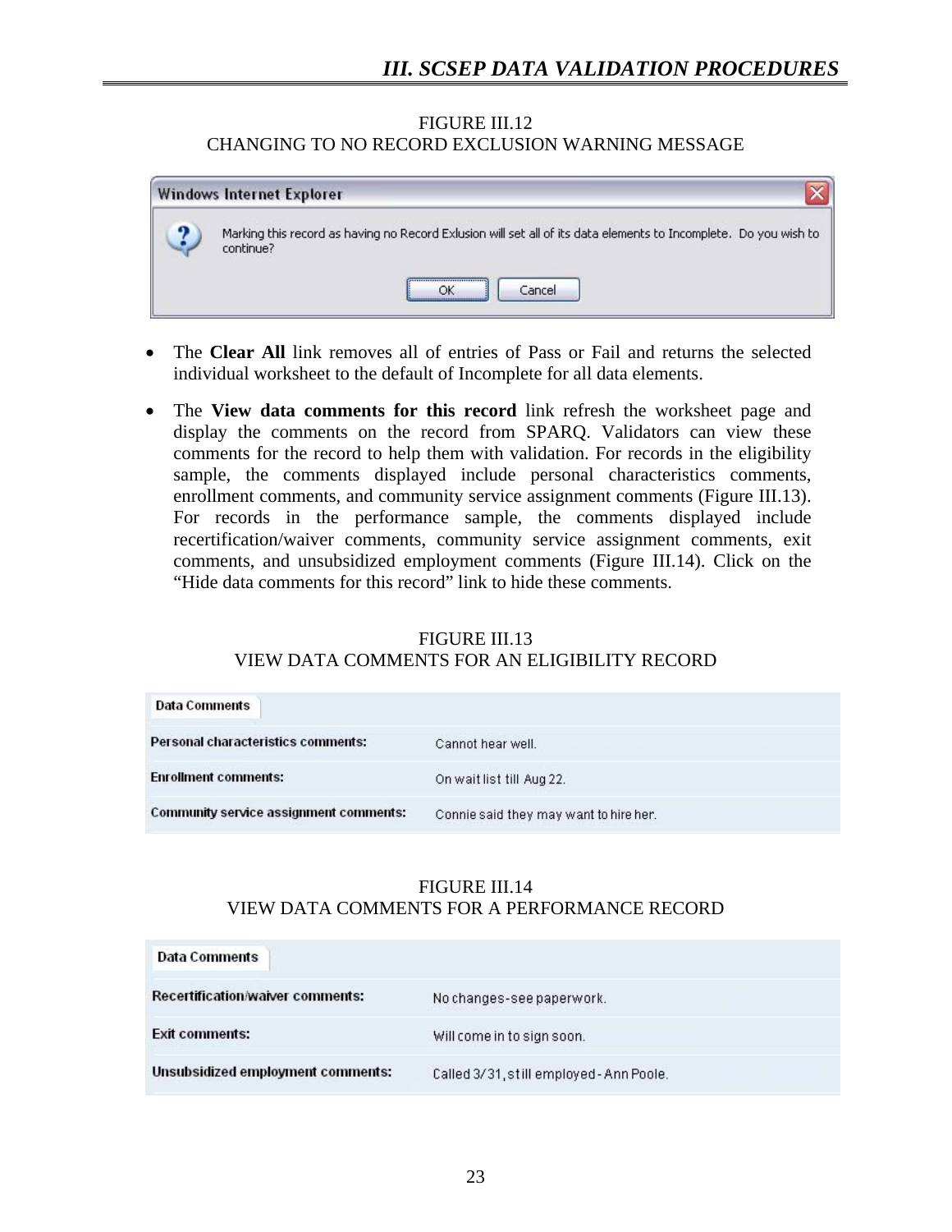FIGURE III.12
CHANGING TO NO RECORD EXCLUSION WARNING MESSAGE

| Windows Internet Explorer |
|---|
| Marking this record as having no Record Exlusion will set all of its data elements to Incomplete. Do you wish to continue? |
| OK   Cancel |

- The **Clear All** link removes all of entries of Pass or Fail and returns the selected individual worksheet to the default of Incomplete for all data elements.
- The **View data comments for this record** link refresh the worksheet page and display the comments on the record from SPARQ. Validators can view these comments for the record to help them with validation. For records in the eligibility sample, the comments displayed include personal characteristics comments, enrollment comments, and community service assignment comments (Figure III.13). For records in the performance sample, the comments displayed include recertification/waiver comments, community service assignment comments, exit comments, and unsubsidized employment comments (Figure III.14). Click on the "Hide data comments for this record" link to hide these comments.

FIGURE III.13
VIEW DATA COMMENTS FOR AN ELIGIBILITY RECORD

| Data Comments | |
|---|---|
| Personal characteristics comments: | Cannot hear well. |
| Enrollment comments: | On wait list till Aug 22. |
| Community service assignment comments: | Connie said they may want to hire her. |

FIGURE III.14
VIEW DATA COMMENTS FOR A PERFORMANCE RECORD

| Data Comments | |
|---|---|
| Recertification/waiver comments: | No changes-see paperwork. |
| Exit comments: | Will come in to sign soon. |
| Unsubsidized employment comments: | Called 3/31, still employed - Ann Poole. |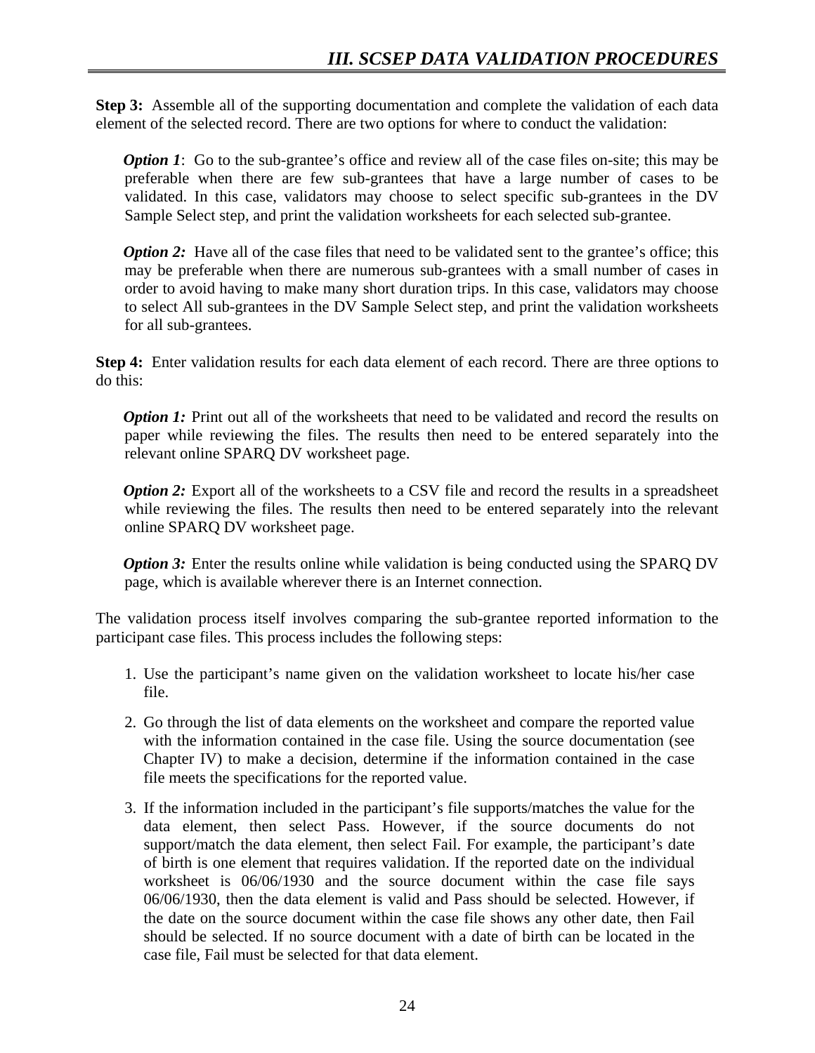**Step 3:** Assemble all of the supporting documentation and complete the validation of each data element of the selected record. There are two options for where to conduct the validation:

> ***Option 1***: Go to the sub-grantee's office and review all of the case files on-site; this may be preferable when there are few sub-grantees that have a large number of cases to be validated. In this case, validators may choose to select specific sub-grantees in the DV Sample Select step, and print the validation worksheets for each selected sub-grantee.
>
> ***Option 2:*** Have all of the case files that need to be validated sent to the grantee's office; this may be preferable when there are numerous sub-grantees with a small number of cases in order to avoid having to make many short duration trips. In this case, validators may choose to select All sub-grantees in the DV Sample Select step, and print the validation worksheets for all sub-grantees.

**Step 4:** Enter validation results for each data element of each record. There are three options to do this:

> ***Option 1:*** Print out all of the worksheets that need to be validated and record the results on paper while reviewing the files. The results then need to be entered separately into the relevant online SPARQ DV worksheet page.
>
> ***Option 2:*** Export all of the worksheets to a CSV file and record the results in a spreadsheet while reviewing the files. The results then need to be entered separately into the relevant online SPARQ DV worksheet page.
>
> ***Option 3:*** Enter the results online while validation is being conducted using the SPARQ DV page, which is available wherever there is an Internet connection.

The validation process itself involves comparing the sub-grantee reported information to the participant case files. This process includes the following steps:

1. Use the participant's name given on the validation worksheet to locate his/her case file.
2. Go through the list of data elements on the worksheet and compare the reported value with the information contained in the case file. Using the source documentation (see Chapter IV) to make a decision, determine if the information contained in the case file meets the specifications for the reported value.
3. If the information included in the participant's file supports/matches the value for the data element, then select Pass. However, if the source documents do not support/match the data element, then select Fail. For example, the participant's date of birth is one element that requires validation. If the reported date on the individual worksheet is 06/06/1930 and the source document within the case file says 06/06/1930, then the data element is valid and Pass should be selected. However, if the date on the source document within the case file shows any other date, then Fail should be selected. If no source document with a date of birth can be located in the case file, Fail must be selected for that data element.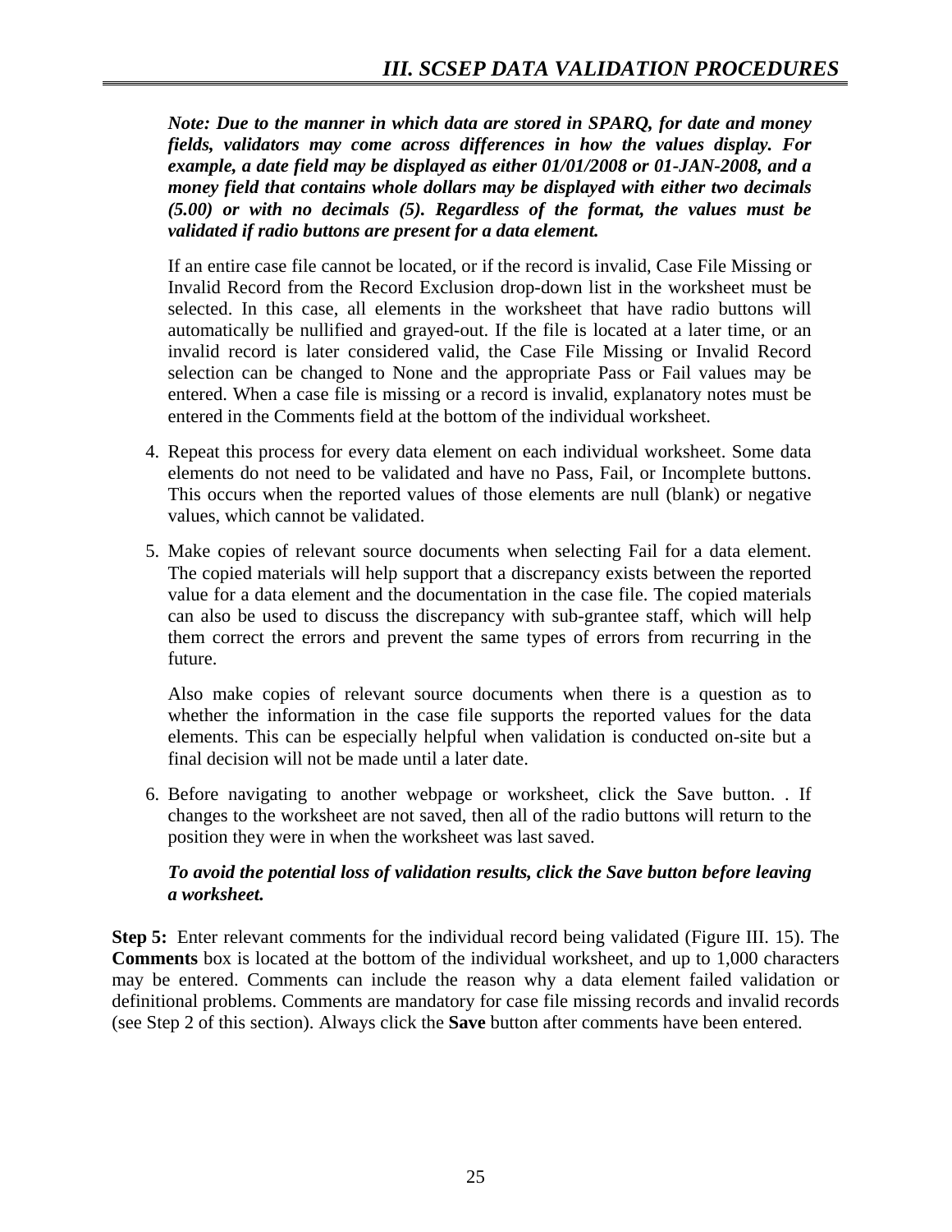***Note: Due to the manner in which data are stored in SPARQ, for date and money fields, validators may come across differences in how the values display. For example, a date field may be displayed as either 01/01/2008 or 01-JAN-2008, and a money field that contains whole dollars may be displayed with either two decimals (5.00) or with no decimals (5). Regardless of the format, the values must be validated if radio buttons are present for a data element.***

If an entire case file cannot be located, or if the record is invalid, Case File Missing or Invalid Record from the Record Exclusion drop-down list in the worksheet must be selected. In this case, all elements in the worksheet that have radio buttons will automatically be nullified and grayed-out. If the file is located at a later time, or an invalid record is later considered valid, the Case File Missing or Invalid Record selection can be changed to None and the appropriate Pass or Fail values may be entered. When a case file is missing or a record is invalid, explanatory notes must be entered in the Comments field at the bottom of the individual worksheet.

4. Repeat this process for every data element on each individual worksheet. Some data elements do not need to be validated and have no Pass, Fail, or Incomplete buttons. This occurs when the reported values of those elements are null (blank) or negative values, which cannot be validated.

5. Make copies of relevant source documents when selecting Fail for a data element. The copied materials will help support that a discrepancy exists between the reported value for a data element and the documentation in the case file. The copied materials can also be used to discuss the discrepancy with sub-grantee staff, which will help them correct the errors and prevent the same types of errors from recurring in the future.

   Also make copies of relevant source documents when there is a question as to whether the information in the case file supports the reported values for the data elements. This can be especially helpful when validation is conducted on-site but a final decision will not be made until a later date.

6. Before navigating to another webpage or worksheet, click the Save button. . If changes to the worksheet are not saved, then all of the radio buttons will return to the position they were in when the worksheet was last saved.

   ***To avoid the potential loss of validation results, click the Save button before leaving a worksheet.***

**Step 5:** Enter relevant comments for the individual record being validated (Figure III. 15). The **Comments** box is located at the bottom of the individual worksheet, and up to 1,000 characters may be entered. Comments can include the reason why a data element failed validation or definitional problems. Comments are mandatory for case file missing records and invalid records (see Step 2 of this section). Always click the **Save** button after comments have been entered.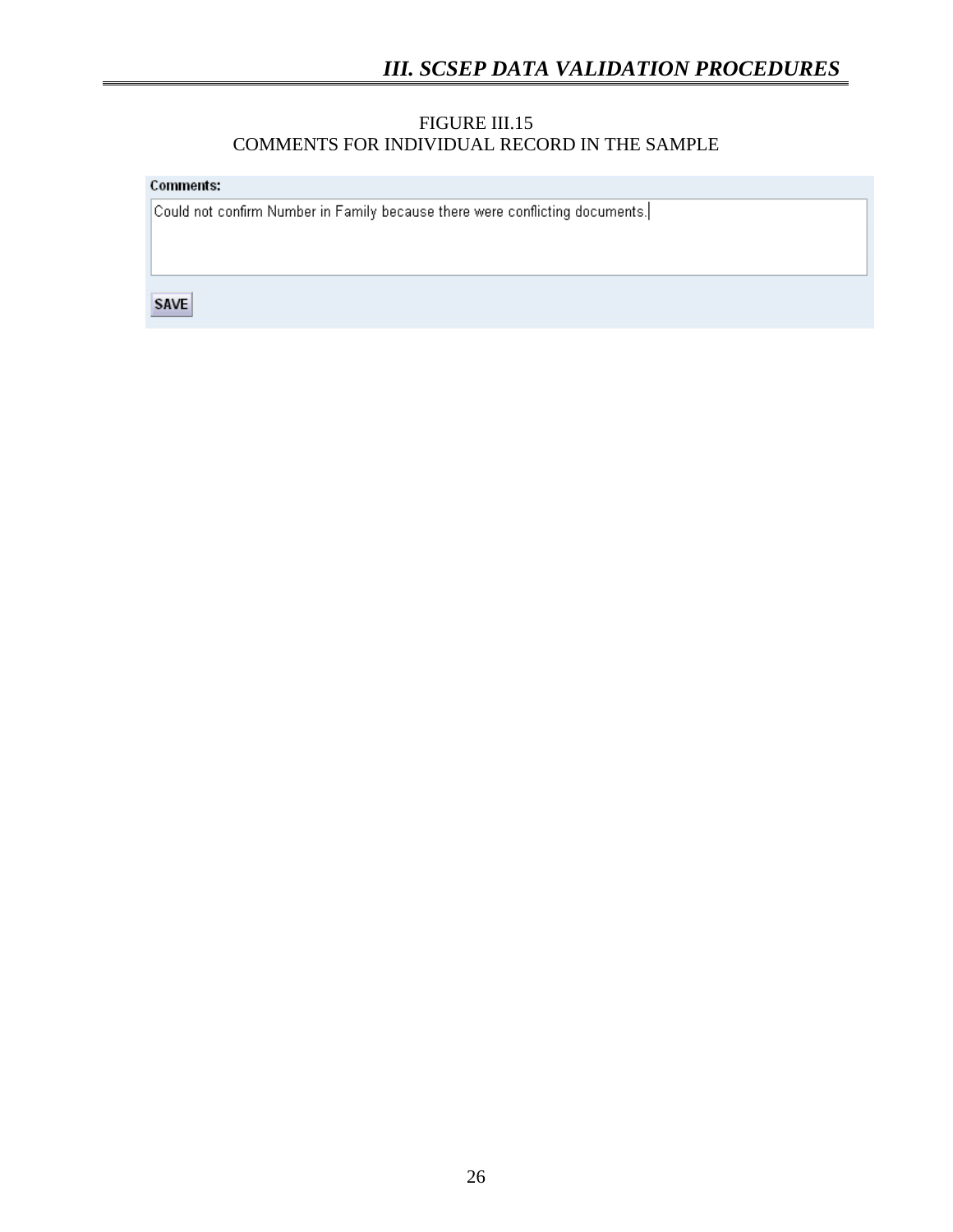FIGURE III.15
COMMENTS FOR INDIVIDUAL RECORD IN THE SAMPLE

**Comments:**

Could not confirm Number in Family because there were conflicting documents.

SAVE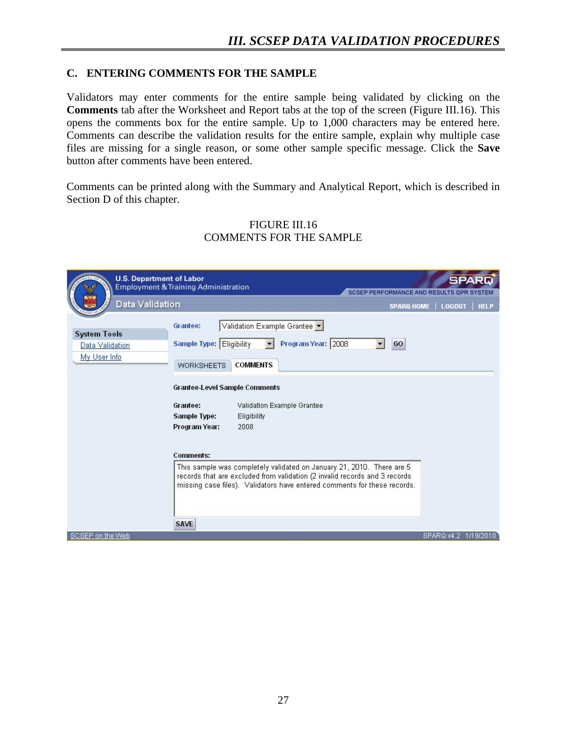## C. ENTERING COMMENTS FOR THE SAMPLE

Validators may enter comments for the entire sample being validated by clicking on the **Comments** tab after the Worksheet and Report tabs at the top of the screen (Figure III.16). This opens the comments box for the entire sample. Up to 1,000 characters may be entered here. Comments can describe the validation results for the entire sample, explain why multiple case files are missing for a single reason, or some other sample specific message. Click the **Save** button after comments have been entered.

Comments can be printed along with the Summary and Analytical Report, which is described in Section D of this chapter.

FIGURE III.16
COMMENTS FOR THE SAMPLE

U.S. Department of Labor
Employment & Training Administration
Data Validation

SPARQ
SCSEP PERFORMANCE AND RESULTS QPR SYSTEM
SPARQ HOME | LOGOUT | HELP

System Tools
Data Validation
My User Info

Grantee: Validation Example Grantee
Sample Type: Eligibility  Program Year: 2008  GO

WORKSHEETS  COMMENTS

**Grantee-Level Sample Comments**

**Grantee:** Validation Example Grantee
**Sample Type:** Eligibility
**Program Year:** 2008

**Comments:**
This sample was completely validated on January 21, 2010. There are 5 records that are excluded from validation (2 invalid records and 3 records missing case files). Validators have entered comments for these records.

SAVE

SCSEP on the Web  SPARQ v4.2 1/19/2010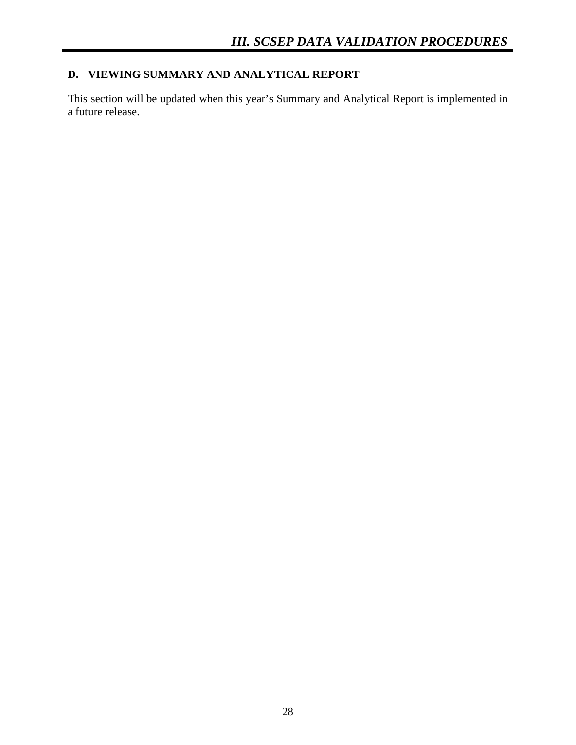## D. VIEWING SUMMARY AND ANALYTICAL REPORT

This section will be updated when this year's Summary and Analytical Report is implemented in a future release.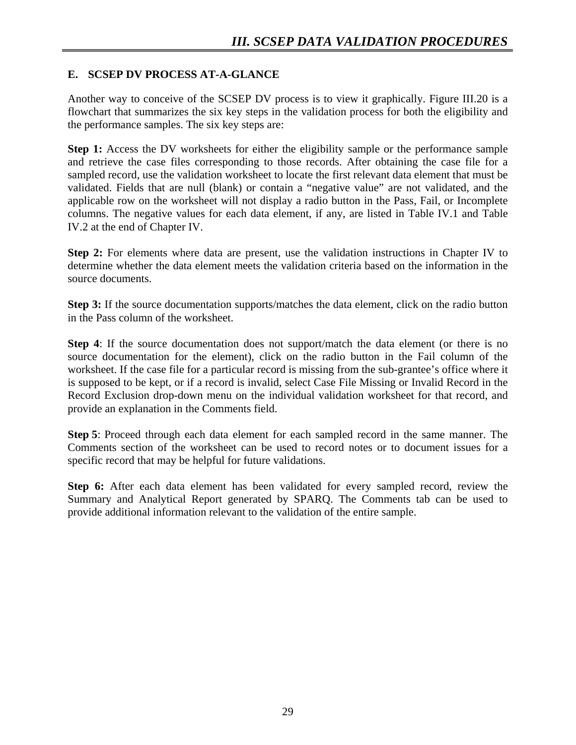## E. SCSEP DV PROCESS AT-A-GLANCE

Another way to conceive of the SCSEP DV process is to view it graphically. Figure III.20 is a flowchart that summarizes the six key steps in the validation process for both the eligibility and the performance samples. The six key steps are:

**Step 1:** Access the DV worksheets for either the eligibility sample or the performance sample and retrieve the case files corresponding to those records. After obtaining the case file for a sampled record, use the validation worksheet to locate the first relevant data element that must be validated. Fields that are null (blank) or contain a "negative value" are not validated, and the applicable row on the worksheet will not display a radio button in the Pass, Fail, or Incomplete columns. The negative values for each data element, if any, are listed in Table IV.1 and Table IV.2 at the end of Chapter IV.

**Step 2:** For elements where data are present, use the validation instructions in Chapter IV to determine whether the data element meets the validation criteria based on the information in the source documents.

**Step 3:** If the source documentation supports/matches the data element, click on the radio button in the Pass column of the worksheet.

**Step 4**: If the source documentation does not support/match the data element (or there is no source documentation for the element), click on the radio button in the Fail column of the worksheet. If the case file for a particular record is missing from the sub-grantee's office where it is supposed to be kept, or if a record is invalid, select Case File Missing or Invalid Record in the Record Exclusion drop-down menu on the individual validation worksheet for that record, and provide an explanation in the Comments field.

**Step 5**: Proceed through each data element for each sampled record in the same manner. The Comments section of the worksheet can be used to record notes or to document issues for a specific record that may be helpful for future validations.

**Step 6:** After each data element has been validated for every sampled record, review the Summary and Analytical Report generated by SPARQ. The Comments tab can be used to provide additional information relevant to the validation of the entire sample.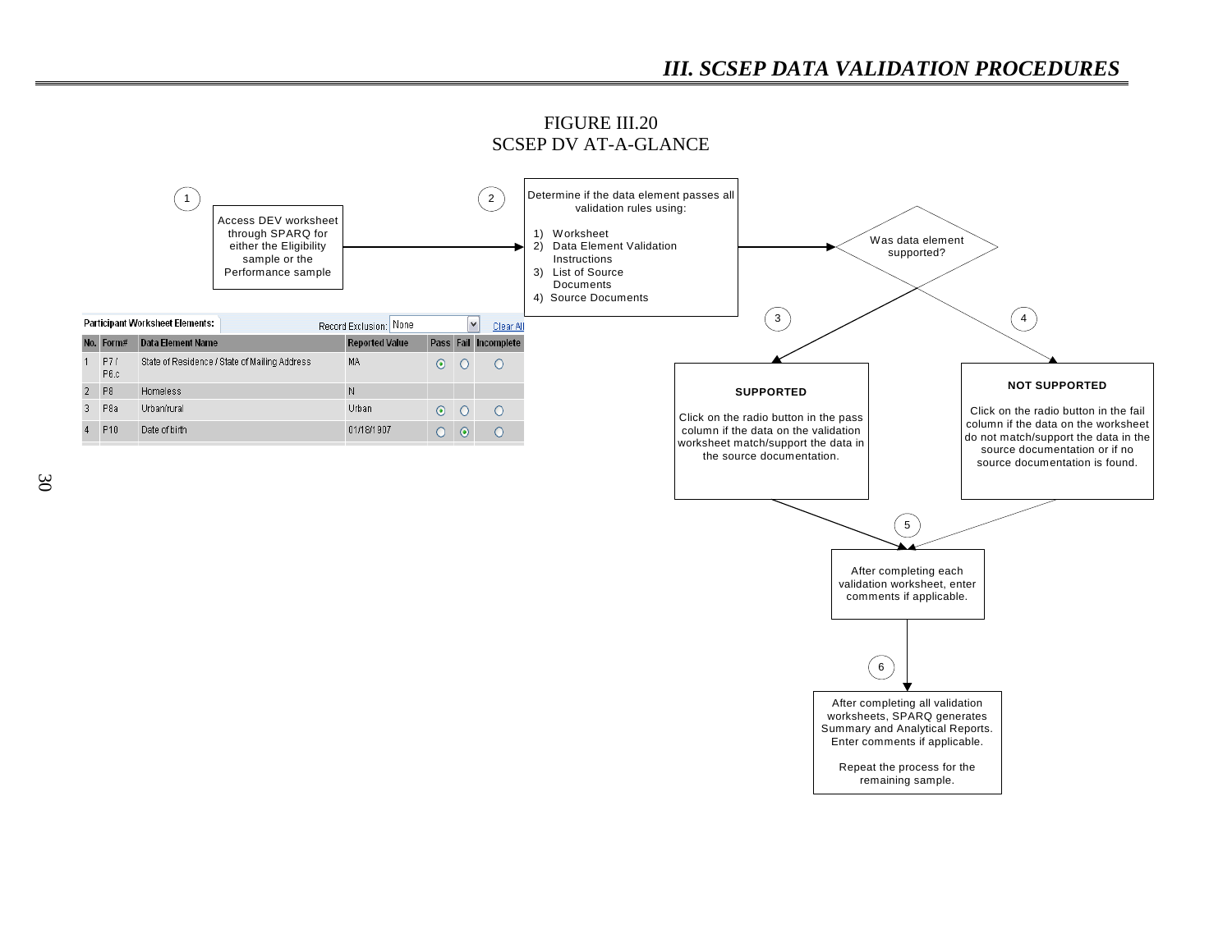FIGURE III.20
SCSEP DV AT-A-GLANCE

1. Access DEV worksheet through SPARQ for either the Eligibility sample or the Performance sample

2. Determine if the data element passes all validation rules using:
   1) Worksheet
   2) Data Element Validation Instructions
   3) List of Source Documents
   4) Source Documents

Was data element supported?

3. **SUPPORTED**

   Click on the radio button in the pass column if the data on the validation worksheet match/support the data in the source documentation.

4. **NOT SUPPORTED**

   Click on the radio button in the fail column if the data on the worksheet do not match/support the data in the source documentation or if no source documentation is found.

5. After completing each validation worksheet, enter comments if applicable.

6. After completing all validation worksheets, SPARQ generates Summary and Analytical Reports. Enter comments if applicable.

   Repeat the process for the remaining sample.

**Participant Worksheet Elements:** Record Exclusion: None Clear All

| No. | Form# | Data Element Name | Reported Value | Pass | Fail | Incomplete |
|---|---|---|---|---|---|---|
| 1 | P7 / P6.c | State of Residence / State of Mailing Address | MA | ⦿ | ○ | ○ |
| 2 | P8 | Homeless | N | | | |
| 3 | P8a | Urban/rural | Urban | ⦿ | ○ | ○ |
| 4 | P10 | Date of birth | 01/18/1907 | ○ | ⦿ | ○ |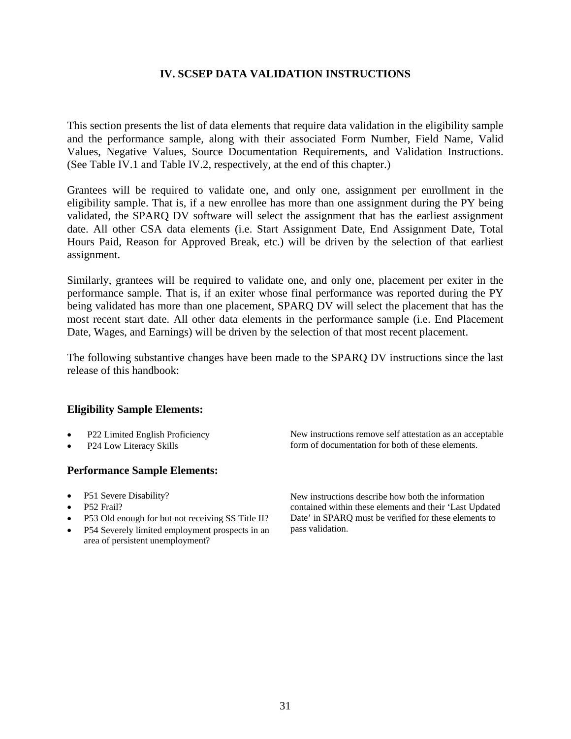# IV. SCSEP DATA VALIDATION INSTRUCTIONS

This section presents the list of data elements that require data validation in the eligibility sample and the performance sample, along with their associated Form Number, Field Name, Valid Values, Negative Values, Source Documentation Requirements, and Validation Instructions. (See Table IV.1 and Table IV.2, respectively, at the end of this chapter.)

Grantees will be required to validate one, and only one, assignment per enrollment in the eligibility sample. That is, if a new enrollee has more than one assignment during the PY being validated, the SPARQ DV software will select the assignment that has the earliest assignment date. All other CSA data elements (i.e. Start Assignment Date, End Assignment Date, Total Hours Paid, Reason for Approved Break, etc.) will be driven by the selection of that earliest assignment.

Similarly, grantees will be required to validate one, and only one, placement per exiter in the performance sample. That is, if an exiter whose final performance was reported during the PY being validated has more than one placement, SPARQ DV will select the placement that has the most recent start date. All other data elements in the performance sample (i.e. End Placement Date, Wages, and Earnings) will be driven by the selection of that most recent placement.

The following substantive changes have been made to the SPARQ DV instructions since the last release of this handbook:

### Eligibility Sample Elements:

- P22 Limited English Proficiency
- P24 Low Literacy Skills

New instructions remove self attestation as an acceptable form of documentation for both of these elements.

### Performance Sample Elements:

- P51 Severe Disability?
- P52 Frail?
- P53 Old enough for but not receiving SS Title II?
- P54 Severely limited employment prospects in an area of persistent unemployment?

New instructions describe how both the information contained within these elements and their 'Last Updated Date' in SPARQ must be verified for these elements to pass validation.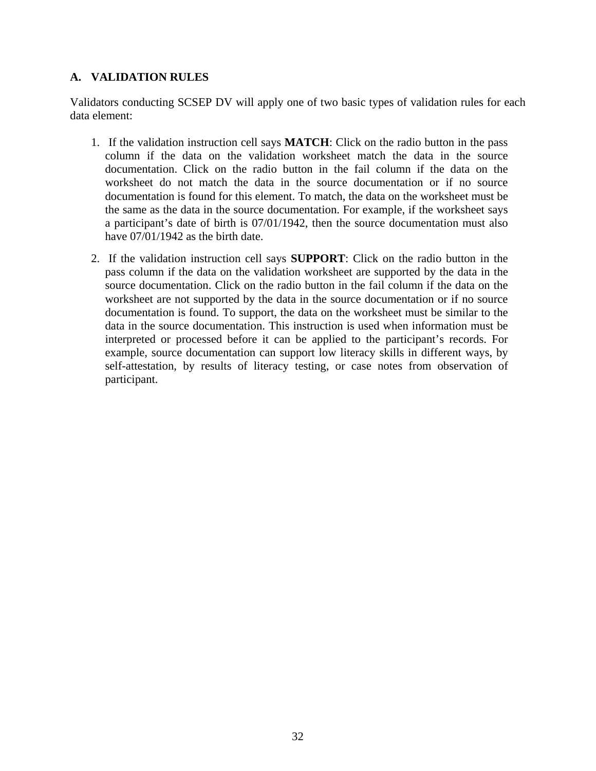## A. VALIDATION RULES

Validators conducting SCSEP DV will apply one of two basic types of validation rules for each data element:

1. If the validation instruction cell says **MATCH**: Click on the radio button in the pass column if the data on the validation worksheet match the data in the source documentation. Click on the radio button in the fail column if the data on the worksheet do not match the data in the source documentation or if no source documentation is found for this element. To match, the data on the worksheet must be the same as the data in the source documentation. For example, if the worksheet says a participant's date of birth is 07/01/1942, then the source documentation must also have 07/01/1942 as the birth date.

2. If the validation instruction cell says **SUPPORT**: Click on the radio button in the pass column if the data on the validation worksheet are supported by the data in the source documentation. Click on the radio button in the fail column if the data on the worksheet are not supported by the data in the source documentation or if no source documentation is found. To support, the data on the worksheet must be similar to the data in the source documentation. This instruction is used when information must be interpreted or processed before it can be applied to the participant's records. For example, source documentation can support low literacy skills in different ways, by self-attestation, by results of literacy testing, or case notes from observation of participant.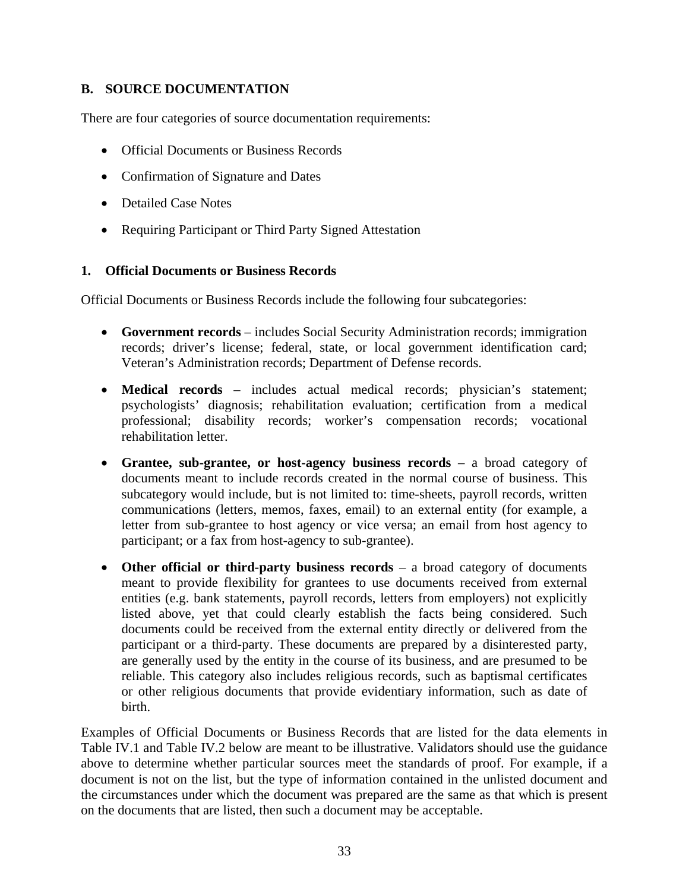## B. SOURCE DOCUMENTATION

There are four categories of source documentation requirements:

- Official Documents or Business Records
- Confirmation of Signature and Dates
- Detailed Case Notes
- Requiring Participant or Third Party Signed Attestation

### 1. Official Documents or Business Records

Official Documents or Business Records include the following four subcategories:

- **Government records** – includes Social Security Administration records; immigration records; driver's license; federal, state, or local government identification card; Veteran's Administration records; Department of Defense records.
- **Medical records** – includes actual medical records; physician's statement; psychologists' diagnosis; rehabilitation evaluation; certification from a medical professional; disability records; worker's compensation records; vocational rehabilitation letter.
- **Grantee, sub-grantee, or host-agency business records** – a broad category of documents meant to include records created in the normal course of business. This subcategory would include, but is not limited to: time-sheets, payroll records, written communications (letters, memos, faxes, email) to an external entity (for example, a letter from sub-grantee to host agency or vice versa; an email from host agency to participant; or a fax from host-agency to sub-grantee).
- **Other official or third-party business records** – a broad category of documents meant to provide flexibility for grantees to use documents received from external entities (e.g. bank statements, payroll records, letters from employers) not explicitly listed above, yet that could clearly establish the facts being considered. Such documents could be received from the external entity directly or delivered from the participant or a third-party. These documents are prepared by a disinterested party, are generally used by the entity in the course of its business, and are presumed to be reliable. This category also includes religious records, such as baptismal certificates or other religious documents that provide evidentiary information, such as date of birth.

Examples of Official Documents or Business Records that are listed for the data elements in Table IV.1 and Table IV.2 below are meant to be illustrative. Validators should use the guidance above to determine whether particular sources meet the standards of proof. For example, if a document is not on the list, but the type of information contained in the unlisted document and the circumstances under which the document was prepared are the same as that which is present on the documents that are listed, then such a document may be acceptable.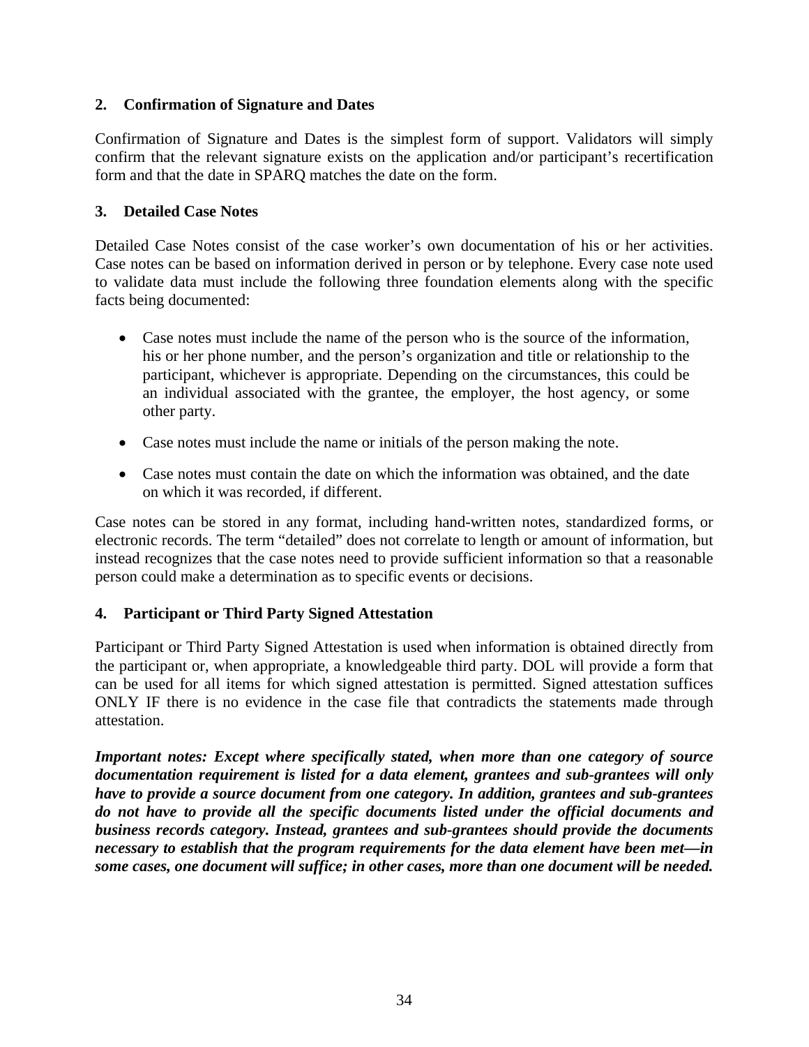### 2. Confirmation of Signature and Dates

Confirmation of Signature and Dates is the simplest form of support. Validators will simply confirm that the relevant signature exists on the application and/or participant's recertification form and that the date in SPARQ matches the date on the form.

### 3. Detailed Case Notes

Detailed Case Notes consist of the case worker's own documentation of his or her activities. Case notes can be based on information derived in person or by telephone. Every case note used to validate data must include the following three foundation elements along with the specific facts being documented:

- Case notes must include the name of the person who is the source of the information, his or her phone number, and the person's organization and title or relationship to the participant, whichever is appropriate. Depending on the circumstances, this could be an individual associated with the grantee, the employer, the host agency, or some other party.
- Case notes must include the name or initials of the person making the note.
- Case notes must contain the date on which the information was obtained, and the date on which it was recorded, if different.

Case notes can be stored in any format, including hand-written notes, standardized forms, or electronic records. The term "detailed" does not correlate to length or amount of information, but instead recognizes that the case notes need to provide sufficient information so that a reasonable person could make a determination as to specific events or decisions.

### 4. Participant or Third Party Signed Attestation

Participant or Third Party Signed Attestation is used when information is obtained directly from the participant or, when appropriate, a knowledgeable third party. DOL will provide a form that can be used for all items for which signed attestation is permitted. Signed attestation suffices ONLY IF there is no evidence in the case file that contradicts the statements made through attestation.

***Important notes: Except where specifically stated, when more than one category of source documentation requirement is listed for a data element, grantees and sub-grantees will only have to provide a source document from one category. In addition, grantees and sub-grantees do not have to provide all the specific documents listed under the official documents and business records category. Instead, grantees and sub-grantees should provide the documents necessary to establish that the program requirements for the data element have been met—in some cases, one document will suffice; in other cases, more than one document will be needed.***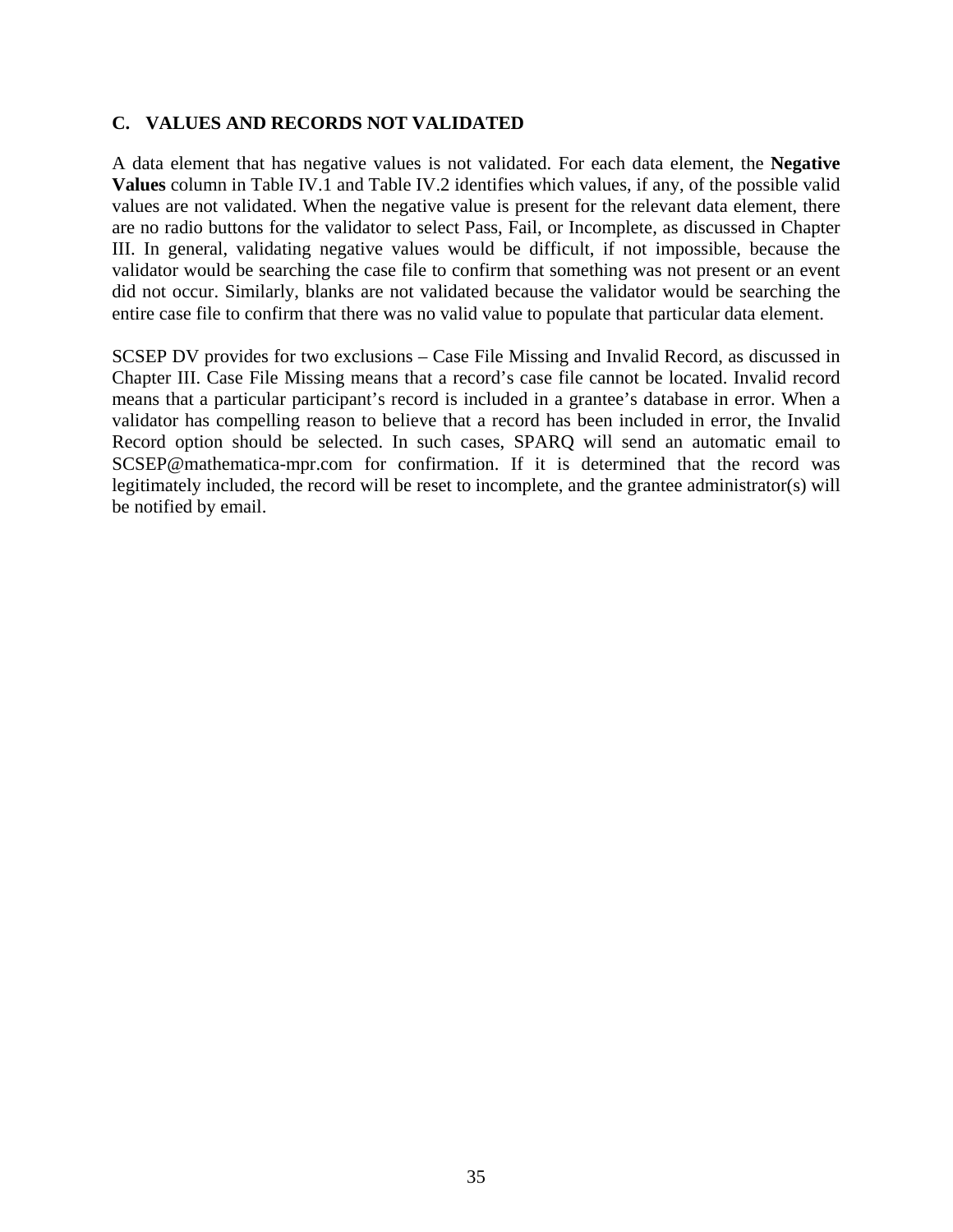## C. VALUES AND RECORDS NOT VALIDATED

A data element that has negative values is not validated. For each data element, the **Negative Values** column in Table IV.1 and Table IV.2 identifies which values, if any, of the possible valid values are not validated. When the negative value is present for the relevant data element, there are no radio buttons for the validator to select Pass, Fail, or Incomplete, as discussed in Chapter III. In general, validating negative values would be difficult, if not impossible, because the validator would be searching the case file to confirm that something was not present or an event did not occur. Similarly, blanks are not validated because the validator would be searching the entire case file to confirm that there was no valid value to populate that particular data element.

SCSEP DV provides for two exclusions – Case File Missing and Invalid Record, as discussed in Chapter III. Case File Missing means that a record's case file cannot be located. Invalid record means that a particular participant's record is included in a grantee's database in error. When a validator has compelling reason to believe that a record has been included in error, the Invalid Record option should be selected. In such cases, SPARQ will send an automatic email to SCSEP@mathematica-mpr.com for confirmation. If it is determined that the record was legitimately included, the record will be reset to incomplete, and the grantee administrator(s) will be notified by email.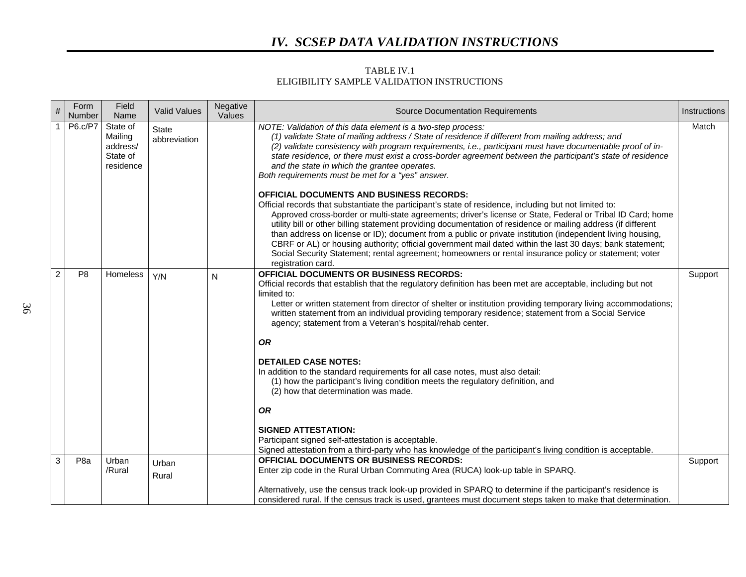# IV. SCSEP DATA VALIDATION INSTRUCTIONS

TABLE IV.1
ELIGIBILITY SAMPLE VALIDATION INSTRUCTIONS

| # | Form Number | Field Name | Valid Values | Negative Values | Source Documentation Requirements | Instructions |
|---|---|---|---|---|---|---|
| 1 | P6.c/P7 | State of Mailing address/ State of residence | State abbreviation | | *NOTE: Validation of this data element is a two-step process:*<br>*(1) validate State of mailing address / State of residence if different from mailing address; and*<br>*(2) validate consistency with program requirements, i.e., participant must have documentable proof of in-state residence, or there must exist a cross-border agreement between the participant's state of residence and the state in which the grantee operates.*<br>*Both requirements must be met for a "yes" answer.*<br><br>**OFFICIAL DOCUMENTS AND BUSINESS RECORDS:**<br>Official records that substantiate the participant's state of residence, including but not limited to:<br>Approved cross-border or multi-state agreements; driver's license or State, Federal or Tribal ID Card; home utility bill or other billing statement providing documentation of residence or mailing address (if different than address on license or ID); document from a public or private institution (independent living housing, CBRF or AL) or housing authority; official government mail dated within the last 30 days; bank statement; Social Security Statement; rental agreement; homeowners or rental insurance policy or statement; voter registration card. | Match |
| 2 | P8 | Homeless | Y/N | N | **OFFICIAL DOCUMENTS OR BUSINESS RECORDS:**<br>Official records that establish that the regulatory definition has been met are acceptable, including but not limited to:<br>Letter or written statement from director of shelter or institution providing temporary living accommodations; written statement from an individual providing temporary residence; statement from a Social Service agency; statement from a Veteran's hospital/rehab center.<br><br>***OR***<br><br>**DETAILED CASE NOTES:**<br>In addition to the standard requirements for all case notes, must also detail:<br>(1) how the participant's living condition meets the regulatory definition, and<br>(2) how that determination was made.<br><br>***OR***<br><br>**SIGNED ATTESTATION:**<br>Participant signed self-attestation is acceptable.<br>Signed attestation from a third-party who has knowledge of the participant's living condition is acceptable. | Support |
| 3 | P8a | Urban /Rural | Urban<br>Rural | | **OFFICIAL DOCUMENTS OR BUSINESS RECORDS:**<br>Enter zip code in the Rural Urban Commuting Area (RUCA) look-up table in SPARQ.<br><br>Alternatively, use the census track look-up provided in SPARQ to determine if the participant's residence is considered rural. If the census track is used, grantees must document steps taken to make that determination. | Support |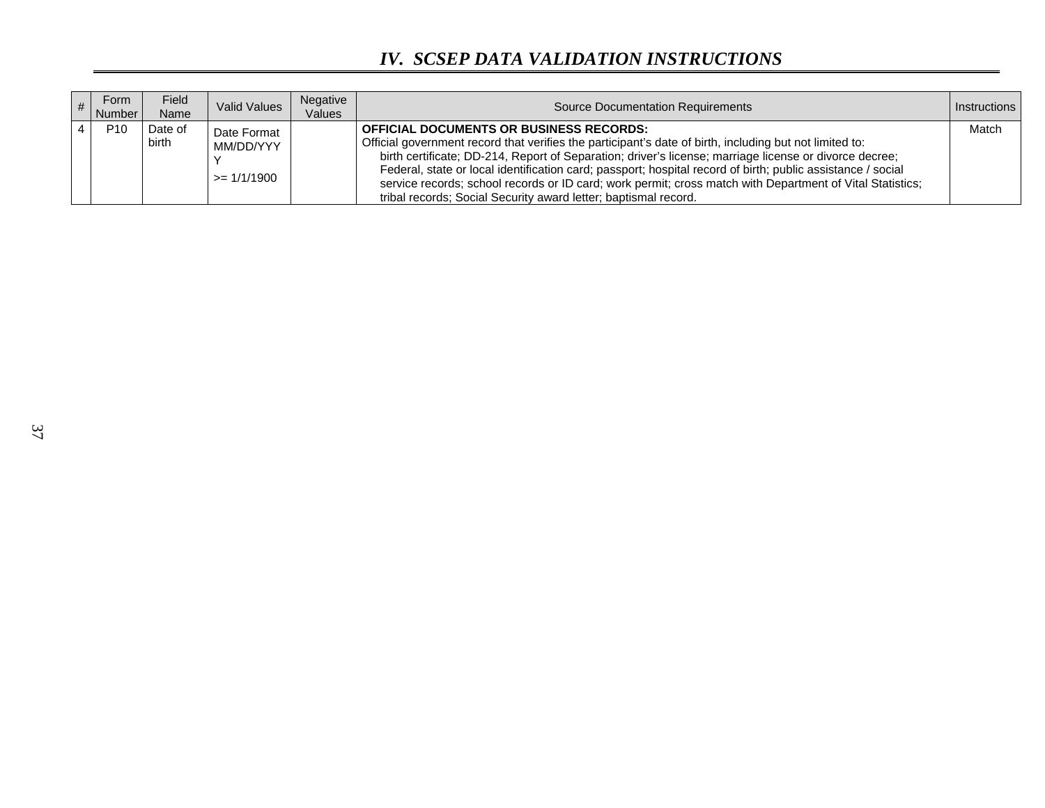## IV. SCSEP DATA VALIDATION INSTRUCTIONS

| # | Form Number | Field Name | Valid Values | Negative Values | Source Documentation Requirements | Instructions |
|---|---|---|---|---|---|---|
| 4 | P10 | Date of birth | Date Format MM/DD/YYYY<br>>= 1/1/1900 | | **OFFICIAL DOCUMENTS OR BUSINESS RECORDS:**<br>Official government record that verifies the participant's date of birth, including but not limited to:<br>birth certificate; DD-214, Report of Separation; driver's license; marriage license or divorce decree; Federal, state or local identification card; passport; hospital record of birth; public assistance / social service records; school records or ID card; work permit; cross match with Department of Vital Statistics; tribal records; Social Security award letter; baptismal record. | Match |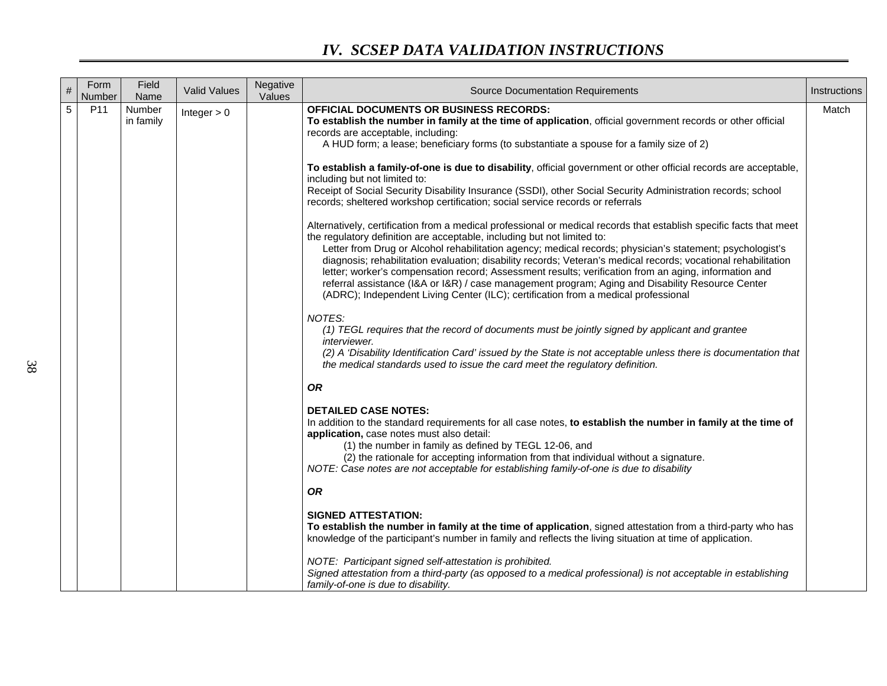## IV. SCSEP DATA VALIDATION INSTRUCTIONS

| # | Form Number | Field Name | Valid Values | Negative Values | Source Documentation Requirements | Instructions |
|---|---|---|---|---|---|---|
| 5 | P11 | Number in family | Integer > 0 | | **OFFICIAL DOCUMENTS OR BUSINESS RECORDS:**<br>**To establish the number in family at the time of application**, official government records or other official records are acceptable, including:<br>A HUD form; a lease; beneficiary forms (to substantiate a spouse for a family size of 2)<br><br>**To establish a family-of-one is due to disability**, official government or other official records are acceptable, including but not limited to:<br>Receipt of Social Security Disability Insurance (SSDI), other Social Security Administration records; school records; sheltered workshop certification; social service records or referrals<br><br>Alternatively, certification from a medical professional or medical records that establish specific facts that meet the regulatory definition are acceptable, including but not limited to:<br>Letter from Drug or Alcohol rehabilitation agency; medical records; physician's statement; psychologist's diagnosis; rehabilitation evaluation; disability records; Veteran's medical records; vocational rehabilitation letter; worker's compensation record; Assessment results; verification from an aging, information and referral assistance (I&A or I&R) / case management program; Aging and Disability Resource Center (ADRC); Independent Living Center (ILC); certification from a medical professional<br><br>*NOTES:*<br>*(1) TEGL requires that the record of documents must be jointly signed by applicant and grantee interviewer.*<br>*(2) A 'Disability Identification Card' issued by the State is not acceptable unless there is documentation that the medical standards used to issue the card meet the regulatory definition.*<br><br>***OR***<br><br>**DETAILED CASE NOTES:**<br>In addition to the standard requirements for all case notes, **to establish the number in family at the time of application,** case notes must also detail:<br>(1) the number in family as defined by TEGL 12-06, and<br>(2) the rationale for accepting information from that individual without a signature.<br>*NOTE: Case notes are not acceptable for establishing family-of-one is due to disability*<br><br>***OR***<br><br>**SIGNED ATTESTATION:**<br>**To establish the number in family at the time of application**, signed attestation from a third-party who has knowledge of the participant's number in family and reflects the living situation at time of application.<br><br>*NOTE: Participant signed self-attestation is prohibited.*<br>*Signed attestation from a third-party (as opposed to a medical professional) is not acceptable in establishing family-of-one is due to disability.* | Match |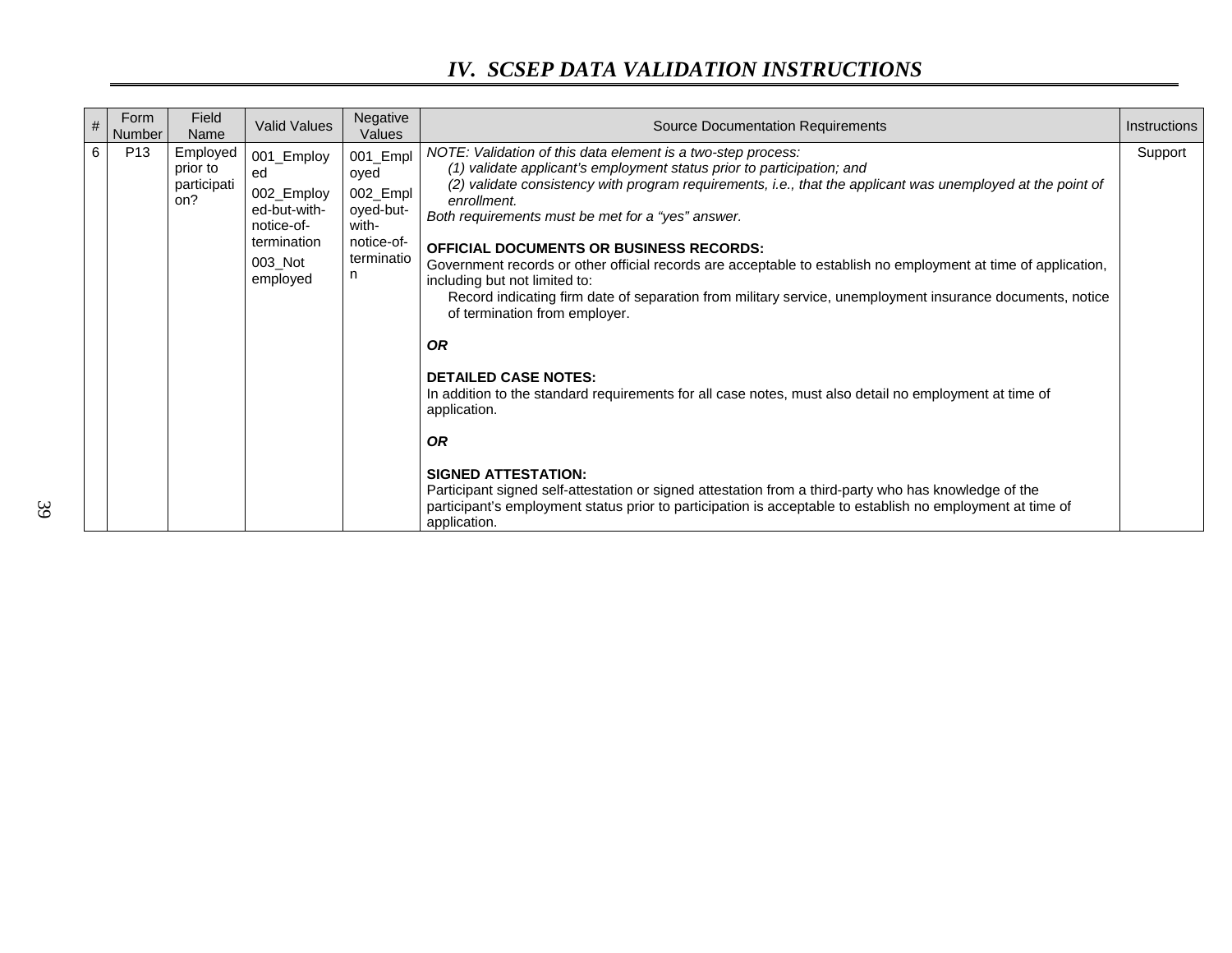## IV. SCSEP DATA VALIDATION INSTRUCTIONS

| # | Form Number | Field Name | Valid Values | Negative Values | Source Documentation Requirements | Instructions |
|---|---|---|---|---|---|---|
| 6 | P13 | Employed prior to participation? | 001_Employed<br>002_Employed-but-with-notice-of-termination<br>003_Not employed | 001_Employed<br>002_Employed-but-with-notice-of-termination | *NOTE: Validation of this data element is a two-step process:*<br>*(1) validate applicant's employment status prior to participation; and*<br>*(2) validate consistency with program requirements, i.e., that the applicant was unemployed at the point of enrollment.*<br>*Both requirements must be met for a "yes" answer.*<br><br>**OFFICIAL DOCUMENTS OR BUSINESS RECORDS:**<br>Government records or other official records are acceptable to establish no employment at time of application, including but not limited to:<br>Record indicating firm date of separation from military service, unemployment insurance documents, notice of termination from employer.<br><br>***OR***<br><br>**DETAILED CASE NOTES:**<br>In addition to the standard requirements for all case notes, must also detail no employment at time of application.<br><br>***OR***<br><br>**SIGNED ATTESTATION:**<br>Participant signed self-attestation or signed attestation from a third-party who has knowledge of the participant's employment status prior to participation is acceptable to establish no employment at time of application. | Support |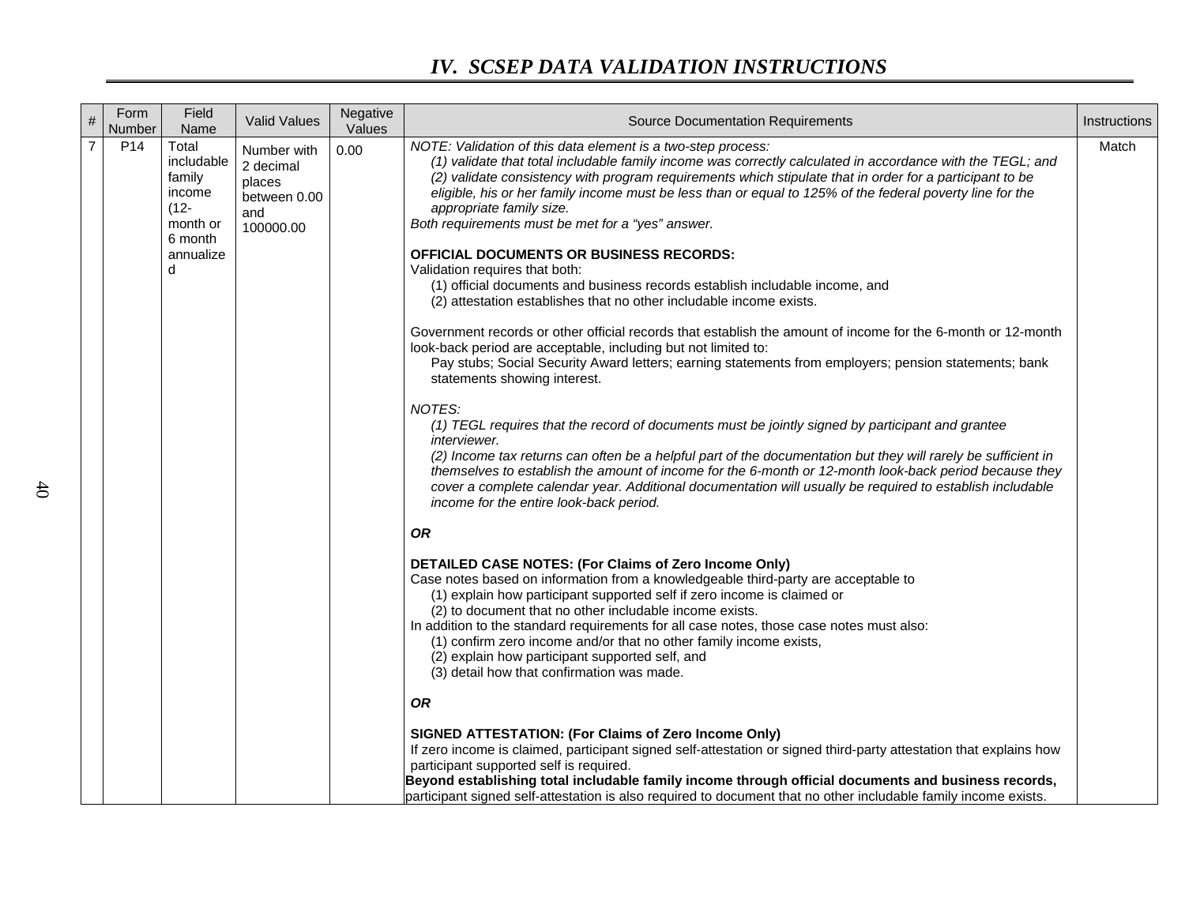## IV. SCSEP DATA VALIDATION INSTRUCTIONS

| # | Form Number | Field Name | Valid Values | Negative Values | Source Documentation Requirements | Instructions |
|---|---|---|---|---|---|---|
| 7 | P14 | Total includable family income (12-month or 6 month annualized | Number with 2 decimal places between 0.00 and 100000.00 | 0.00 | *NOTE: Validation of this data element is a two-step process:*<br>*(1) validate that total includable family income was correctly calculated in accordance with the TEGL; and*<br>*(2) validate consistency with program requirements which stipulate that in order for a participant to be eligible, his or her family income must be less than or equal to 125% of the federal poverty line for the appropriate family size.*<br>*Both requirements must be met for a "yes" answer.*<br><br>**OFFICIAL DOCUMENTS OR BUSINESS RECORDS:**<br>Validation requires that both:<br>(1) official documents and business records establish includable income, and<br>(2) attestation establishes that no other includable income exists.<br><br>Government records or other official records that establish the amount of income for the 6-month or 12-month look-back period are acceptable, including but not limited to:<br>Pay stubs; Social Security Award letters; earning statements from employers; pension statements; bank statements showing interest.<br><br>*NOTES:*<br>*(1) TEGL requires that the record of documents must be jointly signed by participant and grantee interviewer.*<br>*(2) Income tax returns can often be a helpful part of the documentation but they will rarely be sufficient in themselves to establish the amount of income for the 6-month or 12-month look-back period because they cover a complete calendar year. Additional documentation will usually be required to establish includable income for the entire look-back period.*<br><br>***OR***<br><br>**DETAILED CASE NOTES: (For Claims of Zero Income Only)**<br>Case notes based on information from a knowledgeable third-party are acceptable to<br>(1) explain how participant supported self if zero income is claimed or<br>(2) to document that no other includable income exists.<br>In addition to the standard requirements for all case notes, those case notes must also:<br>(1) confirm zero income and/or that no other family income exists,<br>(2) explain how participant supported self, and<br>(3) detail how that confirmation was made.<br><br>***OR***<br><br>**SIGNED ATTESTATION: (For Claims of Zero Income Only)**<br>If zero income is claimed, participant signed self-attestation or signed third-party attestation that explains how participant supported self is required.<br>**Beyond establishing total includable family income through official documents and business records,** participant signed self-attestation is also required to document that no other includable family income exists. | Match |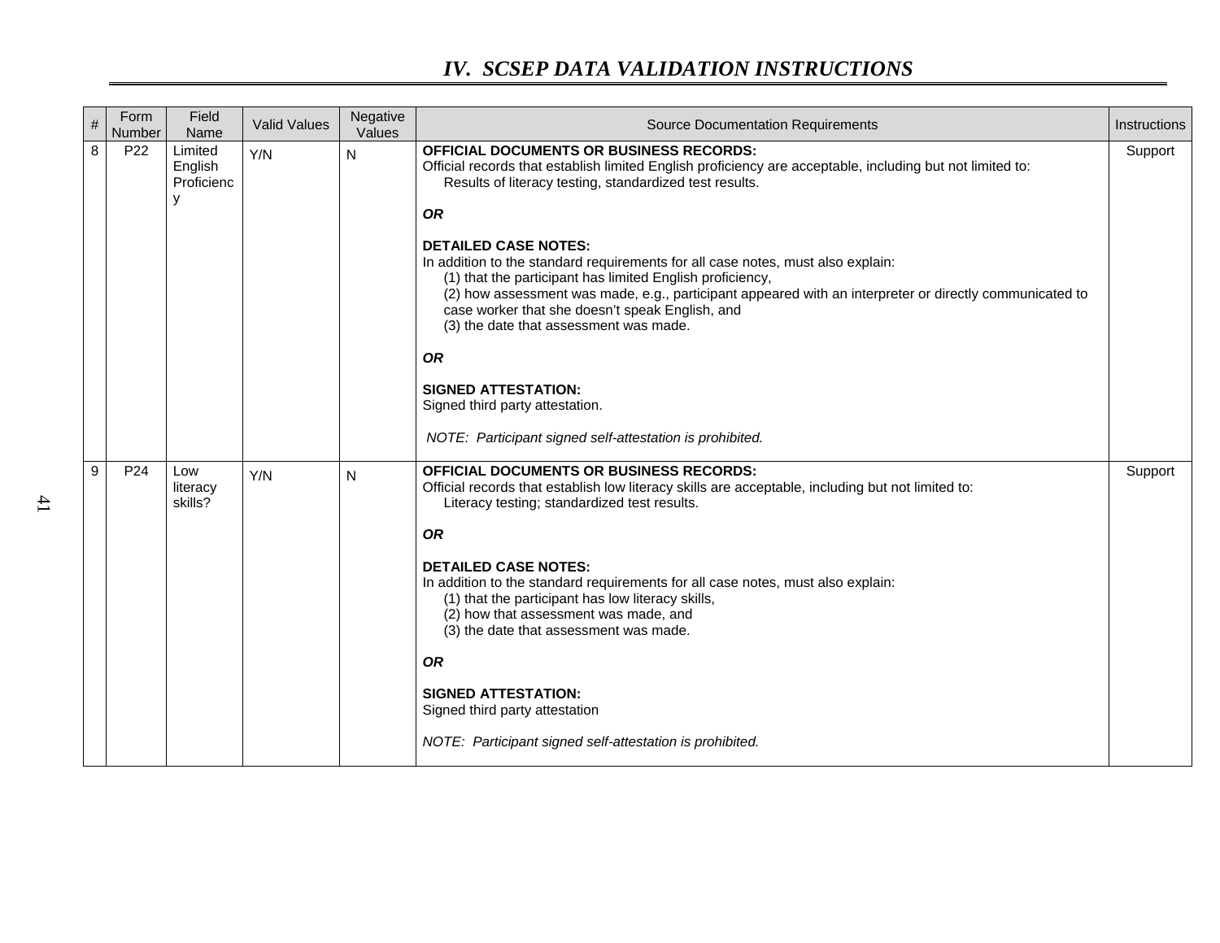# IV. SCSEP DATA VALIDATION INSTRUCTIONS

| # | Form Number | Field Name | Valid Values | Negative Values | Source Documentation Requirements | Instructions |
|---|---|---|---|---|---|---|
| 8 | P22 | Limited English Proficiency | Y/N | N | **OFFICIAL DOCUMENTS OR BUSINESS RECORDS:**<br>Official records that establish limited English proficiency are acceptable, including but not limited to:<br>Results of literacy testing, standardized test results.<br><br>***OR***<br><br>**DETAILED CASE NOTES:**<br>In addition to the standard requirements for all case notes, must also explain:<br>(1) that the participant has limited English proficiency,<br>(2) how assessment was made, e.g., participant appeared with an interpreter or directly communicated to case worker that she doesn't speak English, and<br>(3) the date that assessment was made.<br><br>***OR***<br><br>**SIGNED ATTESTATION:**<br>Signed third party attestation.<br><br>*NOTE: Participant signed self-attestation is prohibited.* | Support |
| 9 | P24 | Low literacy skills? | Y/N | N | **OFFICIAL DOCUMENTS OR BUSINESS RECORDS:**<br>Official records that establish low literacy skills are acceptable, including but not limited to:<br>Literacy testing; standardized test results.<br><br>***OR***<br><br>**DETAILED CASE NOTES:**<br>In addition to the standard requirements for all case notes, must also explain:<br>(1) that the participant has low literacy skills,<br>(2) how that assessment was made, and<br>(3) the date that assessment was made.<br><br>***OR***<br><br>**SIGNED ATTESTATION:**<br>Signed third party attestation<br><br>*NOTE: Participant signed self-attestation is prohibited.* | Support |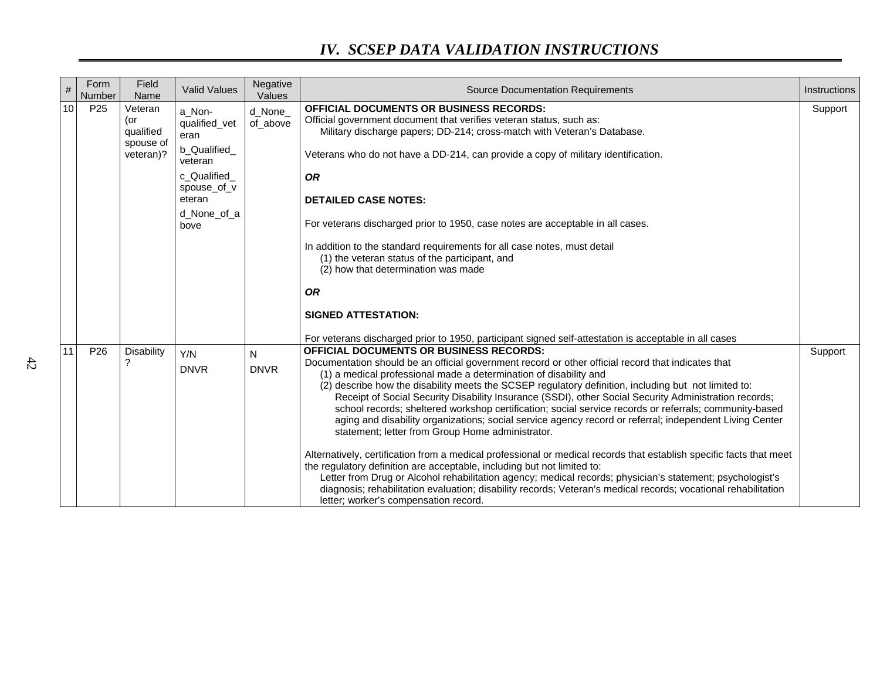## IV. SCSEP DATA VALIDATION INSTRUCTIONS

| # | Form Number | Field Name | Valid Values | Negative Values | Source Documentation Requirements | Instructions |
|---|---|---|---|---|---|---|
| 10 | P25 | Veteran (or qualified spouse of veteran)? | a_Non-qualified_veteran<br>b_Qualified_veteran<br>c_Qualified_spouse_of_veteran<br>d_None_of_above | d_None_of_above | **OFFICIAL DOCUMENTS OR BUSINESS RECORDS:**<br>Official government document that verifies veteran status, such as:<br>Military discharge papers; DD-214; cross-match with Veteran's Database.<br><br>Veterans who do not have a DD-214, can provide a copy of military identification.<br><br>***OR***<br><br>**DETAILED CASE NOTES:**<br><br>For veterans discharged prior to 1950, case notes are acceptable in all cases.<br><br>In addition to the standard requirements for all case notes, must detail<br>(1) the veteran status of the participant, and<br>(2) how that determination was made<br><br>***OR***<br><br>**SIGNED ATTESTATION:**<br><br>For veterans discharged prior to 1950, participant signed self-attestation is acceptable in all cases | Support |
| 11 | P26 | Disability? | Y/N<br>DNVR | N<br>DNVR | **OFFICIAL DOCUMENTS OR BUSINESS RECORDS:**<br>Documentation should be an official government record or other official record that indicates that<br>(1) a medical professional made a determination of disability and<br>(2) describe how the disability meets the SCSEP regulatory definition, including but not limited to:<br>Receipt of Social Security Disability Insurance (SSDI), other Social Security Administration records; school records; sheltered workshop certification; social service records or referrals; community-based aging and disability organizations; social service agency record or referral; independent Living Center statement; letter from Group Home administrator.<br><br>Alternatively, certification from a medical professional or medical records that establish specific facts that meet the regulatory definition are acceptable, including but not limited to:<br>Letter from Drug or Alcohol rehabilitation agency; medical records; physician's statement; psychologist's diagnosis; rehabilitation evaluation; disability records; Veteran's medical records; vocational rehabilitation letter; worker's compensation record. | Support |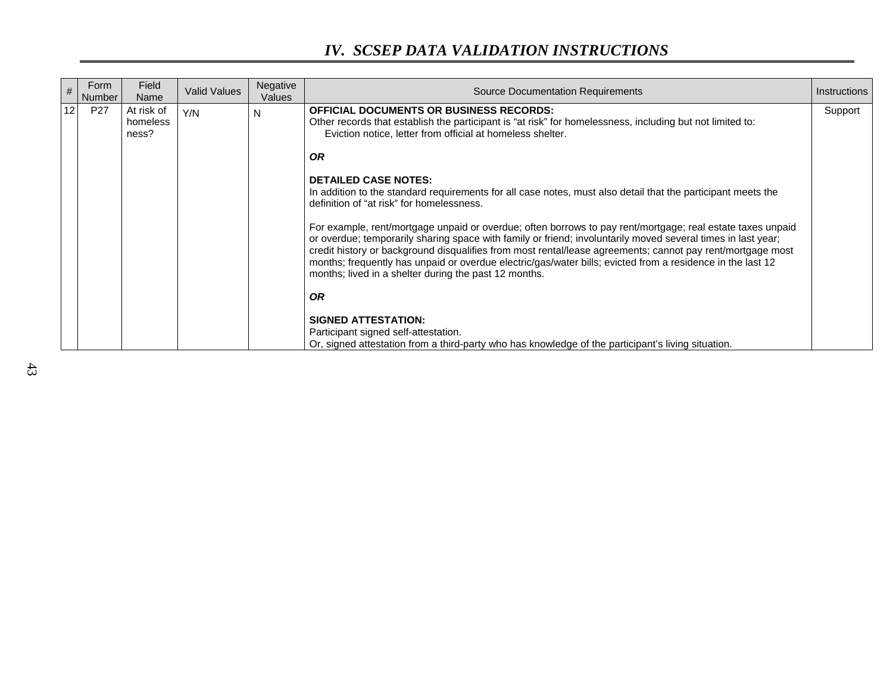## IV. SCSEP DATA VALIDATION INSTRUCTIONS

| # | Form Number | Field Name | Valid Values | Negative Values | Source Documentation Requirements | Instructions |
|---|---|---|---|---|---|---|
| 12 | P27 | At risk of homelessness? | Y/N | N | **OFFICIAL DOCUMENTS OR BUSINESS RECORDS:**<br>Other records that establish the participant is "at risk" for homelessness, including but not limited to:<br>Eviction notice, letter from official at homeless shelter.<br><br>***OR***<br><br>**DETAILED CASE NOTES:**<br>In addition to the standard requirements for all case notes, must also detail that the participant meets the definition of "at risk" for homelessness.<br><br>For example, rent/mortgage unpaid or overdue; often borrows to pay rent/mortgage; real estate taxes unpaid or overdue; temporarily sharing space with family or friend; involuntarily moved several times in last year; credit history or background disqualifies from most rental/lease agreements; cannot pay rent/mortgage most months; frequently has unpaid or overdue electric/gas/water bills; evicted from a residence in the last 12 months; lived in a shelter during the past 12 months.<br><br>***OR***<br><br>**SIGNED ATTESTATION:**<br>Participant signed self-attestation.<br>Or, signed attestation from a third-party who has knowledge of the participant's living situation. | Support |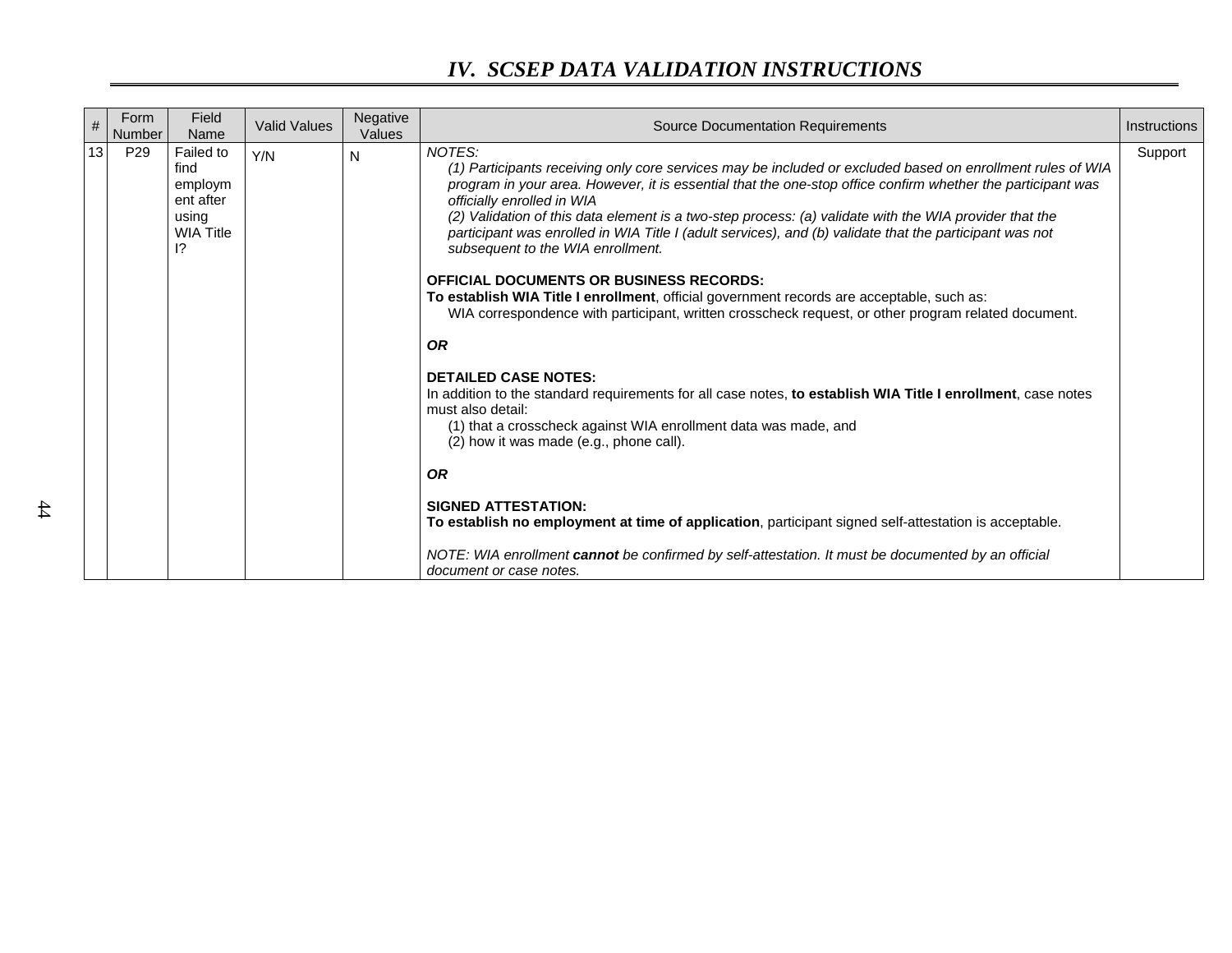## IV. SCSEP DATA VALIDATION INSTRUCTIONS

| # | Form Number | Field Name | Valid Values | Negative Values | Source Documentation Requirements | Instructions |
|---|---|---|---|---|---|---|
| 13 | P29 | Failed to find employment after using WIA Title I? | Y/N | N | *NOTES:*<br>*(1) Participants receiving only core services may be included or excluded based on enrollment rules of WIA program in your area. However, it is essential that the one-stop office confirm whether the participant was officially enrolled in WIA*<br>*(2) Validation of this data element is a two-step process: (a) validate with the WIA provider that the participant was enrolled in WIA Title I (adult services), and (b) validate that the participant was not subsequent to the WIA enrollment.*<br><br>**OFFICIAL DOCUMENTS OR BUSINESS RECORDS:**<br>**To establish WIA Title I enrollment**, official government records are acceptable, such as:<br>WIA correspondence with participant, written crosscheck request, or other program related document.<br><br>***OR***<br><br>**DETAILED CASE NOTES:**<br>In addition to the standard requirements for all case notes, **to establish WIA Title I enrollment**, case notes must also detail:<br>(1) that a crosscheck against WIA enrollment data was made, and<br>(2) how it was made (e.g., phone call).<br><br>***OR***<br><br>**SIGNED ATTESTATION:**<br>**To establish no employment at time of application**, participant signed self-attestation is acceptable.<br><br>*NOTE: WIA enrollment **cannot** be confirmed by self-attestation. It must be documented by an official document or case notes.* | Support |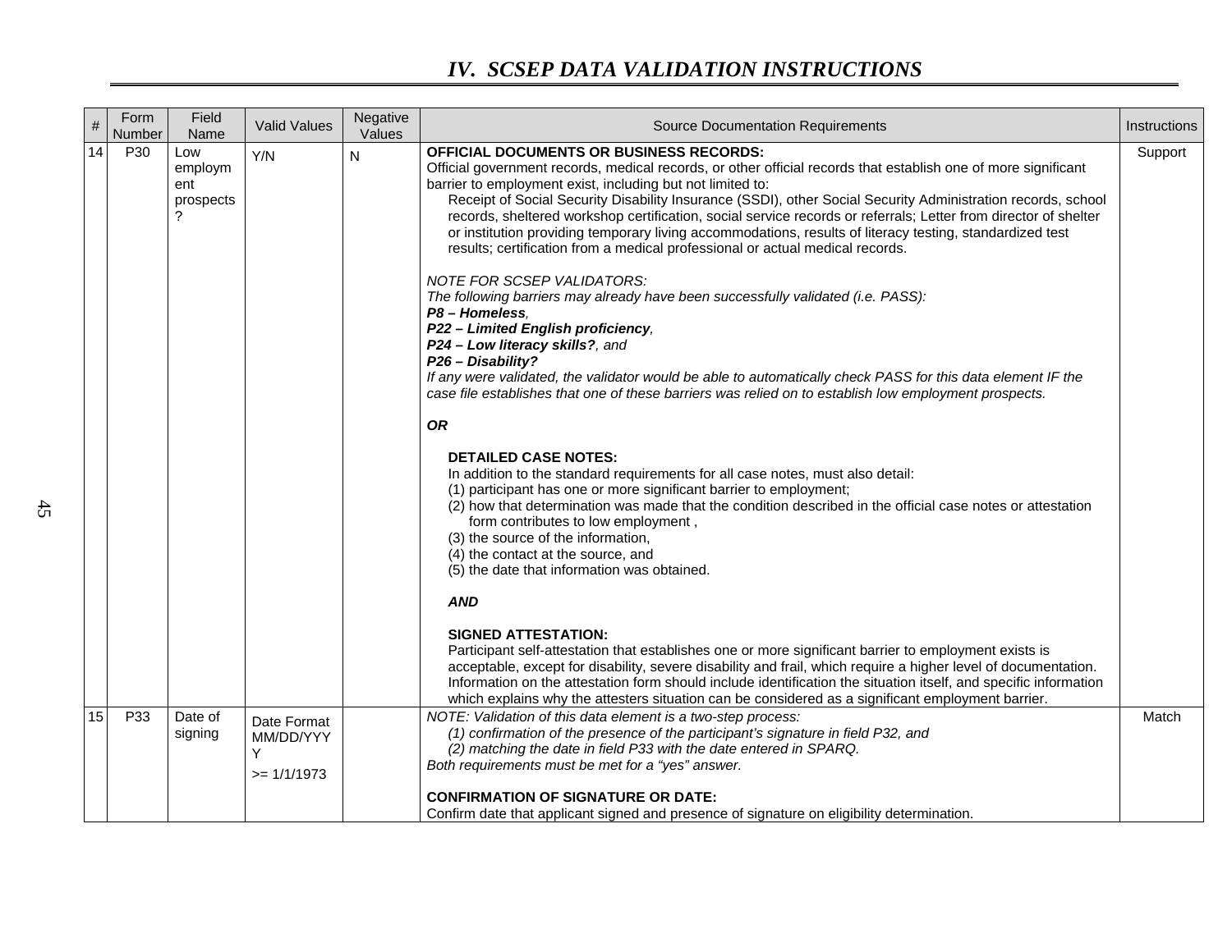## IV. SCSEP DATA VALIDATION INSTRUCTIONS

| # | Form Number | Field Name | Valid Values | Negative Values | Source Documentation Requirements | Instructions |
|---|---|---|---|---|---|---|
| 14 | P30 | Low employment prospects? | Y/N | N | **OFFICIAL DOCUMENTS OR BUSINESS RECORDS:**<br>Official government records, medical records, or other official records that establish one of more significant barrier to employment exist, including but not limited to:<br>Receipt of Social Security Disability Insurance (SSDI), other Social Security Administration records, school records, sheltered workshop certification, social service records or referrals; Letter from director of shelter or institution providing temporary living accommodations, results of literacy testing, standardized test results; certification from a medical professional or actual medical records.<br><br>*NOTE FOR SCSEP VALIDATORS:*<br>*The following barriers may already have been successfully validated (i.e. PASS):*<br>***P8 – Homeless**,*<br>***P22 – Limited English proficiency**,*<br>***P24 – Low literacy skills?**, and*<br>***P26 – Disability?***<br>*If any were validated, the validator would be able to automatically check PASS for this data element IF the case file establishes that one of these barriers was relied on to establish low employment prospects.*<br><br>***OR***<br><br>**DETAILED CASE NOTES:**<br>In addition to the standard requirements for all case notes, must also detail:<br>(1) participant has one or more significant barrier to employment;<br>(2) how that determination was made that the condition described in the official case notes or attestation form contributes to low employment ,<br>(3) the source of the information,<br>(4) the contact at the source, and<br>(5) the date that information was obtained.<br><br>***AND***<br><br>**SIGNED ATTESTATION:**<br>Participant self-attestation that establishes one or more significant barrier to employment exists is acceptable, except for disability, severe disability and frail, which require a higher level of documentation. Information on the attestation form should include identification the situation itself, and specific information which explains why the attesters situation can be considered as a significant employment barrier. | Support |
| 15 | P33 | Date of signing | Date Format MM/DD/YYYY<br><br>>= 1/1/1973 | | *NOTE: Validation of this data element is a two-step process:*<br>*(1) confirmation of the presence of the participant's signature in field P32, and*<br>*(2) matching the date in field P33 with the date entered in SPARQ.*<br>*Both requirements must be met for a "yes" answer.*<br><br>**CONFIRMATION OF SIGNATURE OR DATE:**<br>Confirm date that applicant signed and presence of signature on eligibility determination. | Match |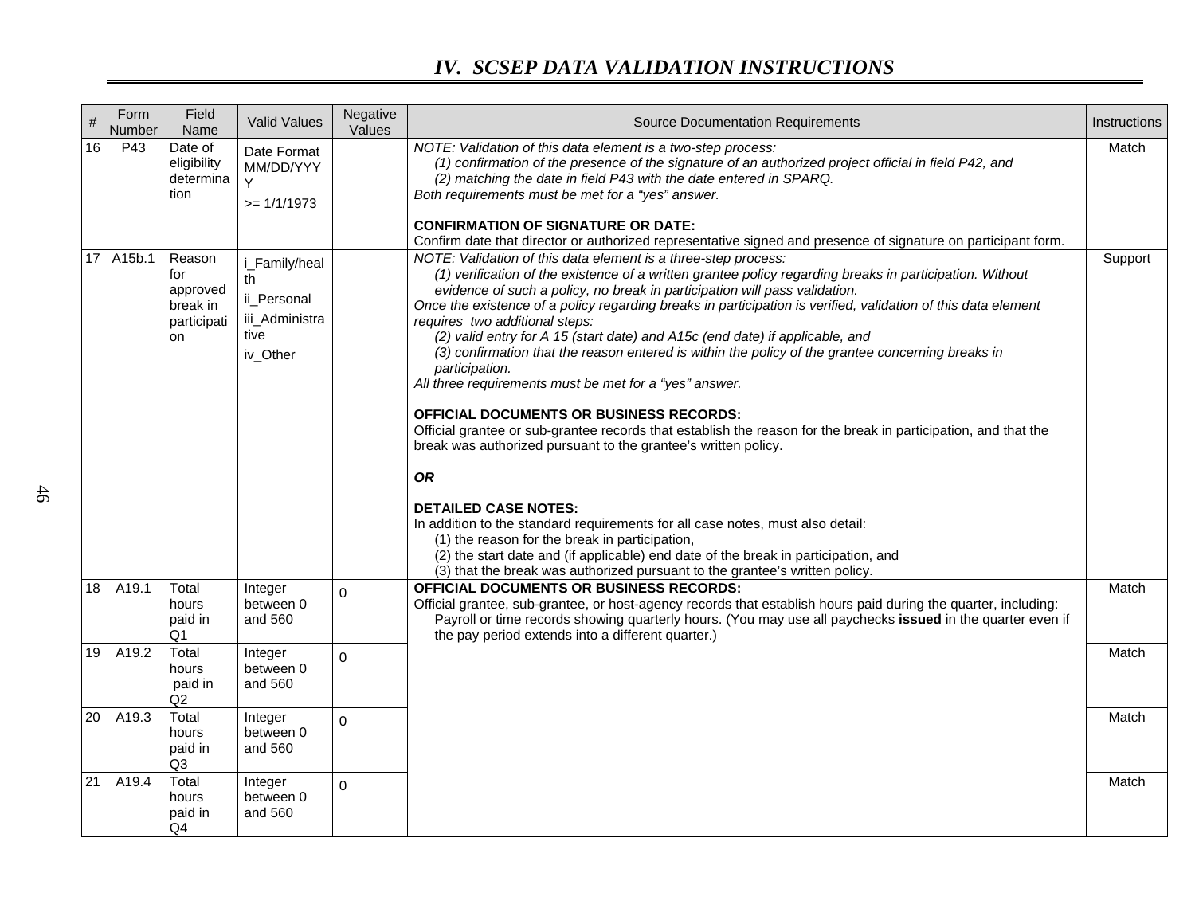## IV. SCSEP DATA VALIDATION INSTRUCTIONS

| # | Form Number | Field Name | Valid Values | Negative Values | Source Documentation Requirements | Instructions |
|---|---|---|---|---|---|---|
| 16 | P43 | Date of eligibility determination | Date Format MM/DD/YYYY<br>>= 1/1/1973 | | *NOTE: Validation of this data element is a two-step process:*<br>*(1) confirmation of the presence of the signature of an authorized project official in field P42, and*<br>*(2) matching the date in field P43 with the date entered in SPARQ.*<br>*Both requirements must be met for a "yes" answer.*<br><br>**CONFIRMATION OF SIGNATURE OR DATE:**<br>Confirm date that director or authorized representative signed and presence of signature on participant form. | Match |
| 17 | A15b.1 | Reason for approved break in participation | i_Family/health<br>ii_Personal<br>iii_Administrative<br>iv_Other | | *NOTE: Validation of this data element is a three-step process:*<br>*(1) verification of the existence of a written grantee policy regarding breaks in participation. Without evidence of such a policy, no break in participation will pass validation.*<br>*Once the existence of a policy regarding breaks in participation is verified, validation of this data element requires two additional steps:*<br>*(2) valid entry for A 15 (start date) and A15c (end date) if applicable, and*<br>*(3) confirmation that the reason entered is within the policy of the grantee concerning breaks in participation.*<br>*All three requirements must be met for a "yes" answer.*<br><br>**OFFICIAL DOCUMENTS OR BUSINESS RECORDS:**<br>Official grantee or sub-grantee records that establish the reason for the break in participation, and that the break was authorized pursuant to the grantee's written policy.<br><br>***OR***<br><br>**DETAILED CASE NOTES:**<br>In addition to the standard requirements for all case notes, must also detail:<br>(1) the reason for the break in participation,<br>(2) the start date and (if applicable) end date of the break in participation, and<br>(3) that the break was authorized pursuant to the grantee's written policy. | Support |
| 18 | A19.1 | Total hours paid in Q1 | Integer between 0 and 560 | 0 | **OFFICIAL DOCUMENTS OR BUSINESS RECORDS:**<br>Official grantee, sub-grantee, or host-agency records that establish hours paid during the quarter, including:<br>Payroll or time records showing quarterly hours. (You may use all paychecks **issued** in the quarter even if the pay period extends into a different quarter.) | Match |
| 19 | A19.2 | Total hours paid in Q2 | Integer between 0 and 560 | 0 | | Match |
| 20 | A19.3 | Total hours paid in Q3 | Integer between 0 and 560 | 0 | | Match |
| 21 | A19.4 | Total hours paid in Q4 | Integer between 0 and 560 | 0 | | Match |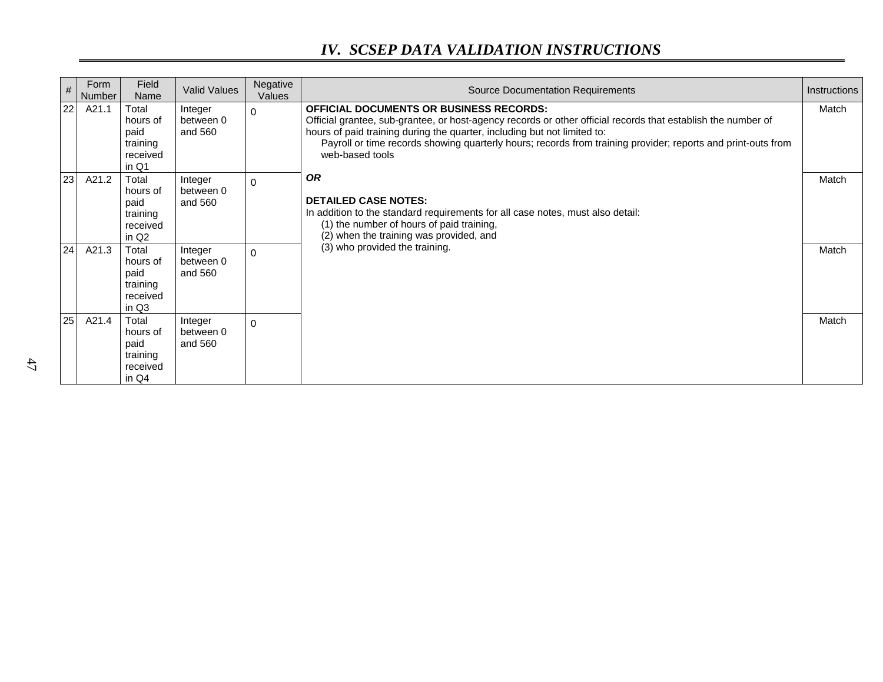# IV. SCSEP DATA VALIDATION INSTRUCTIONS

| # | Form Number | Field Name | Valid Values | Negative Values | Source Documentation Requirements | Instructions |
|---|---|---|---|---|---|---|
| 22 | A21.1 | Total hours of paid training received in Q1 | Integer between 0 and 560 | 0 | **OFFICIAL DOCUMENTS OR BUSINESS RECORDS:** Official grantee, sub-grantee, or host-agency records or other official records that establish the number of hours of paid training during the quarter, including but not limited to: Payroll or time records showing quarterly hours; records from training provider; reports and print-outs from web-based tools<br><br>***OR***<br><br>**DETAILED CASE NOTES:** In addition to the standard requirements for all case notes, must also detail: (1) the number of hours of paid training, (2) when the training was provided, and (3) who provided the training. | Match |
| 23 | A21.2 | Total hours of paid training received in Q2 | Integer between 0 and 560 | 0 | | Match |
| 24 | A21.3 | Total hours of paid training received in Q3 | Integer between 0 and 560 | 0 | | Match |
| 25 | A21.4 | Total hours of paid training received in Q4 | Integer between 0 and 560 | 0 | | Match |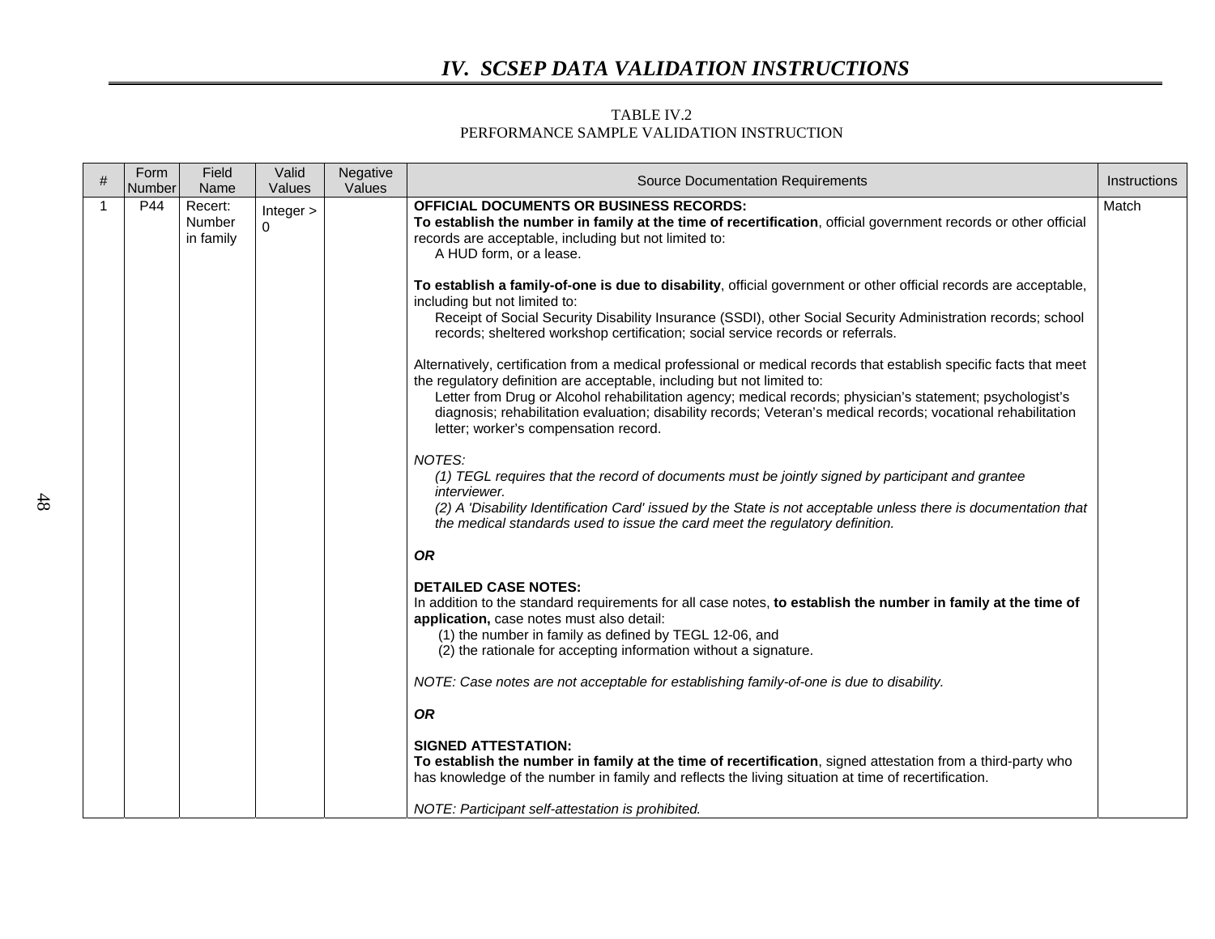## IV. SCSEP DATA VALIDATION INSTRUCTIONS

TABLE IV.2
PERFORMANCE SAMPLE VALIDATION INSTRUCTION

| # | Form Number | Field Name | Valid Values | Negative Values | Source Documentation Requirements | Instructions |
|---|---|---|---|---|---|---|
| 1 | P44 | Recert: Number in family | Integer > 0 | | **OFFICIAL DOCUMENTS OR BUSINESS RECORDS:**<br>**To establish the number in family at the time of recertification**, official government records or other official records are acceptable, including but not limited to:<br>A HUD form, or a lease.<br><br>**To establish a family-of-one is due to disability**, official government or other official records are acceptable, including but not limited to:<br>Receipt of Social Security Disability Insurance (SSDI), other Social Security Administration records; school records; sheltered workshop certification; social service records or referrals.<br><br>Alternatively, certification from a medical professional or medical records that establish specific facts that meet the regulatory definition are acceptable, including but not limited to:<br>Letter from Drug or Alcohol rehabilitation agency; medical records; physician's statement; psychologist's diagnosis; rehabilitation evaluation; disability records; Veteran's medical records; vocational rehabilitation letter; worker's compensation record.<br><br>*NOTES:*<br>*(1) TEGL requires that the record of documents must be jointly signed by participant and grantee interviewer.*<br>*(2) A 'Disability Identification Card' issued by the State is not acceptable unless there is documentation that the medical standards used to issue the card meet the regulatory definition.*<br><br>***OR***<br><br>**DETAILED CASE NOTES:**<br>In addition to the standard requirements for all case notes, **to establish the number in family at the time of application,** case notes must also detail:<br>(1) the number in family as defined by TEGL 12-06, and<br>(2) the rationale for accepting information without a signature.<br><br>*NOTE: Case notes are not acceptable for establishing family-of-one is due to disability.*<br><br>***OR***<br><br>**SIGNED ATTESTATION:**<br>**To establish the number in family at the time of recertification**, signed attestation from a third-party who has knowledge of the number in family and reflects the living situation at time of recertification.<br><br>*NOTE: Participant self-attestation is prohibited.* | Match |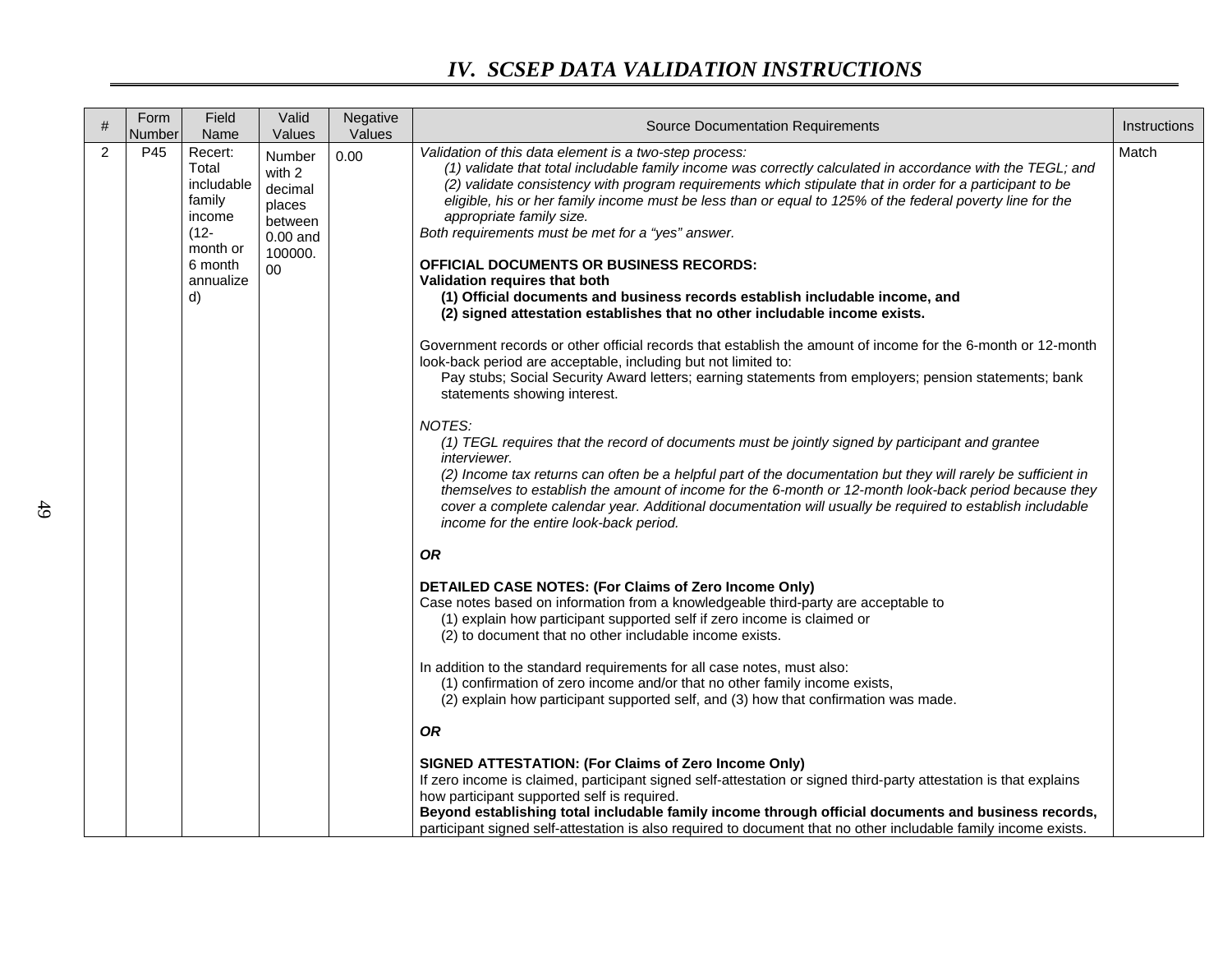## IV. SCSEP DATA VALIDATION INSTRUCTIONS

| # | Form Number | Field Name | Valid Values | Negative Values | Source Documentation Requirements | Instructions |
|---|---|---|---|---|---|---|
| 2 | P45 | Recert: Total includable family income (12-month or 6 month annualized) | Number with 2 decimal places between 0.00 and 100000.00 | 0.00 | *Validation of this data element is a two-step process:*<br>*(1) validate that total includable family income was correctly calculated in accordance with the TEGL; and*<br>*(2) validate consistency with program requirements which stipulate that in order for a participant to be eligible, his or her family income must be less than or equal to 125% of the federal poverty line for the appropriate family size.*<br>*Both requirements must be met for a "yes" answer.*<br><br>**OFFICIAL DOCUMENTS OR BUSINESS RECORDS:**<br>**Validation requires that both**<br>**(1) Official documents and business records establish includable income, and**<br>**(2) signed attestation establishes that no other includable income exists.**<br><br>Government records or other official records that establish the amount of income for the 6-month or 12-month look-back period are acceptable, including but not limited to:<br>Pay stubs; Social Security Award letters; earning statements from employers; pension statements; bank statements showing interest.<br><br>*NOTES:*<br>*(1) TEGL requires that the record of documents must be jointly signed by participant and grantee interviewer.*<br>*(2) Income tax returns can often be a helpful part of the documentation but they will rarely be sufficient in themselves to establish the amount of income for the 6-month or 12-month look-back period because they cover a complete calendar year. Additional documentation will usually be required to establish includable income for the entire look-back period.*<br><br>***OR***<br><br>**DETAILED CASE NOTES: (For Claims of Zero Income Only)**<br>Case notes based on information from a knowledgeable third-party are acceptable to<br>(1) explain how participant supported self if zero income is claimed or<br>(2) to document that no other includable income exists.<br><br>In addition to the standard requirements for all case notes, must also:<br>(1) confirmation of zero income and/or that no other family income exists,<br>(2) explain how participant supported self, and (3) how that confirmation was made.<br><br>***OR***<br><br>**SIGNED ATTESTATION: (For Claims of Zero Income Only)**<br>If zero income is claimed, participant signed self-attestation or signed third-party attestation is that explains how participant supported self is required.<br>**Beyond establishing total includable family income through official documents and business records,** participant signed self-attestation is also required to document that no other includable family income exists. | Match |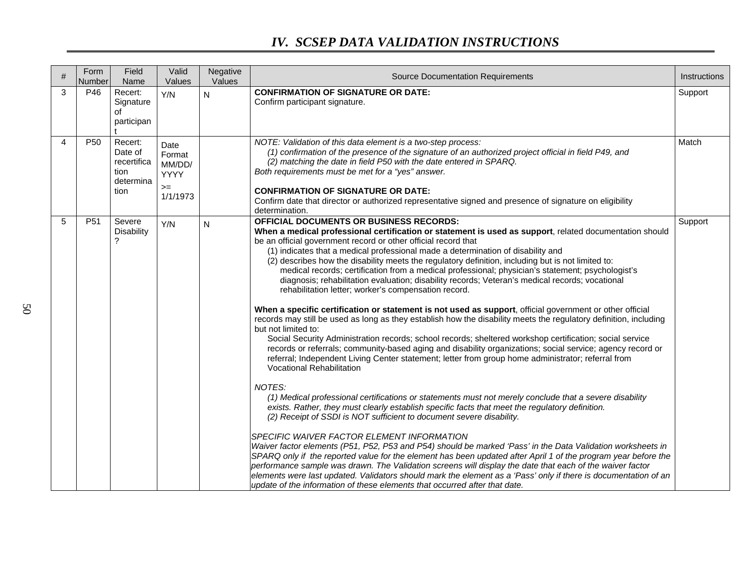## IV. SCSEP DATA VALIDATION INSTRUCTIONS

| # | Form Number | Field Name | Valid Values | Negative Values | Source Documentation Requirements | Instructions |
|---|---|---|---|---|---|---|
| 3 | P46 | Recert: Signature of participant | Y/N | N | **CONFIRMATION OF SIGNATURE OR DATE:**<br>Confirm participant signature. | Support |
| 4 | P50 | Recert: Date of recertification determination | Date Format MM/DD/YYYY >= 1/1/1973 | | *NOTE: Validation of this data element is a two-step process:*<br>*(1) confirmation of the presence of the signature of an authorized project official in field P49, and*<br>*(2) matching the date in field P50 with the date entered in SPARQ.*<br>*Both requirements must be met for a "yes" answer.*<br><br>**CONFIRMATION OF SIGNATURE OR DATE:**<br>Confirm date that director or authorized representative signed and presence of signature on eligibility determination. | Match |
| 5 | P51 | Severe Disability? | Y/N | N | **OFFICIAL DOCUMENTS OR BUSINESS RECORDS:**<br>**When a medical professional certification or statement is used as support**, related documentation should be an official government record or other official record that<br>(1) indicates that a medical professional made a determination of disability and<br>(2) describes how the disability meets the regulatory definition, including but is not limited to: medical records; certification from a medical professional; physician's statement; psychologist's diagnosis; rehabilitation evaluation; disability records; Veteran's medical records; vocational rehabilitation letter; worker's compensation record.<br><br>**When a specific certification or statement is not used as support**, official government or other official records may still be used as long as they establish how the disability meets the regulatory definition, including but not limited to:<br>Social Security Administration records; school records; sheltered workshop certification; social service records or referrals; community-based aging and disability organizations; social service; agency record or referral; Independent Living Center statement; letter from group home administrator; referral from Vocational Rehabilitation<br><br>*NOTES:*<br>*(1) Medical professional certifications or statements must not merely conclude that a severe disability exists. Rather, they must clearly establish specific facts that meet the regulatory definition.*<br>*(2) Receipt of SSDI is NOT sufficient to document severe disability.*<br><br>*SPECIFIC WAIVER FACTOR ELEMENT INFORMATION*<br>*Waiver factor elements (P51, P52, P53 and P54) should be marked 'Pass' in the Data Validation worksheets in SPARQ only if the reported value for the element has been updated after April 1 of the program year before the performance sample was drawn. The Validation screens will display the date that each of the waiver factor elements were last updated. Validators should mark the element as a 'Pass' only if there is documentation of an update of the information of these elements that occurred after that date.* | Support |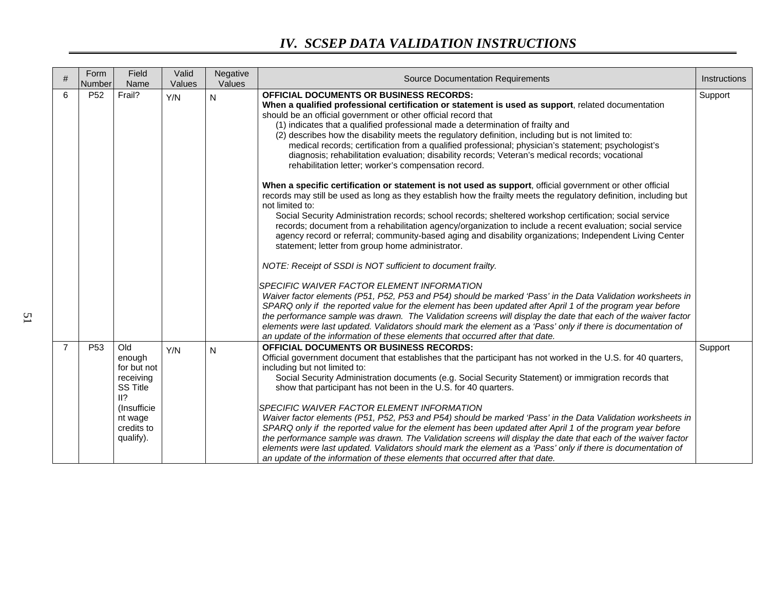## IV. SCSEP DATA VALIDATION INSTRUCTIONS

| # | Form Number | Field Name | Valid Values | Negative Values | Source Documentation Requirements | Instructions |
|---|---|---|---|---|---|---|
| 6 | P52 | Frail? | Y/N | N | **OFFICIAL DOCUMENTS OR BUSINESS RECORDS:**<br>**When a qualified professional certification or statement is used as support**, related documentation should be an official government or other official record that<br>(1) indicates that a qualified professional made a determination of frailty and<br>(2) describes how the disability meets the regulatory definition, including but is not limited to: medical records; certification from a qualified professional; physician's statement; psychologist's diagnosis; rehabilitation evaluation; disability records; Veteran's medical records; vocational rehabilitation letter; worker's compensation record.<br><br>**When a specific certification or statement is not used as support**, official government or other official records may still be used as long as they establish how the frailty meets the regulatory definition, including but not limited to:<br>Social Security Administration records; school records; sheltered workshop certification; social service records; document from a rehabilitation agency/organization to include a recent evaluation; social service agency record or referral; community-based aging and disability organizations; Independent Living Center statement; letter from group home administrator.<br><br>*NOTE: Receipt of SSDI is NOT sufficient to document frailty.*<br><br>*SPECIFIC WAIVER FACTOR ELEMENT INFORMATION*<br>*Waiver factor elements (P51, P52, P53 and P54) should be marked 'Pass' in the Data Validation worksheets in SPARQ only if the reported value for the element has been updated after April 1 of the program year before the performance sample was drawn. The Validation screens will display the date that each of the waiver factor elements were last updated. Validators should mark the element as a 'Pass' only if there is documentation of an update of the information of these elements that occurred after that date.* | Support |
| 7 | P53 | Old enough for but not receiving SS Title II? (Insufficient wage credits to qualify). | Y/N | N | **OFFICIAL DOCUMENTS OR BUSINESS RECORDS:**<br>Official government document that establishes that the participant has not worked in the U.S. for 40 quarters, including but not limited to:<br>Social Security Administration documents (e.g. Social Security Statement) or immigration records that show that participant has not been in the U.S. for 40 quarters.<br><br>*SPECIFIC WAIVER FACTOR ELEMENT INFORMATION*<br>*Waiver factor elements (P51, P52, P53 and P54) should be marked 'Pass' in the Data Validation worksheets in SPARQ only if the reported value for the element has been updated after April 1 of the program year before the performance sample was drawn. The Validation screens will display the date that each of the waiver factor elements were last updated. Validators should mark the element as a 'Pass' only if there is documentation of an update of the information of these elements that occurred after that date.* | Support |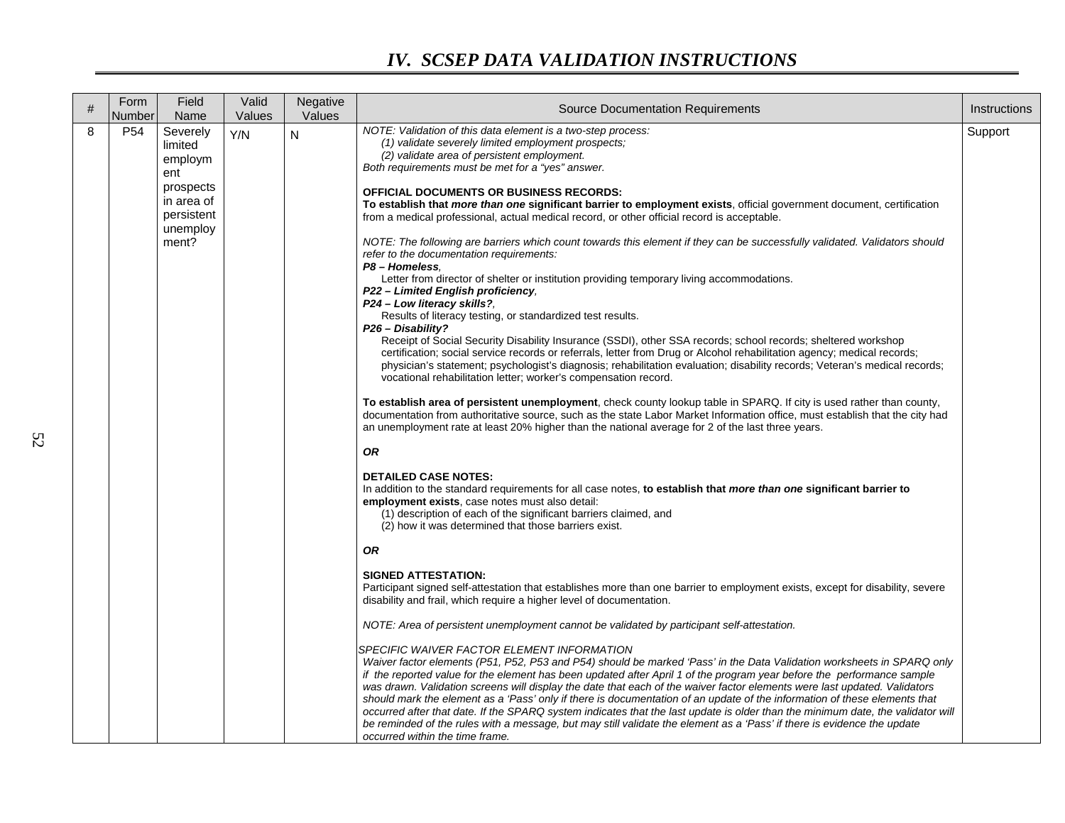# IV. SCSEP DATA VALIDATION INSTRUCTIONS

| # | Form Number | Field Name | Valid Values | Negative Values | Source Documentation Requirements | Instructions |
|---|---|---|---|---|---|---|
| 8 | P54 | Severely limited employment prospects in area of persistent unemployment? | Y/N | N | *NOTE: Validation of this data element is a two-step process:*<br>*(1) validate severely limited employment prospects;*<br>*(2) validate area of persistent employment.*<br>*Both requirements must be met for a "yes" answer.*<br><br>**OFFICIAL DOCUMENTS OR BUSINESS RECORDS:**<br>**To establish that *more than one* significant barrier to employment exists**, official government document, certification from a medical professional, actual medical record, or other official record is acceptable.<br><br>*NOTE: The following are barriers which count towards this element if they can be successfully validated. Validators should refer to the documentation requirements:*<br>***P8 – Homeless**,*<br>Letter from director of shelter or institution providing temporary living accommodations.<br>***P22 – Limited English proficiency**,*<br>***P24 – Low literacy skills?**,*<br>Results of literacy testing, or standardized test results.<br>***P26 – Disability?***<br>Receipt of Social Security Disability Insurance (SSDI), other SSA records; school records; sheltered workshop certification; social service records or referrals, letter from Drug or Alcohol rehabilitation agency; medical records; physician's statement; psychologist's diagnosis; rehabilitation evaluation; disability records; Veteran's medical records; vocational rehabilitation letter; worker's compensation record.<br><br>**To establish area of persistent unemployment**, check county lookup table in SPARQ. If city is used rather than county, documentation from authoritative source, such as the state Labor Market Information office, must establish that the city had an unemployment rate at least 20% higher than the national average for 2 of the last three years.<br><br>***OR***<br><br>**DETAILED CASE NOTES:**<br>In addition to the standard requirements for all case notes, **to establish that *more than one* significant barrier to employment exists**, case notes must also detail:<br>(1) description of each of the significant barriers claimed, and<br>(2) how it was determined that those barriers exist.<br><br>***OR***<br><br>**SIGNED ATTESTATION:**<br>Participant signed self-attestation that establishes more than one barrier to employment exists, except for disability, severe disability and frail, which require a higher level of documentation.<br><br>*NOTE: Area of persistent unemployment cannot be validated by participant self-attestation.*<br><br>*SPECIFIC WAIVER FACTOR ELEMENT INFORMATION*<br>*Waiver factor elements (P51, P52, P53 and P54) should be marked 'Pass' in the Data Validation worksheets in SPARQ only if the reported value for the element has been updated after April 1 of the program year before the performance sample was drawn. Validation screens will display the date that each of the waiver factor elements were last updated. Validators should mark the element as a 'Pass' only if there is documentation of an update of the information of these elements that occurred after that date. If the SPARQ system indicates that the last update is older than the minimum date, the validator will be reminded of the rules with a message, but may still validate the element as a 'Pass' if there is evidence the update occurred within the time frame.* | Support |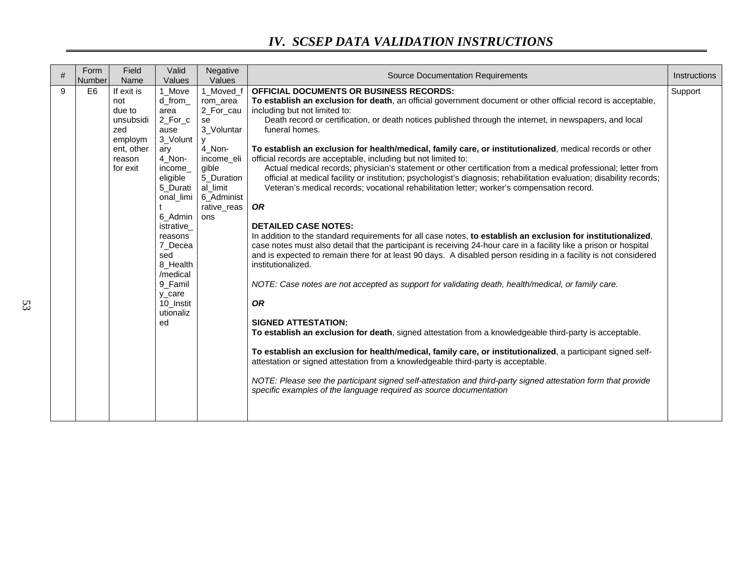## IV. SCSEP DATA VALIDATION INSTRUCTIONS

| # | Form Number | Field Name | Valid Values | Negative Values | Source Documentation Requirements | Instructions |
|---|---|---|---|---|---|---|
| 9 | E6 | If exit is not due to unsubsidized employment, other reason for exit | 1_Moved_from_area<br>2_For_cause<br>3_Voluntary<br>4_Non-income_eligible<br>5_Durational_limit<br>6_Administrative_reasons<br>7_Deceased<br>8_Health/medical<br>9_Family_care<br>10_Institutionalized | 1_Moved_from_area<br>2_For_cause<br>3_Voluntary<br>4_Non-income_eligible<br>5_Durational_limit<br>6_Administrative_reasons | **OFFICIAL DOCUMENTS OR BUSINESS RECORDS:**<br>**To establish an exclusion for death**, an official government document or other official record is acceptable, including but not limited to:<br>Death record or certification, or death notices published through the internet, in newspapers, and local funeral homes.<br><br>**To establish an exclusion for health/medical, family care, or institutionalized**, medical records or other official records are acceptable, including but not limited to:<br>Actual medical records; physician's statement or other certification from a medical professional; letter from official at medical facility or institution; psychologist's diagnosis; rehabilitation evaluation; disability records; Veteran's medical records; vocational rehabilitation letter; worker's compensation record.<br><br>***OR***<br><br>**DETAILED CASE NOTES:**<br>In addition to the standard requirements for all case notes, **to establish an exclusion for institutionalized**, case notes must also detail that the participant is receiving 24-hour care in a facility like a prison or hospital and is expected to remain there for at least 90 days. A disabled person residing in a facility is not considered institutionalized.<br><br>*NOTE: Case notes are not accepted as support for validating death, health/medical, or family care.*<br><br>***OR***<br><br>**SIGNED ATTESTATION:**<br>**To establish an exclusion for death**, signed attestation from a knowledgeable third-party is acceptable.<br><br>**To establish an exclusion for health/medical, family care, or institutionalized**, a participant signed self-attestation or signed attestation from a knowledgeable third-party is acceptable.<br><br>*NOTE: Please see the participant signed self-attestation and third-party signed attestation form that provide specific examples of the language required as source documentation* | Support |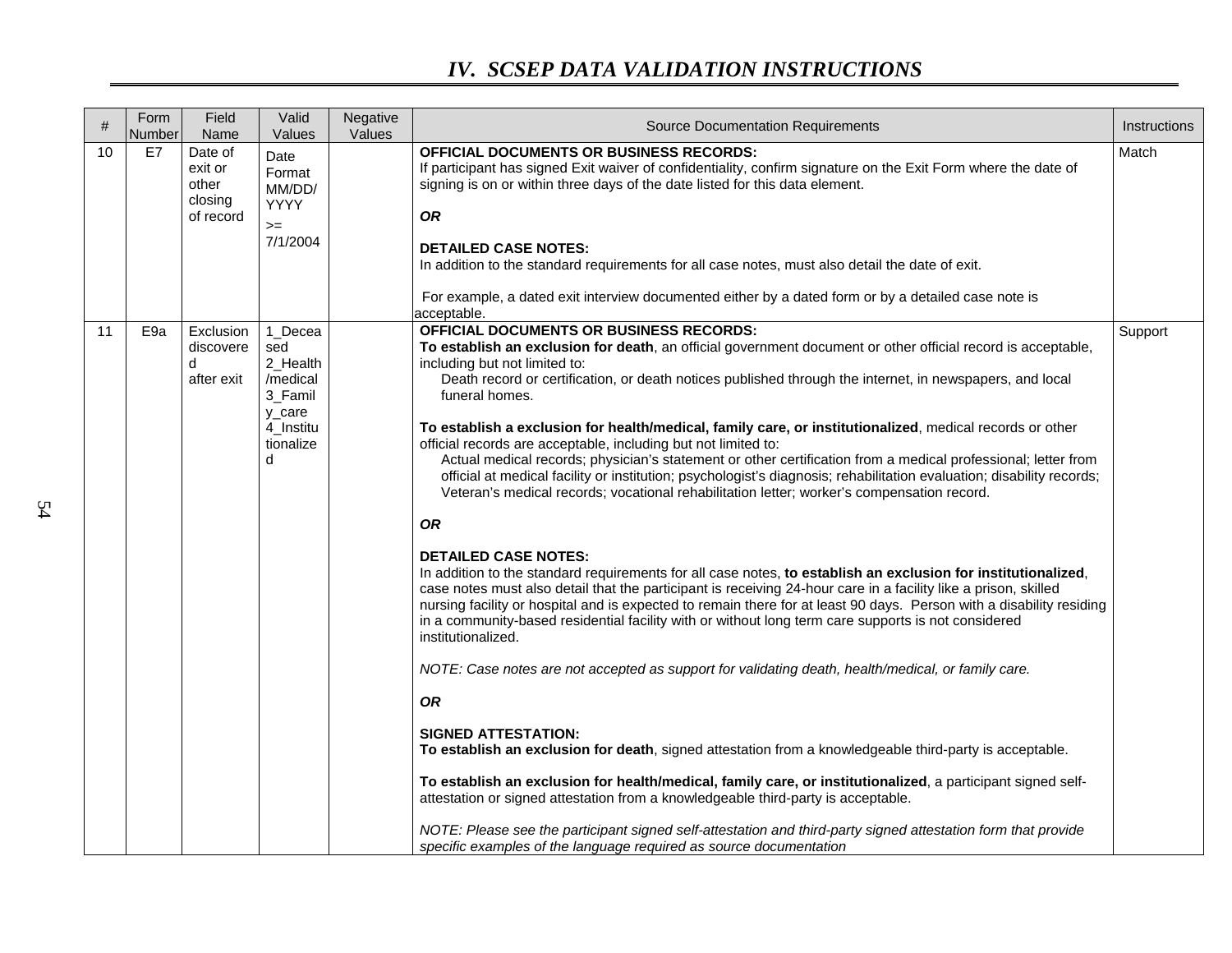# IV. SCSEP DATA VALIDATION INSTRUCTIONS

| # | Form Number | Field Name | Valid Values | Negative Values | Source Documentation Requirements | Instructions |
|---|---|---|---|---|---|---|
| 10 | E7 | Date of exit or other closing of record | Date Format MM/DD/YYYY >= 7/1/2004 | | **OFFICIAL DOCUMENTS OR BUSINESS RECORDS:**<br>If participant has signed Exit waiver of confidentiality, confirm signature on the Exit Form where the date of signing is on or within three days of the date listed for this data element.<br><br>***OR***<br><br>**DETAILED CASE NOTES:**<br>In addition to the standard requirements for all case notes, must also detail the date of exit.<br><br>For example, a dated exit interview documented either by a dated form or by a detailed case note is acceptable. | Match |
| 11 | E9a | Exclusion discovered after exit | 1_Deceased<br>2_Health/medical<br>3_Family_care<br>4_Institutionalized | | **OFFICIAL DOCUMENTS OR BUSINESS RECORDS:**<br>**To establish an exclusion for death**, an official government document or other official record is acceptable, including but not limited to:<br>Death record or certification, or death notices published through the internet, in newspapers, and local funeral homes.<br><br>**To establish a exclusion for health/medical, family care, or institutionalized**, medical records or other official records are acceptable, including but not limited to:<br>Actual medical records; physician's statement or other certification from a medical professional; letter from official at medical facility or institution; psychologist's diagnosis; rehabilitation evaluation; disability records; Veteran's medical records; vocational rehabilitation letter; worker's compensation record.<br><br>***OR***<br><br>**DETAILED CASE NOTES:**<br>In addition to the standard requirements for all case notes, **to establish an exclusion for institutionalized**, case notes must also detail that the participant is receiving 24-hour care in a facility like a prison, skilled nursing facility or hospital and is expected to remain there for at least 90 days. Person with a disability residing in a community-based residential facility with or without long term care supports is not considered institutionalized.<br><br>*NOTE: Case notes are not accepted as support for validating death, health/medical, or family care.*<br><br>***OR***<br><br>**SIGNED ATTESTATION:**<br>**To establish an exclusion for death**, signed attestation from a knowledgeable third-party is acceptable.<br><br>**To establish an exclusion for health/medical, family care, or institutionalized**, a participant signed self-attestation or signed attestation from a knowledgeable third-party is acceptable.<br><br>*NOTE: Please see the participant signed self-attestation and third-party signed attestation form that provide specific examples of the language required as source documentation* | Support |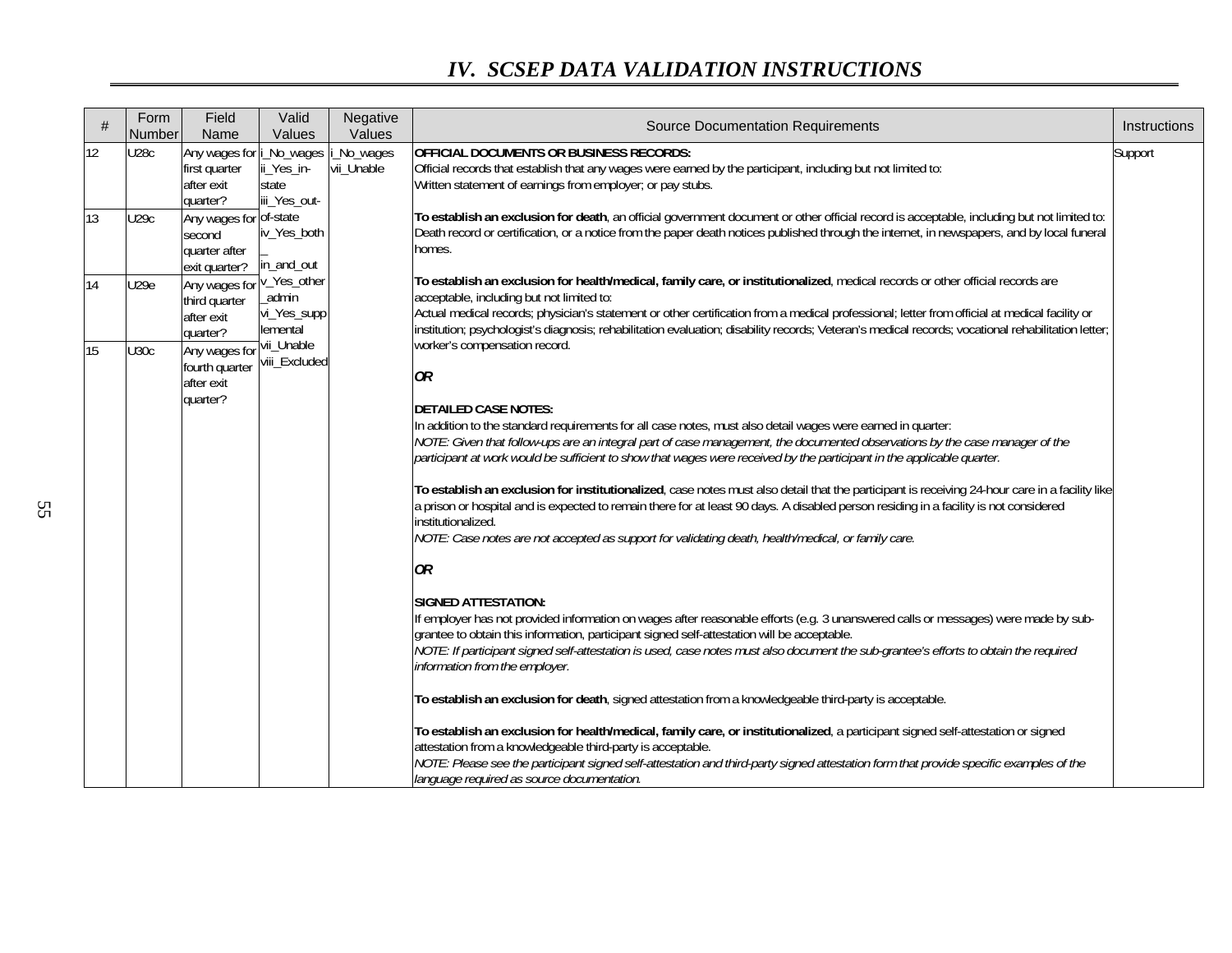## IV. SCSEP DATA VALIDATION INSTRUCTIONS

| # | Form Number | Field Name | Valid Values | Negative Values | Source Documentation Requirements | Instructions |
|---|---|---|---|---|---|---|
| 12 | U28c | Any wages for first quarter after exit quarter? | i_No_wages<br>ii_Yes_in-state<br>iii_Yes_out-of-state<br>iv_Yes_both_in_and_out<br>v_Yes_other_admin<br>vi_Yes_supplemental<br>vii_Unable<br>viii_Excluded | i_No_wages<br>vii_Unable | **OFFICIAL DOCUMENTS OR BUSINESS RECORDS:**<br>Official records that establish that any wages were earned by the participant, including but not limited to:<br>Written statement of earnings from employer; or pay stubs.<br><br>**To establish an exclusion for death**, an official government document or other official record is acceptable, including but not limited to: Death record or certification, or a notice from the paper death notices published through the internet, in newspapers, and by local funeral homes.<br><br>**To establish an exclusion for health/medical, family care, or institutionalized**, medical records or other official records are acceptable, including but not limited to:<br>Actual medical records; physician's statement or other certification from a medical professional; letter from official at medical facility or institution; psychologist's diagnosis; rehabilitation evaluation; disability records; Veteran's medical records; vocational rehabilitation letter; worker's compensation record.<br><br>***OR***<br><br>**DETAILED CASE NOTES:**<br>In addition to the standard requirements for all case notes, must also detail wages were earned in quarter:<br>*NOTE: Given that follow-ups are an integral part of case management, the documented observations by the case manager of the participant at work would be sufficient to show that wages were received by the participant in the applicable quarter.*<br><br>**To establish an exclusion for institutionalized**, case notes must also detail that the participant is receiving 24-hour care in a facility like a prison or hospital and is expected to remain there for at least 90 days. A disabled person residing in a facility is not considered institutionalized.<br>*NOTE: Case notes are not accepted as support for validating death, health/medical, or family care.*<br><br>***OR***<br><br>**SIGNED ATTESTATION:**<br>If employer has not provided information on wages after reasonable efforts (e.g. 3 unanswered calls or messages) were made by sub-grantee to obtain this information, participant signed self-attestation will be acceptable.<br>*NOTE: If participant signed self-attestation is used, case notes must also document the sub-grantee's efforts to obtain the required information from the employer.*<br><br>**To establish an exclusion for death**, signed attestation from a knowledgeable third-party is acceptable.<br><br>**To establish an exclusion for health/medical, family care, or institutionalized**, a participant signed self-attestation or signed attestation from a knowledgeable third-party is acceptable.<br>*NOTE: Please see the participant signed self-attestation and third-party signed attestation form that provide specific examples of the language required as source documentation.* | Support |
| 13 | U29c | Any wages for second quarter after exit quarter? | | | | |
| 14 | U29e | Any wages for third quarter after exit quarter? | | | | |
| 15 | U30c | Any wages for fourth quarter after exit quarter? | | | | |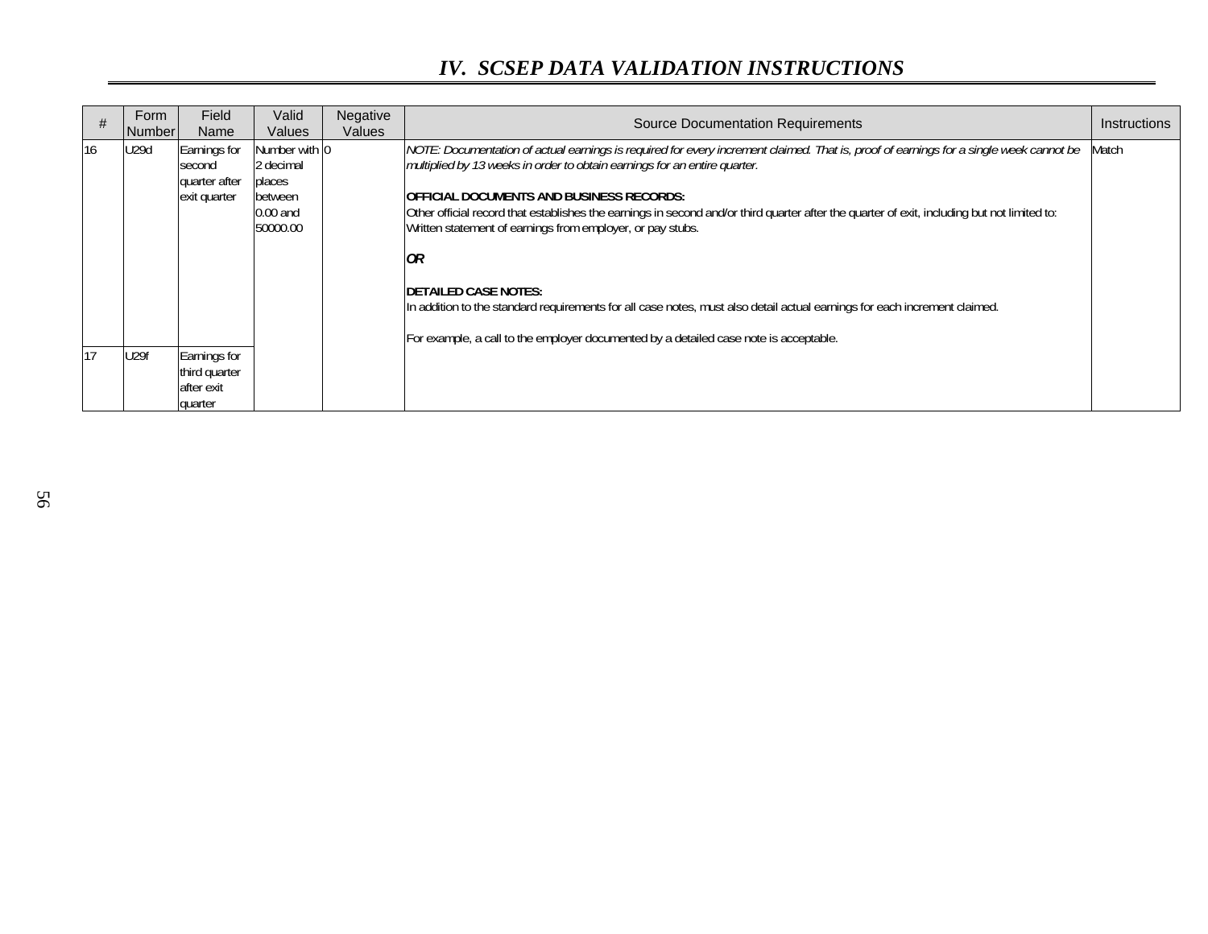# IV. SCSEP DATA VALIDATION INSTRUCTIONS

| # | Form Number | Field Name | Valid Values | Negative Values | Source Documentation Requirements | Instructions |
|---|---|---|---|---|---|---|
| 16 | U29d | Earnings for second quarter after exit quarter | Number with 2 decimal places between 0.00 and 50000.00 | 0 | *NOTE: Documentation of actual earnings is required for every increment claimed. That is, proof of earnings for a single week cannot be multiplied by 13 weeks in order to obtain earnings for an entire quarter.*<br><br>**OFFICIAL DOCUMENTS AND BUSINESS RECORDS:**<br>Other official record that establishes the earnings in second and/or third quarter after the quarter of exit, including but not limited to: Written statement of earnings from employer, or pay stubs.<br><br>***OR***<br><br>**DETAILED CASE NOTES:**<br>In addition to the standard requirements for all case notes, must also detail actual earnings for each increment claimed.<br><br>For example, a call to the employer documented by a detailed case note is acceptable. | Match |
| 17 | U29f | Earnings for third quarter after exit quarter | | | | |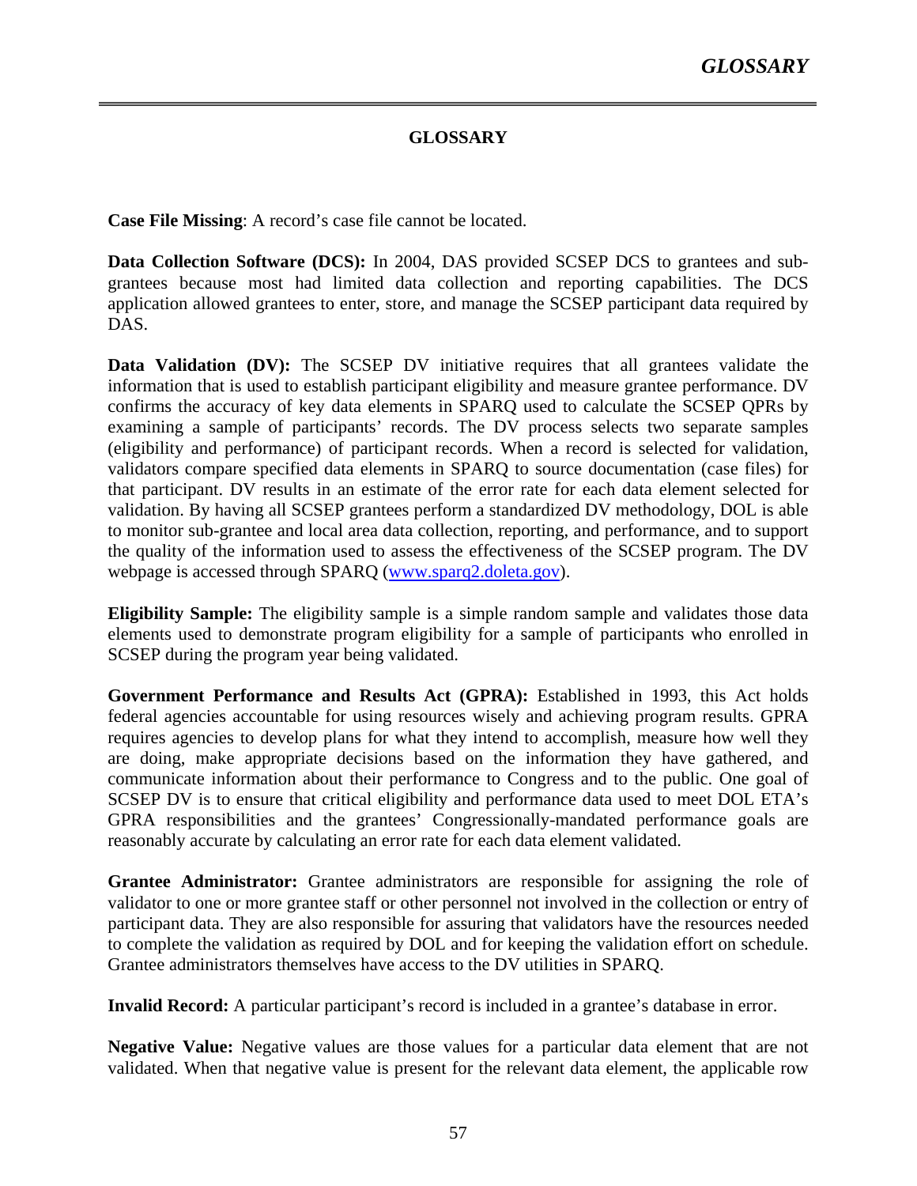# GLOSSARY

**Case File Missing**: A record's case file cannot be located.

**Data Collection Software (DCS):** In 2004, DAS provided SCSEP DCS to grantees and sub-grantees because most had limited data collection and reporting capabilities. The DCS application allowed grantees to enter, store, and manage the SCSEP participant data required by DAS.

**Data Validation (DV):** The SCSEP DV initiative requires that all grantees validate the information that is used to establish participant eligibility and measure grantee performance. DV confirms the accuracy of key data elements in SPARQ used to calculate the SCSEP QPRs by examining a sample of participants' records. The DV process selects two separate samples (eligibility and performance) of participant records. When a record is selected for validation, validators compare specified data elements in SPARQ to source documentation (case files) for that participant. DV results in an estimate of the error rate for each data element selected for validation. By having all SCSEP grantees perform a standardized DV methodology, DOL is able to monitor sub-grantee and local area data collection, reporting, and performance, and to support the quality of the information used to assess the effectiveness of the SCSEP program. The DV webpage is accessed through SPARQ (www.sparq2.doleta.gov).

**Eligibility Sample:** The eligibility sample is a simple random sample and validates those data elements used to demonstrate program eligibility for a sample of participants who enrolled in SCSEP during the program year being validated.

**Government Performance and Results Act (GPRA):** Established in 1993, this Act holds federal agencies accountable for using resources wisely and achieving program results. GPRA requires agencies to develop plans for what they intend to accomplish, measure how well they are doing, make appropriate decisions based on the information they have gathered, and communicate information about their performance to Congress and to the public. One goal of SCSEP DV is to ensure that critical eligibility and performance data used to meet DOL ETA's GPRA responsibilities and the grantees' Congressionally-mandated performance goals are reasonably accurate by calculating an error rate for each data element validated.

**Grantee Administrator:** Grantee administrators are responsible for assigning the role of validator to one or more grantee staff or other personnel not involved in the collection or entry of participant data. They are also responsible for assuring that validators have the resources needed to complete the validation as required by DOL and for keeping the validation effort on schedule. Grantee administrators themselves have access to the DV utilities in SPARQ.

**Invalid Record:** A particular participant's record is included in a grantee's database in error.

**Negative Value:** Negative values are those values for a particular data element that are not validated. When that negative value is present for the relevant data element, the applicable row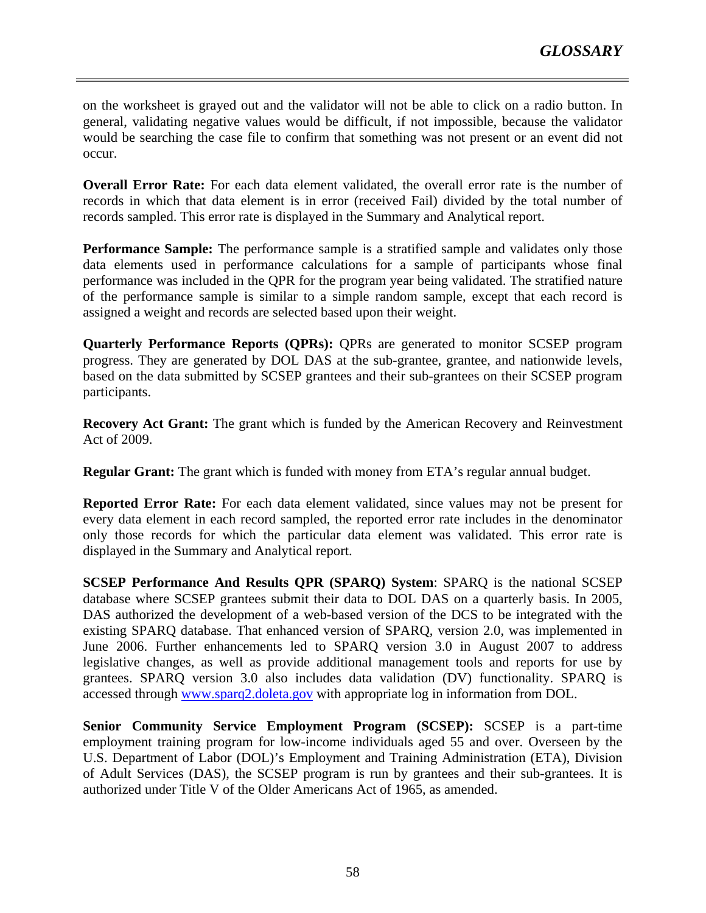on the worksheet is grayed out and the validator will not be able to click on a radio button. In general, validating negative values would be difficult, if not impossible, because the validator would be searching the case file to confirm that something was not present or an event did not occur.

**Overall Error Rate:** For each data element validated, the overall error rate is the number of records in which that data element is in error (received Fail) divided by the total number of records sampled. This error rate is displayed in the Summary and Analytical report.

**Performance Sample:** The performance sample is a stratified sample and validates only those data elements used in performance calculations for a sample of participants whose final performance was included in the QPR for the program year being validated. The stratified nature of the performance sample is similar to a simple random sample, except that each record is assigned a weight and records are selected based upon their weight.

**Quarterly Performance Reports (QPRs):** QPRs are generated to monitor SCSEP program progress. They are generated by DOL DAS at the sub-grantee, grantee, and nationwide levels, based on the data submitted by SCSEP grantees and their sub-grantees on their SCSEP program participants.

**Recovery Act Grant:** The grant which is funded by the American Recovery and Reinvestment Act of 2009.

**Regular Grant:** The grant which is funded with money from ETA's regular annual budget.

**Reported Error Rate:** For each data element validated, since values may not be present for every data element in each record sampled, the reported error rate includes in the denominator only those records for which the particular data element was validated. This error rate is displayed in the Summary and Analytical report.

**SCSEP Performance And Results QPR (SPARQ) System**: SPARQ is the national SCSEP database where SCSEP grantees submit their data to DOL DAS on a quarterly basis. In 2005, DAS authorized the development of a web-based version of the DCS to be integrated with the existing SPARQ database. That enhanced version of SPARQ, version 2.0, was implemented in June 2006. Further enhancements led to SPARQ version 3.0 in August 2007 to address legislative changes, as well as provide additional management tools and reports for use by grantees. SPARQ version 3.0 also includes data validation (DV) functionality. SPARQ is accessed through [www.sparq2.doleta.gov](http://www.sparq2.doleta.gov) with appropriate log in information from DOL.

**Senior Community Service Employment Program (SCSEP):** SCSEP is a part-time employment training program for low-income individuals aged 55 and over. Overseen by the U.S. Department of Labor (DOL)'s Employment and Training Administration (ETA), Division of Adult Services (DAS), the SCSEP program is run by grantees and their sub-grantees. It is authorized under Title V of the Older Americans Act of 1965, as amended.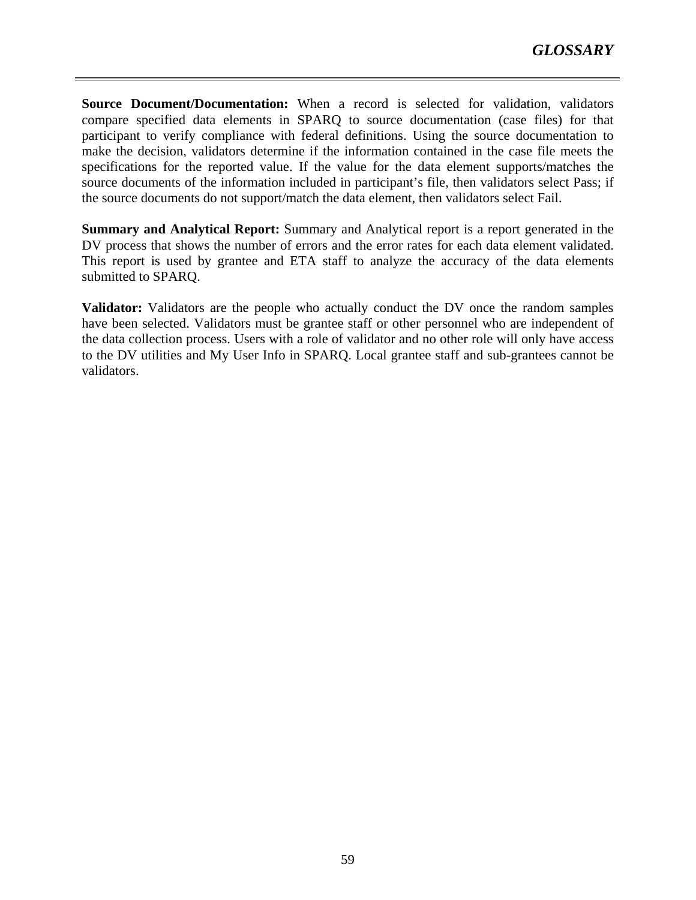**Source Document/Documentation:** When a record is selected for validation, validators compare specified data elements in SPARQ to source documentation (case files) for that participant to verify compliance with federal definitions. Using the source documentation to make the decision, validators determine if the information contained in the case file meets the specifications for the reported value. If the value for the data element supports/matches the source documents of the information included in participant's file, then validators select Pass; if the source documents do not support/match the data element, then validators select Fail.

**Summary and Analytical Report:** Summary and Analytical report is a report generated in the DV process that shows the number of errors and the error rates for each data element validated. This report is used by grantee and ETA staff to analyze the accuracy of the data elements submitted to SPARQ.

**Validator:** Validators are the people who actually conduct the DV once the random samples have been selected. Validators must be grantee staff or other personnel who are independent of the data collection process. Users with a role of validator and no other role will only have access to the DV utilities and My User Info in SPARQ. Local grantee staff and sub-grantees cannot be validators.